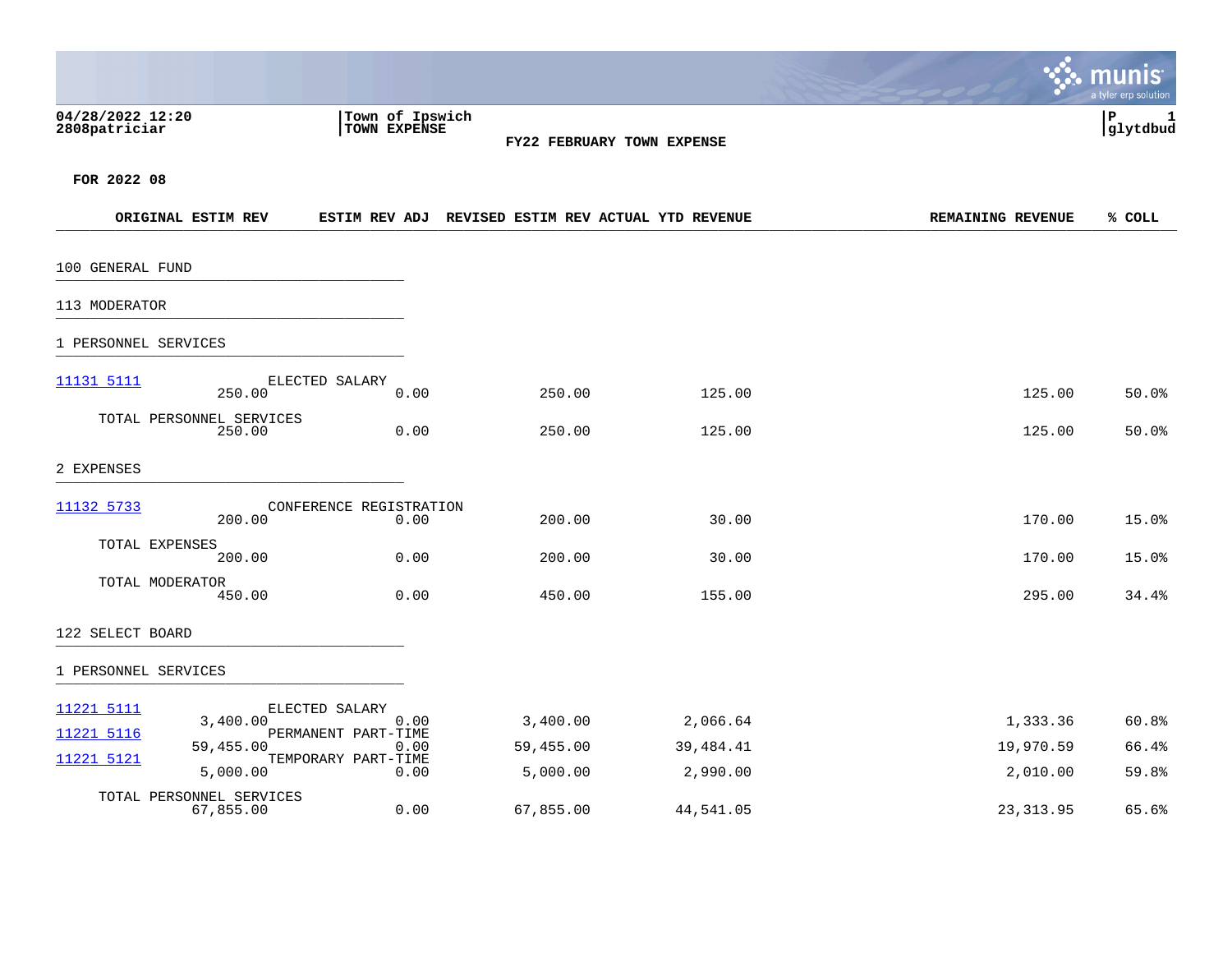04/28/2022 12:20
2808patriciar

Town of Ipswich
TOWN EXPENSE

# FY22 FEBRUARY TOWN EXPENSE

P 1
glytdbud

**FOR 2022 08**

| | | ORIGINAL ESTIM REV | ESTIM REV ADJ | REVISED ESTIM REV | ACTUAL YTD REVENUE | REMAINING REVENUE | % COLL |
|---|---|---|---|---|---|---|---|
| **100 GENERAL FUND** | | | | | | | |
| **113 MODERATOR** | | | | | | | |
| **1 PERSONNEL SERVICES** | | | | | | | |
| 11131 5111 | ELECTED SALARY | 250.00 | 0.00 | 250.00 | 125.00 | 125.00 | 50.0% |
| | TOTAL PERSONNEL SERVICES | 250.00 | 0.00 | 250.00 | 125.00 | 125.00 | 50.0% |
| **2 EXPENSES** | | | | | | | |
| 11132 5733 | CONFERENCE REGISTRATION | 200.00 | 0.00 | 200.00 | 30.00 | 170.00 | 15.0% |
| | TOTAL EXPENSES | 200.00 | 0.00 | 200.00 | 30.00 | 170.00 | 15.0% |
| | TOTAL MODERATOR | 450.00 | 0.00 | 450.00 | 155.00 | 295.00 | 34.4% |
| **122 SELECT BOARD** | | | | | | | |
| **1 PERSONNEL SERVICES** | | | | | | | |
| 11221 5111 | ELECTED SALARY | 3,400.00 | 0.00 | 3,400.00 | 2,066.64 | 1,333.36 | 60.8% |
| 11221 5116 | PERMANENT PART-TIME | 59,455.00 | 0.00 | 59,455.00 | 39,484.41 | 19,970.59 | 66.4% |
| 11221 5121 | TEMPORARY PART-TIME | 5,000.00 | 0.00 | 5,000.00 | 2,990.00 | 2,010.00 | 59.8% |
| | TOTAL PERSONNEL SERVICES | 67,855.00 | 0.00 | 67,855.00 | 44,541.05 | 23,313.95 | 65.6% |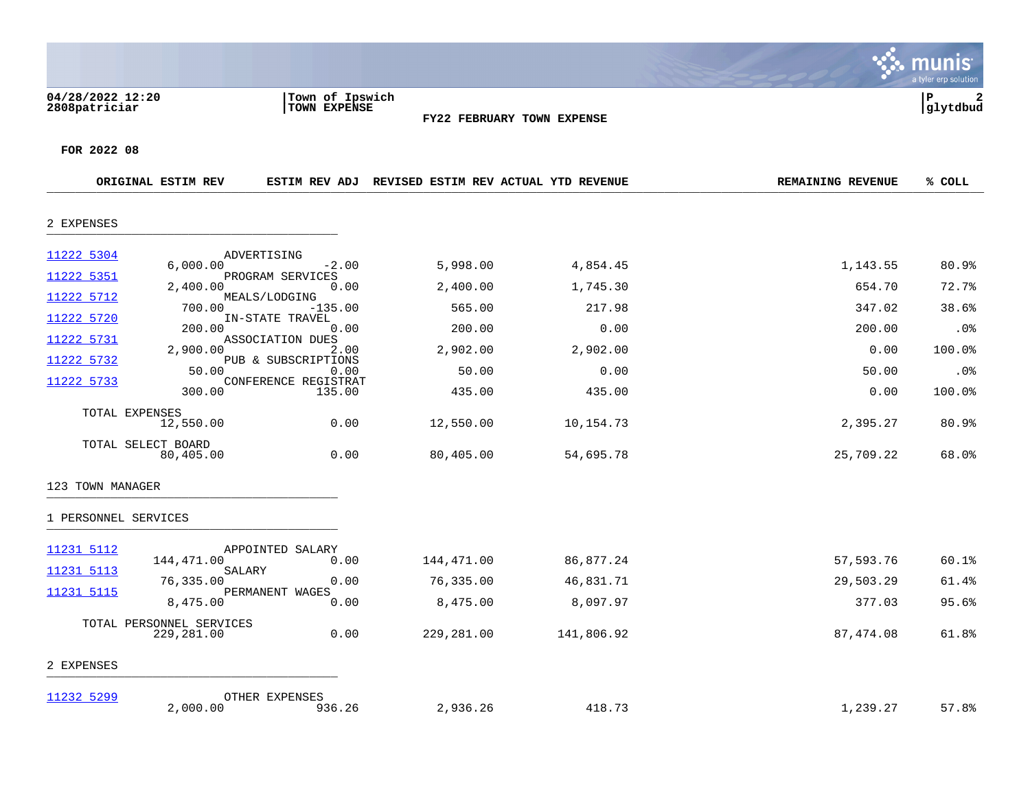04/28/2022 12:20
2808patriciar

Town of Ipswich
TOWN EXPENSE

**FY22 FEBRUARY TOWN EXPENSE**

**FOR 2022 08**

| | | ORIGINAL ESTIM REV | ESTIM REV ADJ | REVISED ESTIM REV | ACTUAL YTD REVENUE | REMAINING REVENUE | % COLL |
|---|---|---|---|---|---|---|---|
| **2 EXPENSES** | | | | | | | |
| 11222 5304 | ADVERTISING | 6,000.00 | -2.00 | 5,998.00 | 4,854.45 | 1,143.55 | 80.9% |
| 11222 5351 | PROGRAM SERVICES | 2,400.00 | 0.00 | 2,400.00 | 1,745.30 | 654.70 | 72.7% |
| 11222 5712 | MEALS/LODGING | 700.00 | -135.00 | 565.00 | 217.98 | 347.02 | 38.6% |
| 11222 5720 | IN-STATE TRAVEL | 200.00 | 0.00 | 200.00 | 0.00 | 200.00 | .0% |
| 11222 5731 | ASSOCIATION DUES | 2,900.00 | 2.00 | 2,902.00 | 2,902.00 | 0.00 | 100.0% |
| 11222 5732 | PUB & SUBSCRIPTIONS | 50.00 | 0.00 | 50.00 | 0.00 | 50.00 | .0% |
| 11222 5733 | CONFERENCE REGISTRAT | 300.00 | 135.00 | 435.00 | 435.00 | 0.00 | 100.0% |
| TOTAL EXPENSES | | 12,550.00 | 0.00 | 12,550.00 | 10,154.73 | 2,395.27 | 80.9% |
| TOTAL SELECT BOARD | | 80,405.00 | 0.00 | 80,405.00 | 54,695.78 | 25,709.22 | 68.0% |
| **123 TOWN MANAGER** | | | | | | | |
| **1 PERSONNEL SERVICES** | | | | | | | |
| 11231 5112 | APPOINTED SALARY | 144,471.00 | 0.00 | 144,471.00 | 86,877.24 | 57,593.76 | 60.1% |
| 11231 5113 | SALARY | 76,335.00 | 0.00 | 76,335.00 | 46,831.71 | 29,503.29 | 61.4% |
| 11231 5115 | PERMANENT WAGES | 8,475.00 | 0.00 | 8,475.00 | 8,097.97 | 377.03 | 95.6% |
| TOTAL PERSONNEL SERVICES | | 229,281.00 | 0.00 | 229,281.00 | 141,806.92 | 87,474.08 | 61.8% |
| **2 EXPENSES** | | | | | | | |
| 11232 5299 | OTHER EXPENSES | 2,000.00 | 936.26 | 2,936.26 | 418.73 | 1,239.27 | 57.8% |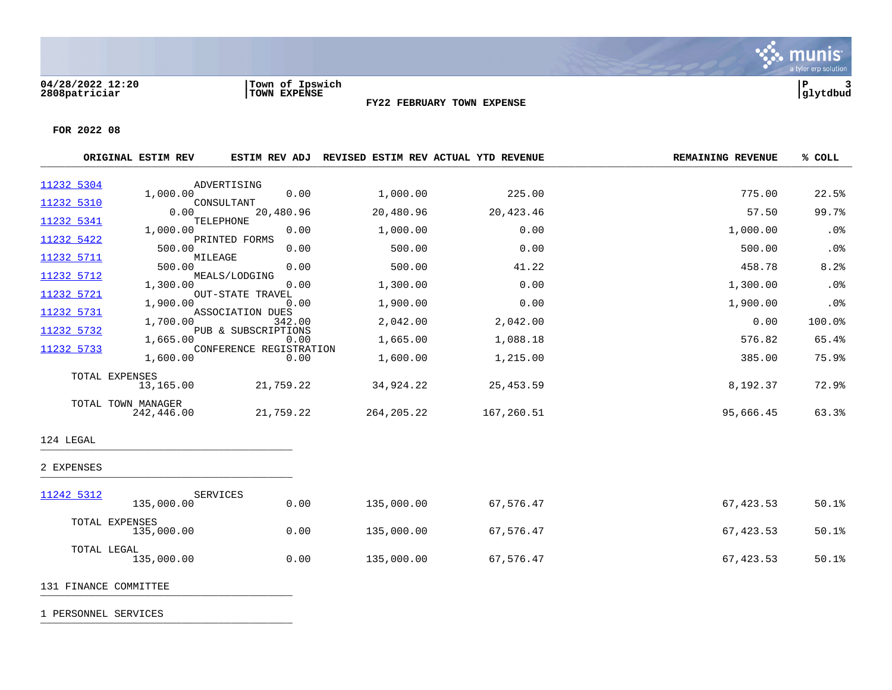Town of Ipswich
TOWN EXPENSE

**FY22 FEBRUARY TOWN EXPENSE**

**FOR 2022 08**

| ACCOUNT | DESCRIPTION | ORIGINAL ESTIM REV | ESTIM REV ADJ | REVISED ESTIM REV | ACTUAL YTD REVENUE | REMAINING REVENUE | % COLL |
|---|---|---|---|---|---|---|---|
| 11232 5304 | ADVERTISING | 1,000.00 | 0.00 | 1,000.00 | 225.00 | 775.00 | 22.5% |
| 11232 5310 | CONSULTANT | 0.00 | 20,480.96 | 20,480.96 | 20,423.46 | 57.50 | 99.7% |
| 11232 5341 | TELEPHONE | 1,000.00 | 0.00 | 1,000.00 | 0.00 | 1,000.00 | .0% |
| 11232 5422 | PRINTED FORMS | 500.00 | 0.00 | 500.00 | 0.00 | 500.00 | .0% |
| 11232 5711 | MILEAGE | 500.00 | 0.00 | 500.00 | 41.22 | 458.78 | 8.2% |
| 11232 5712 | MEALS/LODGING | 1,300.00 | 0.00 | 1,300.00 | 0.00 | 1,300.00 | .0% |
| 11232 5721 | OUT-STATE TRAVEL | 1,900.00 | 0.00 | 1,900.00 | 0.00 | 1,900.00 | .0% |
| 11232 5731 | ASSOCIATION DUES | 1,700.00 | 342.00 | 2,042.00 | 2,042.00 | 0.00 | 100.0% |
| 11232 5732 | PUB & SUBSCRIPTIONS | 1,665.00 | 0.00 | 1,665.00 | 1,088.18 | 576.82 | 65.4% |
| 11232 5733 | CONFERENCE REGISTRATION | 1,600.00 | 0.00 | 1,600.00 | 1,215.00 | 385.00 | 75.9% |
| TOTAL EXPENSES | | 13,165.00 | 21,759.22 | 34,924.22 | 25,453.59 | 8,192.37 | 72.9% |
| TOTAL TOWN MANAGER | | 242,446.00 | 21,759.22 | 264,205.22 | 167,260.51 | 95,666.45 | 63.3% |

124 LEGAL

2 EXPENSES

| ACCOUNT | DESCRIPTION | ORIGINAL ESTIM REV | ESTIM REV ADJ | REVISED ESTIM REV | ACTUAL YTD REVENUE | REMAINING REVENUE | % COLL |
|---|---|---|---|---|---|---|---|
| 11242 5312 | SERVICES | 135,000.00 | 0.00 | 135,000.00 | 67,576.47 | 67,423.53 | 50.1% |
| TOTAL EXPENSES | | 135,000.00 | 0.00 | 135,000.00 | 67,576.47 | 67,423.53 | 50.1% |
| TOTAL LEGAL | | 135,000.00 | 0.00 | 135,000.00 | 67,576.47 | 67,423.53 | 50.1% |

131 FINANCE COMMITTEE

1 PERSONNEL SERVICES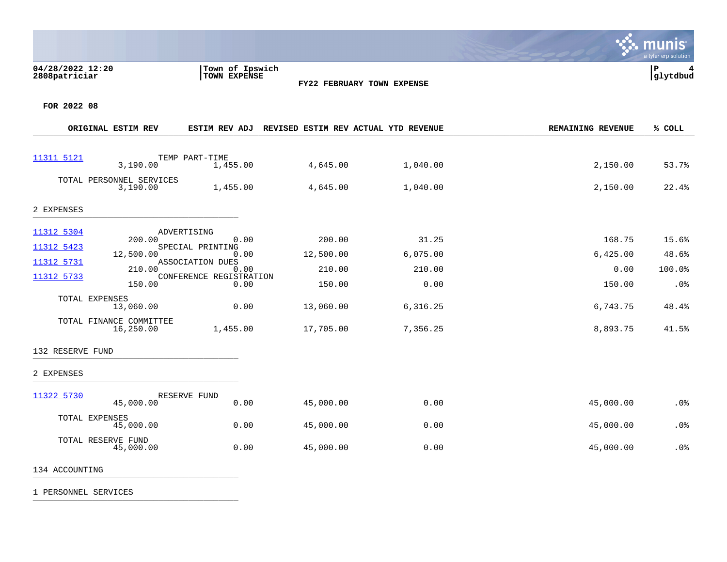04/28/2022 12:20
2808patriciar

Town of Ipswich
TOWN EXPENSE

**FY22 FEBRUARY TOWN EXPENSE**

**FOR 2022 08**

| | | ORIGINAL ESTIM REV | ESTIM REV ADJ | REVISED ESTIM REV | ACTUAL YTD REVENUE | REMAINING REVENUE | % COLL |
|---|---|---|---|---|---|---|---|
| 11311 5121 | TEMP PART-TIME | 3,190.00 | 1,455.00 | 4,645.00 | 1,040.00 | 2,150.00 | 53.7% |
| | TOTAL PERSONNEL SERVICES | 3,190.00 | 1,455.00 | 4,645.00 | 1,040.00 | 2,150.00 | 22.4% |
| **2 EXPENSES** | | | | | | | |
| 11312 5304 | ADVERTISING | 200.00 | 0.00 | 200.00 | 31.25 | 168.75 | 15.6% |
| 11312 5423 | SPECIAL PRINTING | 12,500.00 | 0.00 | 12,500.00 | 6,075.00 | 6,425.00 | 48.6% |
| 11312 5731 | ASSOCIATION DUES | 210.00 | 0.00 | 210.00 | 210.00 | 0.00 | 100.0% |
| 11312 5733 | CONFERENCE REGISTRATION | 150.00 | 0.00 | 150.00 | 0.00 | 150.00 | .0% |
| | TOTAL EXPENSES | 13,060.00 | 0.00 | 13,060.00 | 6,316.25 | 6,743.75 | 48.4% |
| | TOTAL FINANCE COMMITTEE | 16,250.00 | 1,455.00 | 17,705.00 | 7,356.25 | 8,893.75 | 41.5% |
| **132 RESERVE FUND** | | | | | | | |
| **2 EXPENSES** | | | | | | | |
| 11322 5730 | RESERVE FUND | 45,000.00 | 0.00 | 45,000.00 | 0.00 | 45,000.00 | .0% |
| | TOTAL EXPENSES | 45,000.00 | 0.00 | 45,000.00 | 0.00 | 45,000.00 | .0% |
| | TOTAL RESERVE FUND | 45,000.00 | 0.00 | 45,000.00 | 0.00 | 45,000.00 | .0% |
| **134 ACCOUNTING** | | | | | | | |
| **1 PERSONNEL SERVICES** | | | | | | | |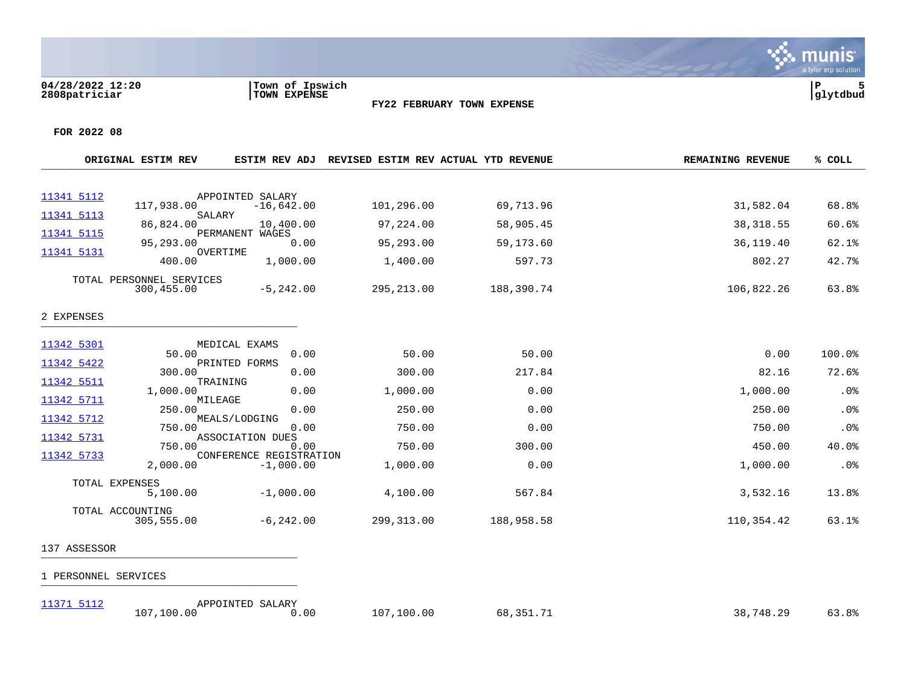FY22 FEBRUARY TOWN EXPENSE

FOR 2022 08

| Account | Description | ORIGINAL ESTIM REV | ESTIM REV ADJ | REVISED ESTIM REV | ACTUAL YTD REVENUE | REMAINING REVENUE | % COLL |
|---|---|---|---|---|---|---|---|
| 11341 5112 | APPOINTED SALARY | 117,938.00 | -16,642.00 | 101,296.00 | 69,713.96 | 31,582.04 | 68.8% |
| 11341 5113 | SALARY | 86,824.00 | 10,400.00 | 97,224.00 | 58,905.45 | 38,318.55 | 60.6% |
| 11341 5115 | PERMANENT WAGES | 95,293.00 | 0.00 | 95,293.00 | 59,173.60 | 36,119.40 | 62.1% |
| 11341 5131 | OVERTIME | 400.00 | 1,000.00 | 1,400.00 | 597.73 | 802.27 | 42.7% |
| | TOTAL PERSONNEL SERVICES | 300,455.00 | -5,242.00 | 295,213.00 | 188,390.74 | 106,822.26 | 63.8% |
| **2 EXPENSES** | | | | | | | |
| 11342 5301 | MEDICAL EXAMS | 50.00 | 0.00 | 50.00 | 50.00 | 0.00 | 100.0% |
| 11342 5422 | PRINTED FORMS | 300.00 | 0.00 | 300.00 | 217.84 | 82.16 | 72.6% |
| 11342 5511 | TRAINING | 1,000.00 | 0.00 | 1,000.00 | 0.00 | 1,000.00 | .0% |
| 11342 5711 | MILEAGE | 250.00 | 0.00 | 250.00 | 0.00 | 250.00 | .0% |
| 11342 5712 | MEALS/LODGING | 750.00 | 0.00 | 750.00 | 0.00 | 750.00 | .0% |
| 11342 5731 | ASSOCIATION DUES | 750.00 | 0.00 | 750.00 | 300.00 | 450.00 | 40.0% |
| 11342 5733 | CONFERENCE REGISTRATION | 2,000.00 | -1,000.00 | 1,000.00 | 0.00 | 1,000.00 | .0% |
| | TOTAL EXPENSES | 5,100.00 | -1,000.00 | 4,100.00 | 567.84 | 3,532.16 | 13.8% |
| | TOTAL ACCOUNTING | 305,555.00 | -6,242.00 | 299,313.00 | 188,958.58 | 110,354.42 | 63.1% |
| **137 ASSESSOR** | | | | | | | |
| **1 PERSONNEL SERVICES** | | | | | | | |
| 11371 5112 | APPOINTED SALARY | 107,100.00 | 0.00 | 107,100.00 | 68,351.71 | 38,748.29 | 63.8% |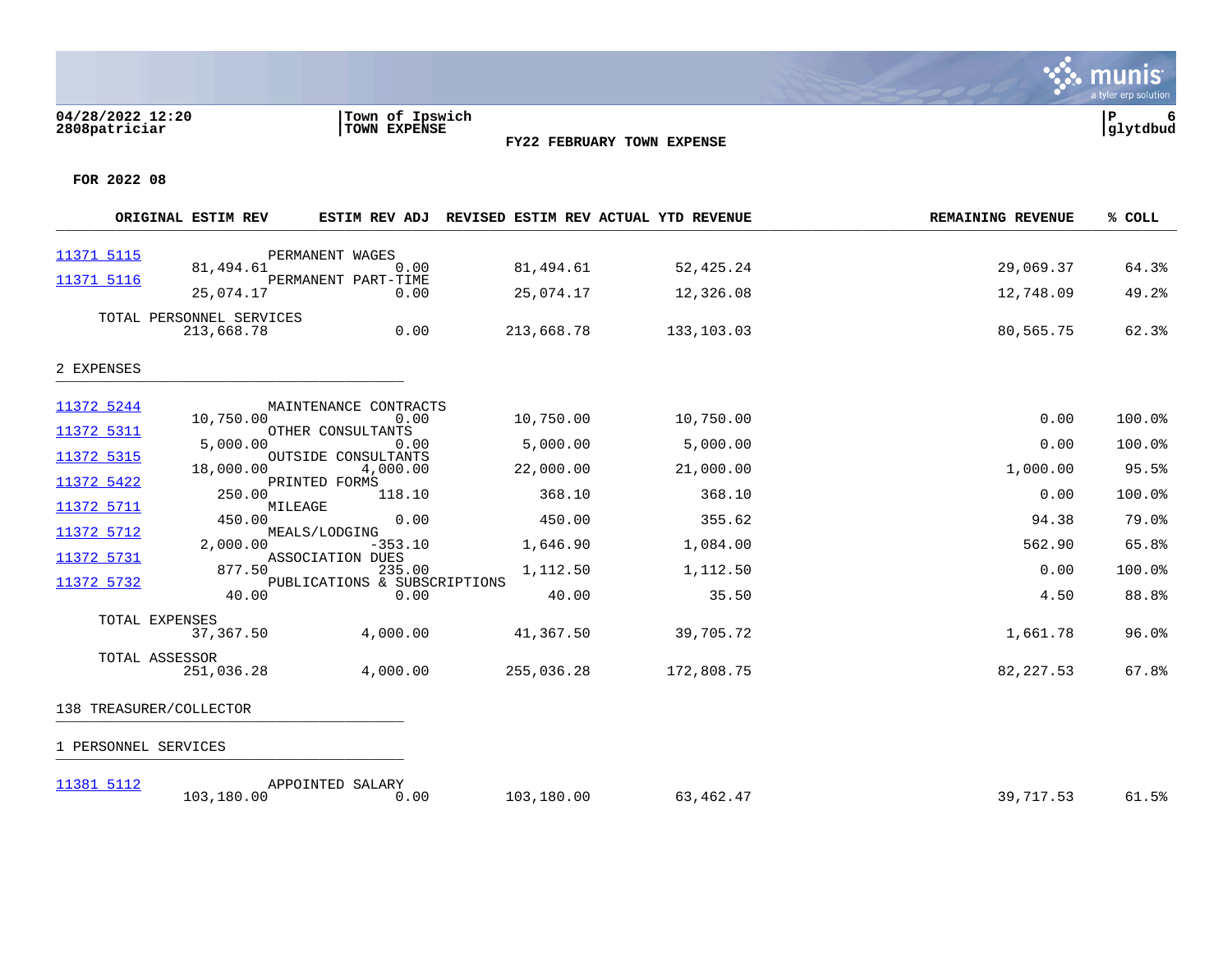04/28/2022 12:20
2808patriciar

Town of Ipswich
TOWN EXPENSE

FY22 FEBRUARY TOWN EXPENSE

FOR 2022 08

| ACCOUNT | DESCRIPTION | ORIGINAL ESTIM REV | ESTIM REV ADJ | REVISED ESTIM REV | ACTUAL YTD REVENUE | REMAINING REVENUE | % COLL |
|---|---|---|---|---|---|---|---|
| 11371 5115 | PERMANENT WAGES | 81,494.61 | 0.00 | 81,494.61 | 52,425.24 | 29,069.37 | 64.3% |
| 11371 5116 | PERMANENT PART-TIME | 25,074.17 | 0.00 | 25,074.17 | 12,326.08 | 12,748.09 | 49.2% |
| | TOTAL PERSONNEL SERVICES | 213,668.78 | 0.00 | 213,668.78 | 133,103.03 | 80,565.75 | 62.3% |
| | **2 EXPENSES** | | | | | | |
| 11372 5244 | MAINTENANCE CONTRACTS | 10,750.00 | 0.00 | 10,750.00 | 10,750.00 | 0.00 | 100.0% |
| 11372 5311 | OTHER CONSULTANTS | 5,000.00 | 0.00 | 5,000.00 | 5,000.00 | 0.00 | 100.0% |
| 11372 5315 | OUTSIDE CONSULTANTS | 18,000.00 | 4,000.00 | 22,000.00 | 21,000.00 | 1,000.00 | 95.5% |
| 11372 5422 | PRINTED FORMS | 250.00 | 118.10 | 368.10 | 368.10 | 0.00 | 100.0% |
| 11372 5711 | MILEAGE | 450.00 | 0.00 | 450.00 | 355.62 | 94.38 | 79.0% |
| 11372 5712 | MEALS/LODGING | 2,000.00 | -353.10 | 1,646.90 | 1,084.00 | 562.90 | 65.8% |
| 11372 5731 | ASSOCIATION DUES | 877.50 | 235.00 | 1,112.50 | 1,112.50 | 0.00 | 100.0% |
| 11372 5732 | PUBLICATIONS & SUBSCRIPTIONS | 40.00 | 0.00 | 40.00 | 35.50 | 4.50 | 88.8% |
| | TOTAL EXPENSES | 37,367.50 | 4,000.00 | 41,367.50 | 39,705.72 | 1,661.78 | 96.0% |
| | TOTAL ASSESSOR | 251,036.28 | 4,000.00 | 255,036.28 | 172,808.75 | 82,227.53 | 67.8% |
| | **138 TREASURER/COLLECTOR** | | | | | | |
| | **1 PERSONNEL SERVICES** | | | | | | |
| 11381 5112 | APPOINTED SALARY | 103,180.00 | 0.00 | 103,180.00 | 63,462.47 | 39,717.53 | 61.5% |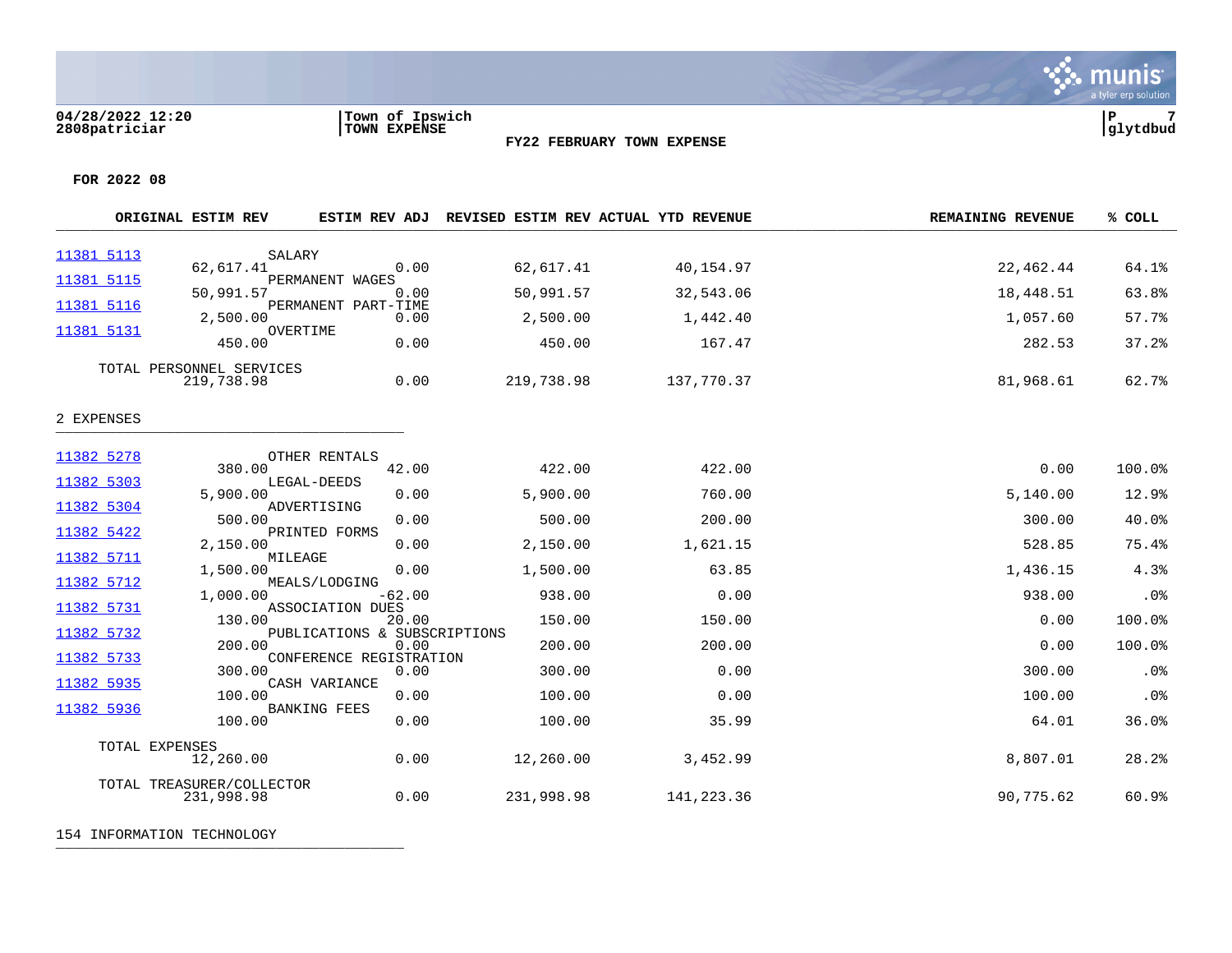04/28/2022 12:20 | Town of Ipswich | P 7
2808patriciar | TOWN EXPENSE | glytdbud

**FY22 FEBRUARY TOWN EXPENSE**

**FOR 2022 08**

| | | ORIGINAL ESTIM REV | ESTIM REV ADJ | REVISED ESTIM REV | ACTUAL YTD REVENUE | REMAINING REVENUE | % COLL |
|---|---|---|---|---|---|---|---|
| 11381 5113 | SALARY | 62,617.41 | 0.00 | 62,617.41 | 40,154.97 | 22,462.44 | 64.1% |
| 11381 5115 | PERMANENT WAGES | 50,991.57 | 0.00 | 50,991.57 | 32,543.06 | 18,448.51 | 63.8% |
| 11381 5116 | PERMANENT PART-TIME | 2,500.00 | 0.00 | 2,500.00 | 1,442.40 | 1,057.60 | 57.7% |
| 11381 5131 | OVERTIME | 450.00 | 0.00 | 450.00 | 167.47 | 282.53 | 37.2% |
| | TOTAL PERSONNEL SERVICES | 219,738.98 | 0.00 | 219,738.98 | 137,770.37 | 81,968.61 | 62.7% |

2 EXPENSES

| | | ORIGINAL ESTIM REV | ESTIM REV ADJ | REVISED ESTIM REV | ACTUAL YTD REVENUE | REMAINING REVENUE | % COLL |
|---|---|---|---|---|---|---|---|
| 11382 5278 | OTHER RENTALS | 380.00 | 42.00 | 422.00 | 422.00 | 0.00 | 100.0% |
| 11382 5303 | LEGAL-DEEDS | 5,900.00 | 0.00 | 5,900.00 | 760.00 | 5,140.00 | 12.9% |
| 11382 5304 | ADVERTISING | 500.00 | 0.00 | 500.00 | 200.00 | 300.00 | 40.0% |
| 11382 5422 | PRINTED FORMS | 2,150.00 | 0.00 | 2,150.00 | 1,621.15 | 528.85 | 75.4% |
| 11382 5711 | MILEAGE | 1,500.00 | 0.00 | 1,500.00 | 63.85 | 1,436.15 | 4.3% |
| 11382 5712 | MEALS/LODGING | 1,000.00 | -62.00 | 938.00 | 0.00 | 938.00 | .0% |
| 11382 5731 | ASSOCIATION DUES | 130.00 | 20.00 | 150.00 | 150.00 | 0.00 | 100.0% |
| 11382 5732 | PUBLICATIONS & SUBSCRIPTIONS | 200.00 | 0.00 | 200.00 | 200.00 | 0.00 | 100.0% |
| 11382 5733 | CONFERENCE REGISTRATION | 300.00 | 0.00 | 300.00 | 0.00 | 300.00 | .0% |
| 11382 5935 | CASH VARIANCE | 100.00 | 0.00 | 100.00 | 0.00 | 100.00 | .0% |
| 11382 5936 | BANKING FEES | 100.00 | 0.00 | 100.00 | 35.99 | 64.01 | 36.0% |
| | TOTAL EXPENSES | 12,260.00 | 0.00 | 12,260.00 | 3,452.99 | 8,807.01 | 28.2% |
| | TOTAL TREASURER/COLLECTOR | 231,998.98 | 0.00 | 231,998.98 | 141,223.36 | 90,775.62 | 60.9% |

154 INFORMATION TECHNOLOGY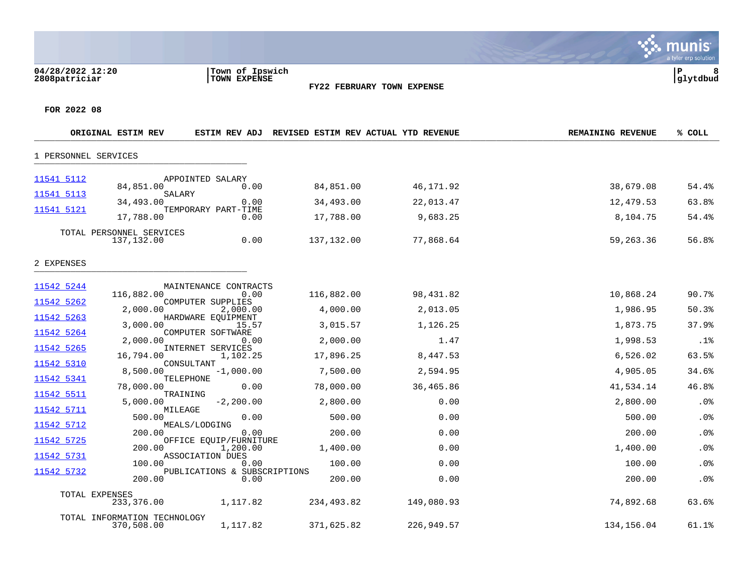04/28/2022 12:20 | Town of Ipswich | P 8
2808patriciar | TOWN EXPENSE | glytdbud

FY22 FEBRUARY TOWN EXPENSE

FOR 2022 08

| | | ORIGINAL ESTIM REV | ESTIM REV ADJ | REVISED ESTIM REV | ACTUAL YTD REVENUE | REMAINING REVENUE | % COLL |
|---|---|---|---|---|---|---|---|
| **1 PERSONNEL SERVICES** | | | | | | | |
| 11541 5112 | APPOINTED SALARY | 84,851.00 | 0.00 | 84,851.00 | 46,171.92 | 38,679.08 | 54.4% |
| 11541 5113 | SALARY | 34,493.00 | 0.00 | 34,493.00 | 22,013.47 | 12,479.53 | 63.8% |
| 11541 5121 | TEMPORARY PART-TIME | 17,788.00 | 0.00 | 17,788.00 | 9,683.25 | 8,104.75 | 54.4% |
| TOTAL PERSONNEL SERVICES | | 137,132.00 | 0.00 | 137,132.00 | 77,868.64 | 59,263.36 | 56.8% |
| **2 EXPENSES** | | | | | | | |
| 11542 5244 | MAINTENANCE CONTRACTS | 116,882.00 | 0.00 | 116,882.00 | 98,431.82 | 10,868.24 | 90.7% |
| 11542 5262 | COMPUTER SUPPLIES | 2,000.00 | 2,000.00 | 4,000.00 | 2,013.05 | 1,986.95 | 50.3% |
| 11542 5263 | HARDWARE EQUIPMENT | 3,000.00 | 15.57 | 3,015.57 | 1,126.25 | 1,873.75 | 37.9% |
| 11542 5264 | COMPUTER SOFTWARE | 2,000.00 | 0.00 | 2,000.00 | 1.47 | 1,998.53 | .1% |
| 11542 5265 | INTERNET SERVICES | 16,794.00 | 1,102.25 | 17,896.25 | 8,447.53 | 6,526.02 | 63.5% |
| 11542 5310 | CONSULTANT | 8,500.00 | -1,000.00 | 7,500.00 | 2,594.95 | 4,905.05 | 34.6% |
| 11542 5341 | TELEPHONE | 78,000.00 | 0.00 | 78,000.00 | 36,465.86 | 41,534.14 | 46.8% |
| 11542 5511 | TRAINING | 5,000.00 | -2,200.00 | 2,800.00 | 0.00 | 2,800.00 | .0% |
| 11542 5711 | MILEAGE | 500.00 | 0.00 | 500.00 | 0.00 | 500.00 | .0% |
| 11542 5712 | MEALS/LODGING | 200.00 | 0.00 | 200.00 | 0.00 | 200.00 | .0% |
| 11542 5725 | OFFICE EQUIP/FURNITURE | 200.00 | 1,200.00 | 1,400.00 | 0.00 | 1,400.00 | .0% |
| 11542 5731 | ASSOCIATION DUES | 100.00 | 0.00 | 100.00 | 0.00 | 100.00 | .0% |
| 11542 5732 | PUBLICATIONS & SUBSCRIPTIONS | 200.00 | 0.00 | 200.00 | 0.00 | 200.00 | .0% |
| TOTAL EXPENSES | | 233,376.00 | 1,117.82 | 234,493.82 | 149,080.93 | 74,892.68 | 63.6% |
| TOTAL INFORMATION TECHNOLOGY | | 370,508.00 | 1,117.82 | 371,625.82 | 226,949.57 | 134,156.04 | 61.1% |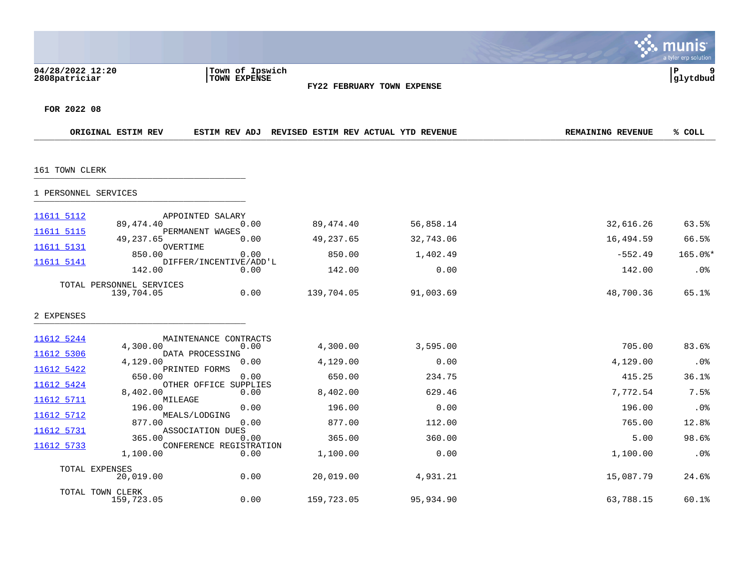04/28/2022 12:20
2808patriciar

Town of Ipswich
TOWN EXPENSE

**FY22 FEBRUARY TOWN EXPENSE**

glytdbud

**FOR 2022 08**

| Account | Description | ORIGINAL ESTIM REV | ESTIM REV ADJ | REVISED ESTIM REV | ACTUAL YTD REVENUE | REMAINING REVENUE | % COLL |
|---|---|---|---|---|---|---|---|
| **161 TOWN CLERK** | | | | | | | |
| **1 PERSONNEL SERVICES** | | | | | | | |
| 11611 5112 | APPOINTED SALARY | 89,474.40 | 0.00 | 89,474.40 | 56,858.14 | 32,616.26 | 63.5% |
| 11611 5115 | PERMANENT WAGES | 49,237.65 | 0.00 | 49,237.65 | 32,743.06 | 16,494.59 | 66.5% |
| 11611 5131 | OVERTIME | 850.00 | 0.00 | 850.00 | 1,402.49 | -552.49 | 165.0%* |
| 11611 5141 | DIFFER/INCENTIVE/ADD'L | 142.00 | 0.00 | 142.00 | 0.00 | 142.00 | .0% |
| | TOTAL PERSONNEL SERVICES | 139,704.05 | 0.00 | 139,704.05 | 91,003.69 | 48,700.36 | 65.1% |
| **2 EXPENSES** | | | | | | | |
| 11612 5244 | MAINTENANCE CONTRACTS | 4,300.00 | 0.00 | 4,300.00 | 3,595.00 | 705.00 | 83.6% |
| 11612 5306 | DATA PROCESSING | 4,129.00 | 0.00 | 4,129.00 | 0.00 | 4,129.00 | .0% |
| 11612 5422 | PRINTED FORMS | 650.00 | 0.00 | 650.00 | 234.75 | 415.25 | 36.1% |
| 11612 5424 | OTHER OFFICE SUPPLIES | 8,402.00 | 0.00 | 8,402.00 | 629.46 | 7,772.54 | 7.5% |
| 11612 5711 | MILEAGE | 196.00 | 0.00 | 196.00 | 0.00 | 196.00 | .0% |
| 11612 5712 | MEALS/LODGING | 877.00 | 0.00 | 877.00 | 112.00 | 765.00 | 12.8% |
| 11612 5731 | ASSOCIATION DUES | 365.00 | 0.00 | 365.00 | 360.00 | 5.00 | 98.6% |
| 11612 5733 | CONFERENCE REGISTRATION | 1,100.00 | 0.00 | 1,100.00 | 0.00 | 1,100.00 | .0% |
| | TOTAL EXPENSES | 20,019.00 | 0.00 | 20,019.00 | 4,931.21 | 15,087.79 | 24.6% |
| | TOTAL TOWN CLERK | 159,723.05 | 0.00 | 159,723.05 | 95,934.90 | 63,788.15 | 60.1% |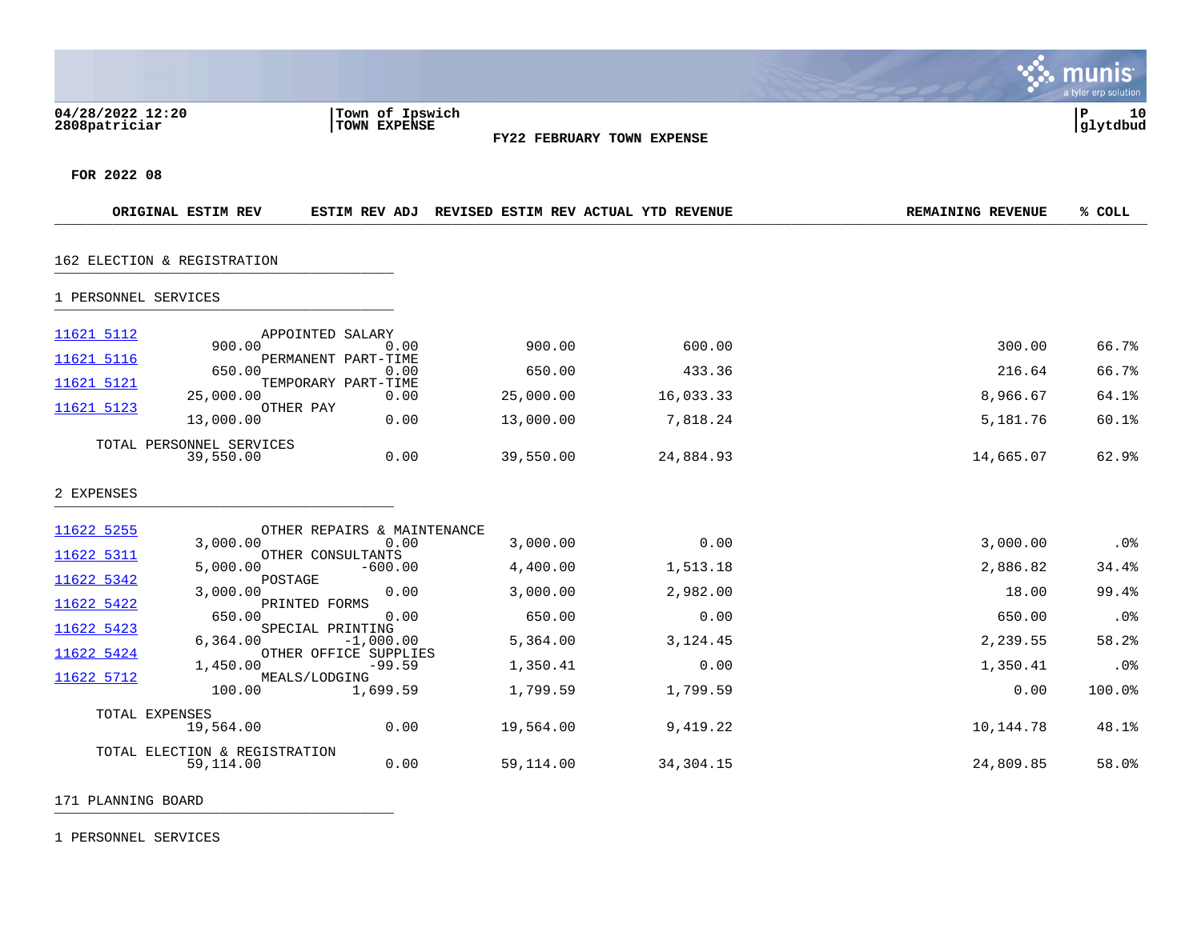04/28/2022 12:20
2808patriciar

Town of Ipswich
TOWN EXPENSE

**FY22 FEBRUARY TOWN EXPENSE**

glytdbud

**FOR 2022 08**

| Account | Description | ORIGINAL ESTIM REV | ESTIM REV ADJ | REVISED ESTIM REV | ACTUAL YTD REVENUE | REMAINING REVENUE | % COLL |
|---|---|---|---|---|---|---|---|
| **162 ELECTION & REGISTRATION** | | | | | | | |
| **1 PERSONNEL SERVICES** | | | | | | | |
| 11621 5112 | APPOINTED SALARY | 900.00 | 0.00 | 900.00 | 600.00 | 300.00 | 66.7% |
| 11621 5116 | PERMANENT PART-TIME | 650.00 | 0.00 | 650.00 | 433.36 | 216.64 | 66.7% |
| 11621 5121 | TEMPORARY PART-TIME | 25,000.00 | 0.00 | 25,000.00 | 16,033.33 | 8,966.67 | 64.1% |
| 11621 5123 | OTHER PAY | 13,000.00 | 0.00 | 13,000.00 | 7,818.24 | 5,181.76 | 60.1% |
| | TOTAL PERSONNEL SERVICES | 39,550.00 | 0.00 | 39,550.00 | 24,884.93 | 14,665.07 | 62.9% |
| **2 EXPENSES** | | | | | | | |
| 11622 5255 | OTHER REPAIRS & MAINTENANCE | 3,000.00 | 0.00 | 3,000.00 | 0.00 | 3,000.00 | .0% |
| 11622 5311 | OTHER CONSULTANTS | 5,000.00 | -600.00 | 4,400.00 | 1,513.18 | 2,886.82 | 34.4% |
| 11622 5342 | POSTAGE | 3,000.00 | 0.00 | 3,000.00 | 2,982.00 | 18.00 | 99.4% |
| 11622 5422 | PRINTED FORMS | 650.00 | 0.00 | 650.00 | 0.00 | 650.00 | .0% |
| 11622 5423 | SPECIAL PRINTING | 6,364.00 | -1,000.00 | 5,364.00 | 3,124.45 | 2,239.55 | 58.2% |
| 11622 5424 | OTHER OFFICE SUPPLIES | 1,450.00 | -99.59 | 1,350.41 | 0.00 | 1,350.41 | .0% |
| 11622 5712 | MEALS/LODGING | 100.00 | 1,699.59 | 1,799.59 | 1,799.59 | 0.00 | 100.0% |
| | TOTAL EXPENSES | 19,564.00 | 0.00 | 19,564.00 | 9,419.22 | 10,144.78 | 48.1% |
| | TOTAL ELECTION & REGISTRATION | 59,114.00 | 0.00 | 59,114.00 | 34,304.15 | 24,809.85 | 58.0% |

171 PLANNING BOARD

1 PERSONNEL SERVICES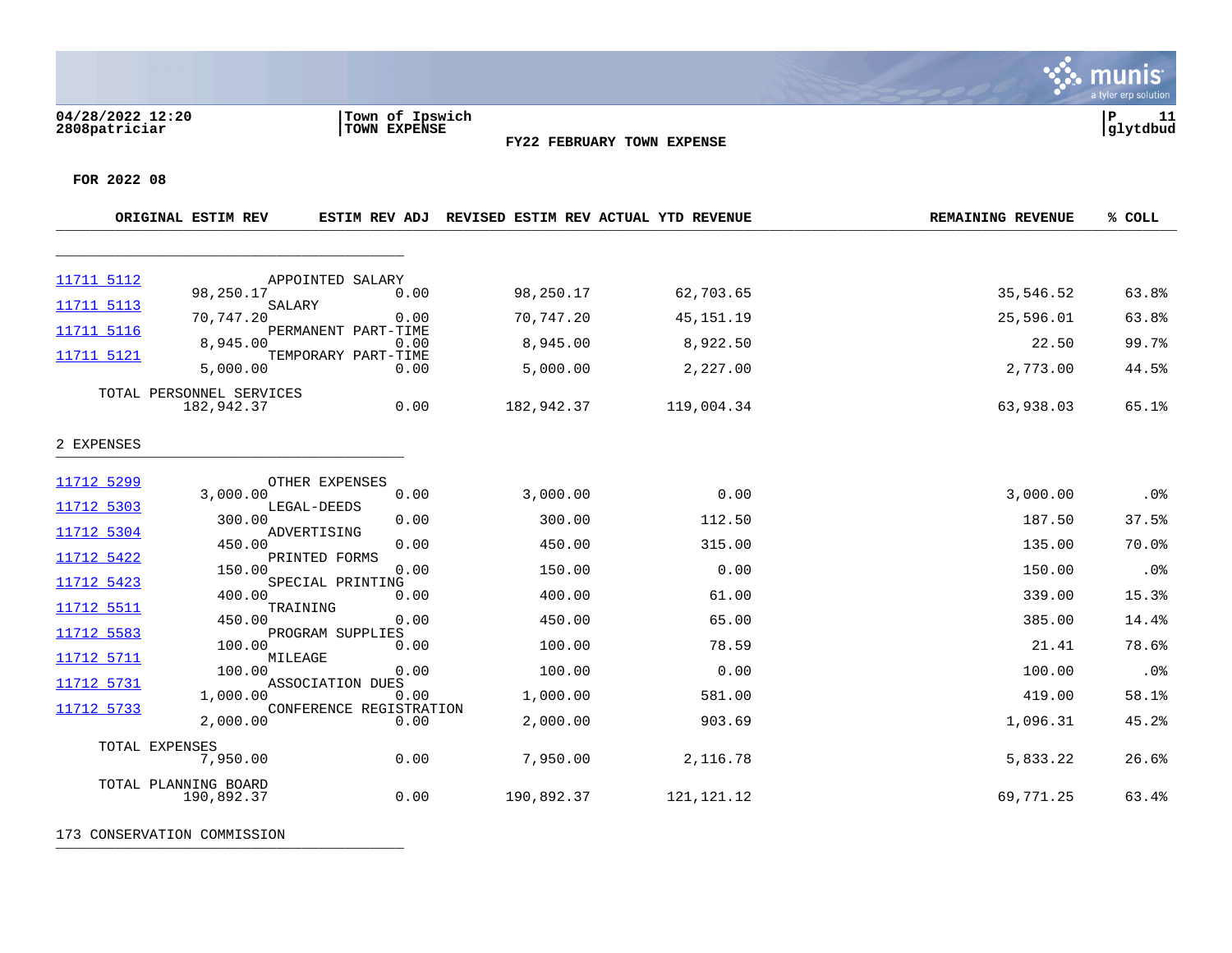Town of Ipswich
TOWN EXPENSE

FY22 FEBRUARY TOWN EXPENSE

FOR 2022 08

| Account | Description | ORIGINAL ESTIM REV | ESTIM REV ADJ | REVISED ESTIM REV | ACTUAL YTD REVENUE | REMAINING REVENUE | % COLL |
|---|---|---|---|---|---|---|---|
| 11711 5112 | APPOINTED SALARY | 98,250.17 | 0.00 | 98,250.17 | 62,703.65 | 35,546.52 | 63.8% |
| 11711 5113 | SALARY | 70,747.20 | 0.00 | 70,747.20 | 45,151.19 | 25,596.01 | 63.8% |
| 11711 5116 | PERMANENT PART-TIME | 8,945.00 | 0.00 | 8,945.00 | 8,922.50 | 22.50 | 99.7% |
| 11711 5121 | TEMPORARY PART-TIME | 5,000.00 | 0.00 | 5,000.00 | 2,227.00 | 2,773.00 | 44.5% |
| | TOTAL PERSONNEL SERVICES | 182,942.37 | 0.00 | 182,942.37 | 119,004.34 | 63,938.03 | 65.1% |

2 EXPENSES

| Account | Description | ORIGINAL ESTIM REV | ESTIM REV ADJ | REVISED ESTIM REV | ACTUAL YTD REVENUE | REMAINING REVENUE | % COLL |
|---|---|---|---|---|---|---|---|
| 11712 5299 | OTHER EXPENSES | 3,000.00 | 0.00 | 3,000.00 | 0.00 | 3,000.00 | .0% |
| 11712 5303 | LEGAL-DEEDS | 300.00 | 0.00 | 300.00 | 112.50 | 187.50 | 37.5% |
| 11712 5304 | ADVERTISING | 450.00 | 0.00 | 450.00 | 315.00 | 135.00 | 70.0% |
| 11712 5422 | PRINTED FORMS | 150.00 | 0.00 | 150.00 | 0.00 | 150.00 | .0% |
| 11712 5423 | SPECIAL PRINTING | 400.00 | 0.00 | 400.00 | 61.00 | 339.00 | 15.3% |
| 11712 5511 | TRAINING | 450.00 | 0.00 | 450.00 | 65.00 | 385.00 | 14.4% |
| 11712 5583 | PROGRAM SUPPLIES | 100.00 | 0.00 | 100.00 | 78.59 | 21.41 | 78.6% |
| 11712 5711 | MILEAGE | 100.00 | 0.00 | 100.00 | 0.00 | 100.00 | .0% |
| 11712 5731 | ASSOCIATION DUES | 1,000.00 | 0.00 | 1,000.00 | 581.00 | 419.00 | 58.1% |
| 11712 5733 | CONFERENCE REGISTRATION | 2,000.00 | 0.00 | 2,000.00 | 903.69 | 1,096.31 | 45.2% |
| | TOTAL EXPENSES | 7,950.00 | 0.00 | 7,950.00 | 2,116.78 | 5,833.22 | 26.6% |
| | TOTAL PLANNING BOARD | 190,892.37 | 0.00 | 190,892.37 | 121,121.12 | 69,771.25 | 63.4% |

173 CONSERVATION COMMISSION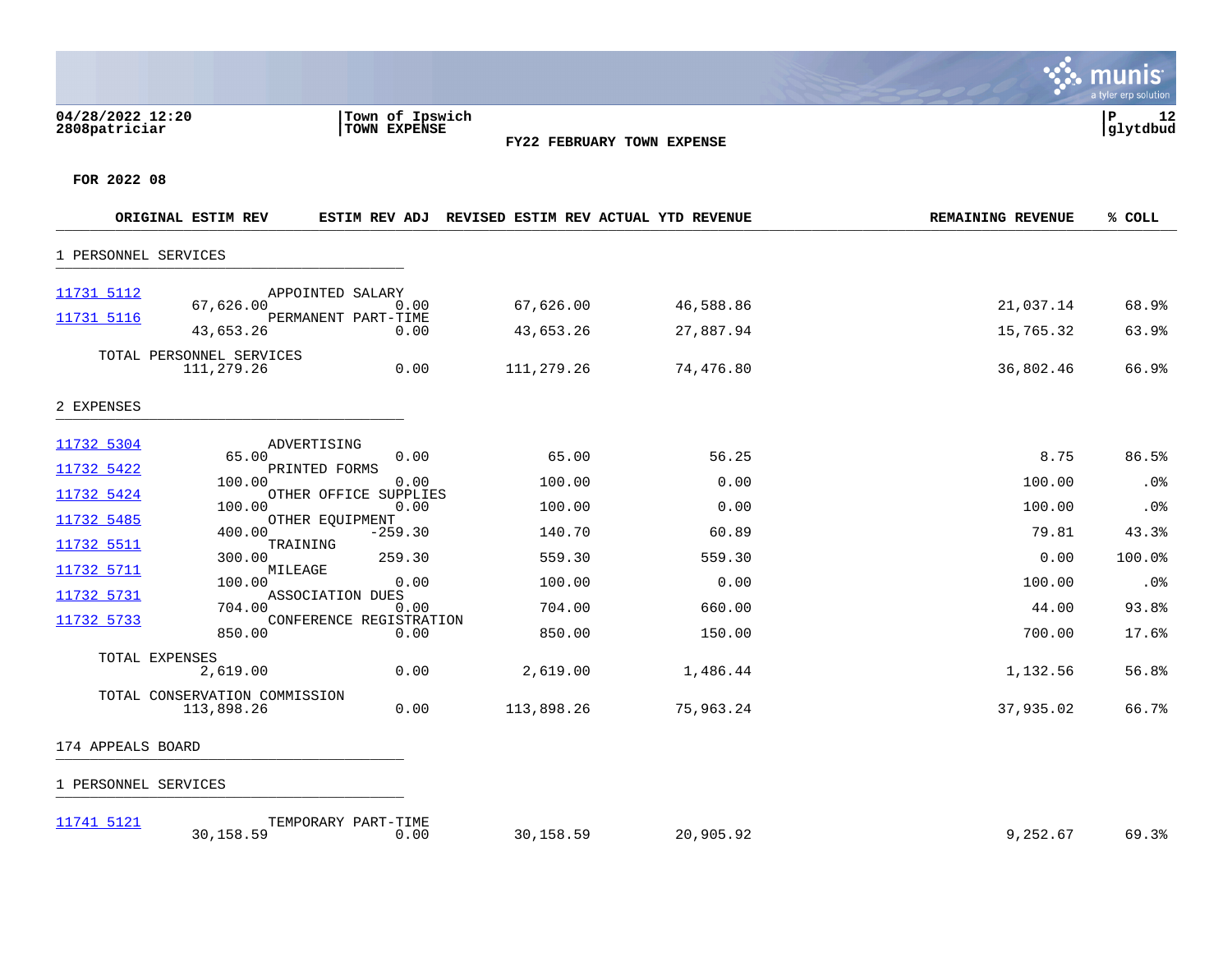04/28/2022 12:20 | Town of Ipswich
2808patriciar | TOWN EXPENSE

**FY22 FEBRUARY TOWN EXPENSE**

**FOR 2022 08**

| ACCOUNT | DESCRIPTION | ORIGINAL ESTIM REV | ESTIM REV ADJ | REVISED ESTIM REV | ACTUAL YTD REVENUE | REMAINING REVENUE | % COLL |
|---|---|---|---|---|---|---|---|
| **1 PERSONNEL SERVICES** | | | | | | | |
| 11731 5112 | APPOINTED SALARY | 67,626.00 | 0.00 | 67,626.00 | 46,588.86 | 21,037.14 | 68.9% |
| 11731 5116 | PERMANENT PART-TIME | 43,653.26 | 0.00 | 43,653.26 | 27,887.94 | 15,765.32 | 63.9% |
| | TOTAL PERSONNEL SERVICES | 111,279.26 | 0.00 | 111,279.26 | 74,476.80 | 36,802.46 | 66.9% |
| **2 EXPENSES** | | | | | | | |
| 11732 5304 | ADVERTISING | 65.00 | 0.00 | 65.00 | 56.25 | 8.75 | 86.5% |
| 11732 5422 | PRINTED FORMS | 100.00 | 0.00 | 100.00 | 0.00 | 100.00 | .0% |
| 11732 5424 | OTHER OFFICE SUPPLIES | 100.00 | 0.00 | 100.00 | 0.00 | 100.00 | .0% |
| 11732 5485 | OTHER EQUIPMENT | 400.00 | -259.30 | 140.70 | 60.89 | 79.81 | 43.3% |
| 11732 5511 | TRAINING | 300.00 | 259.30 | 559.30 | 559.30 | 0.00 | 100.0% |
| 11732 5711 | MILEAGE | 100.00 | 0.00 | 100.00 | 0.00 | 100.00 | .0% |
| 11732 5731 | ASSOCIATION DUES | 704.00 | 0.00 | 704.00 | 660.00 | 44.00 | 93.8% |
| 11732 5733 | CONFERENCE REGISTRATION | 850.00 | 0.00 | 850.00 | 150.00 | 700.00 | 17.6% |
| | TOTAL EXPENSES | 2,619.00 | 0.00 | 2,619.00 | 1,486.44 | 1,132.56 | 56.8% |
| | TOTAL CONSERVATION COMMISSION | 113,898.26 | 0.00 | 113,898.26 | 75,963.24 | 37,935.02 | 66.7% |
| **174 APPEALS BOARD** | | | | | | | |
| **1 PERSONNEL SERVICES** | | | | | | | |
| 11741 5121 | TEMPORARY PART-TIME | 30,158.59 | 0.00 | 30,158.59 | 20,905.92 | 9,252.67 | 69.3% |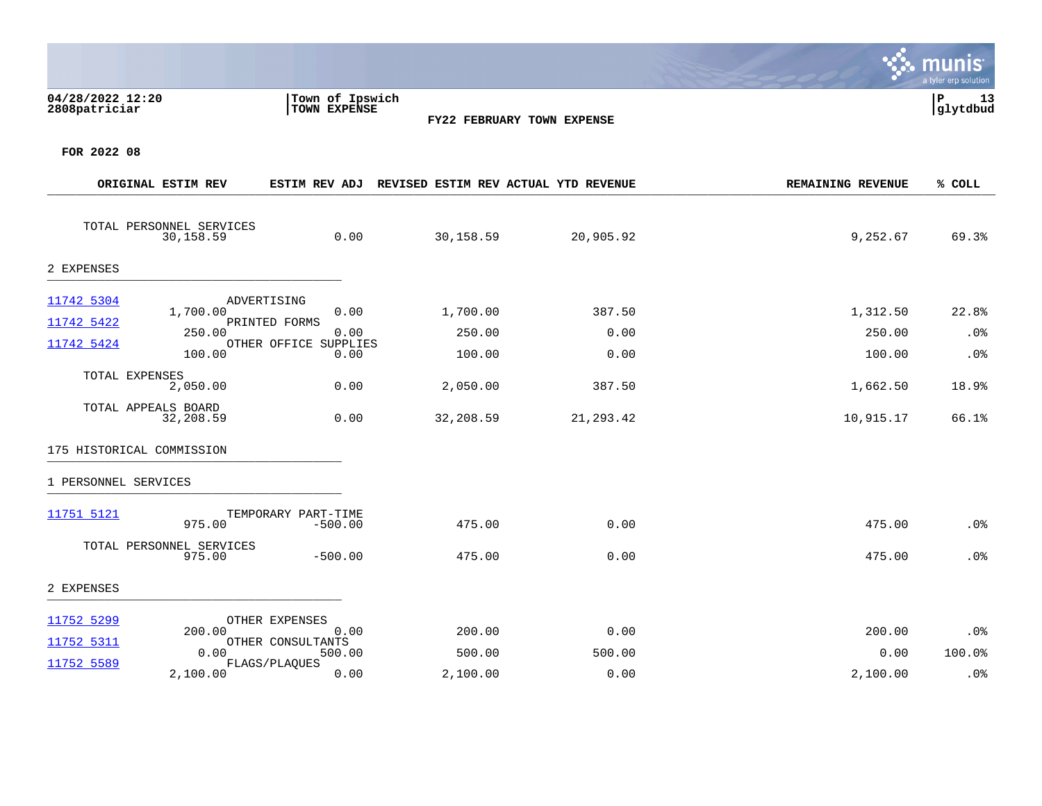**Town of Ipswich**
**TOWN EXPENSE**

**FY22 FEBRUARY TOWN EXPENSE**

**FOR 2022 08**

| | | ORIGINAL ESTIM REV | ESTIM REV ADJ | REVISED ESTIM REV | ACTUAL YTD REVENUE | REMAINING REVENUE | % COLL |
|---|---|---|---|---|---|---|---|
| | TOTAL PERSONNEL SERVICES | 30,158.59 | 0.00 | 30,158.59 | 20,905.92 | 9,252.67 | 69.3% |
| **2 EXPENSES** | | | | | | | |
| 11742 5304 | ADVERTISING | 1,700.00 | 0.00 | 1,700.00 | 387.50 | 1,312.50 | 22.8% |
| 11742 5422 | PRINTED FORMS | 250.00 | 0.00 | 250.00 | 0.00 | 250.00 | .0% |
| 11742 5424 | OTHER OFFICE SUPPLIES | 100.00 | 0.00 | 100.00 | 0.00 | 100.00 | .0% |
| | TOTAL EXPENSES | 2,050.00 | 0.00 | 2,050.00 | 387.50 | 1,662.50 | 18.9% |
| | TOTAL APPEALS BOARD | 32,208.59 | 0.00 | 32,208.59 | 21,293.42 | 10,915.17 | 66.1% |
| **175 HISTORICAL COMMISSION** | | | | | | | |
| **1 PERSONNEL SERVICES** | | | | | | | |
| 11751 5121 | TEMPORARY PART-TIME | 975.00 | -500.00 | 475.00 | 0.00 | 475.00 | .0% |
| | TOTAL PERSONNEL SERVICES | 975.00 | -500.00 | 475.00 | 0.00 | 475.00 | .0% |
| **2 EXPENSES** | | | | | | | |
| 11752 5299 | OTHER EXPENSES | 200.00 | 0.00 | 200.00 | 0.00 | 200.00 | .0% |
| 11752 5311 | OTHER CONSULTANTS | 0.00 | 500.00 | 500.00 | 500.00 | 0.00 | 100.0% |
| 11752 5589 | FLAGS/PLAQUES | 2,100.00 | 0.00 | 2,100.00 | 0.00 | 2,100.00 | .0% |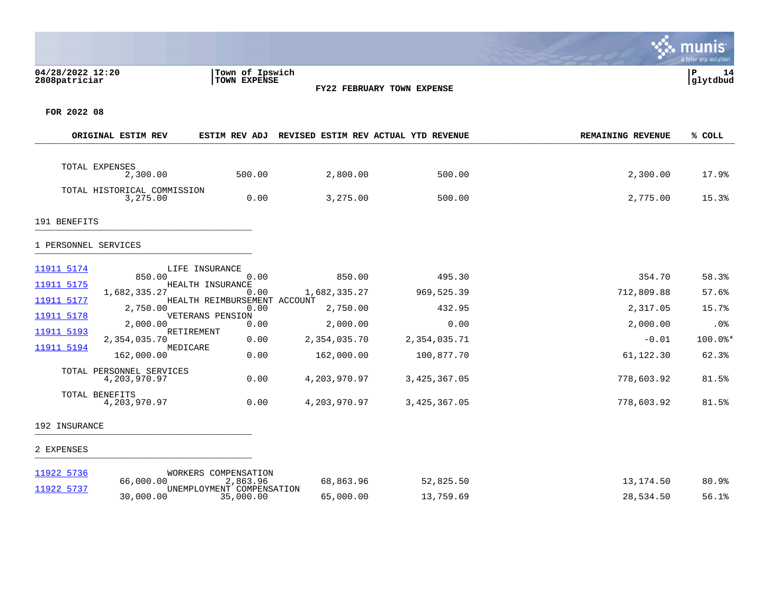04/28/2022 12:20
2808patriciar

Town of Ipswich
TOWN EXPENSE

**FY22 FEBRUARY TOWN EXPENSE**

glytdbud

**FOR 2022 08**

| | ORIGINAL ESTIM REV | ESTIM REV ADJ | REVISED ESTIM REV | ACTUAL YTD REVENUE | REMAINING REVENUE | % COLL |
|---|---|---|---|---|---|---|
| TOTAL EXPENSES | 2,300.00 | 500.00 | 2,800.00 | 500.00 | 2,300.00 | 17.9% |
| TOTAL HISTORICAL COMMISSION | 3,275.00 | 0.00 | 3,275.00 | 500.00 | 2,775.00 | 15.3% |
| **191 BENEFITS** | | | | | | |
| **1 PERSONNEL SERVICES** | | | | | | |
| 11911 5174 LIFE INSURANCE | 850.00 | 0.00 | 850.00 | 495.30 | 354.70 | 58.3% |
| 11911 5175 HEALTH INSURANCE | 1,682,335.27 | 0.00 | 1,682,335.27 | 969,525.39 | 712,809.88 | 57.6% |
| 11911 5177 HEALTH REIMBURSEMENT ACCOUNT | 2,750.00 | 0.00 | 2,750.00 | 432.95 | 2,317.05 | 15.7% |
| 11911 5178 VETERANS PENSION | 2,000.00 | 0.00 | 2,000.00 | 0.00 | 2,000.00 | .0% |
| 11911 5193 RETIREMENT | 2,354,035.70 | 0.00 | 2,354,035.70 | 2,354,035.71 | -0.01 | 100.0%* |
| 11911 5194 MEDICARE | 162,000.00 | 0.00 | 162,000.00 | 100,877.70 | 61,122.30 | 62.3% |
| TOTAL PERSONNEL SERVICES | 4,203,970.97 | 0.00 | 4,203,970.97 | 3,425,367.05 | 778,603.92 | 81.5% |
| TOTAL BENEFITS | 4,203,970.97 | 0.00 | 4,203,970.97 | 3,425,367.05 | 778,603.92 | 81.5% |
| **192 INSURANCE** | | | | | | |
| **2 EXPENSES** | | | | | | |
| 11922 5736 WORKERS COMPENSATION | 66,000.00 | 2,863.96 | 68,863.96 | 52,825.50 | 13,174.50 | 80.9% |
| 11922 5737 UNEMPLOYMENT COMPENSATION | 30,000.00 | 35,000.00 | 65,000.00 | 13,759.69 | 28,534.50 | 56.1% |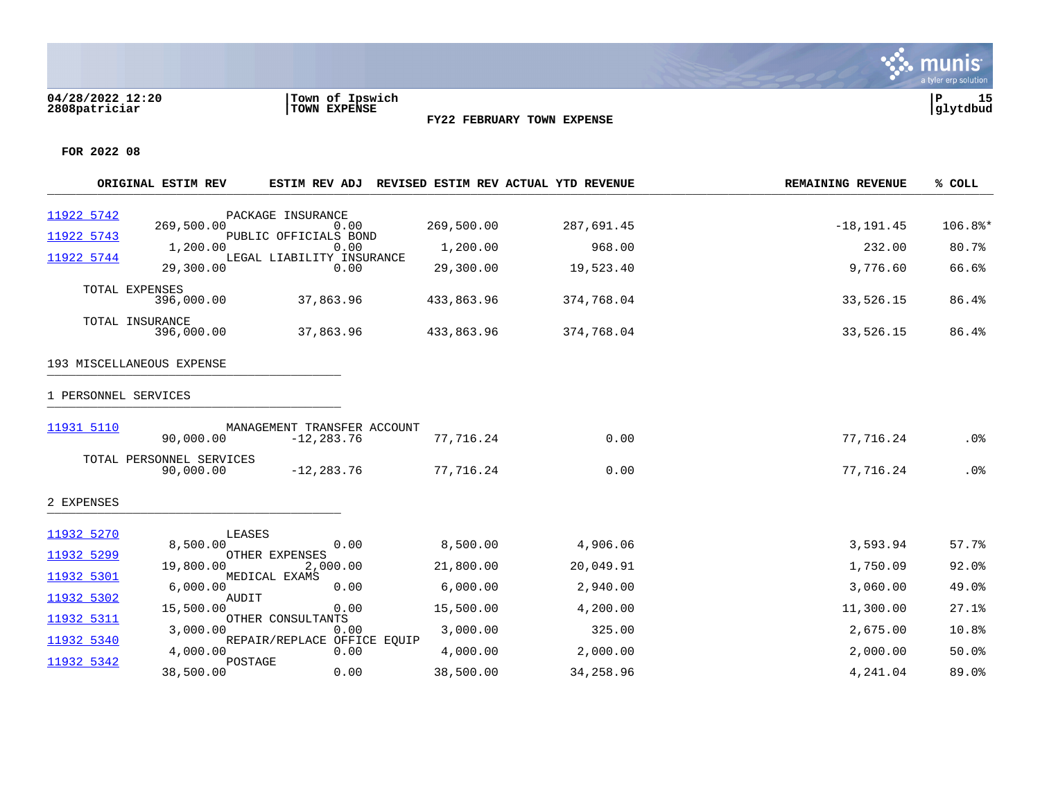04/28/2022 12:20 | Town of Ipswich | P 15
2808patriciar | TOWN EXPENSE | glytdbud

**FY22 FEBRUARY TOWN EXPENSE**

**FOR 2022 08**

| ACCOUNT | DESCRIPTION | ORIGINAL ESTIM REV | ESTIM REV ADJ | REVISED ESTIM REV | ACTUAL YTD REVENUE | REMAINING REVENUE | % COLL |
|---|---|---|---|---|---|---|---|
| 11922 5742 | PACKAGE INSURANCE | 269,500.00 | 0.00 | 269,500.00 | 287,691.45 | -18,191.45 | 106.8%* |
| 11922 5743 | PUBLIC OFFICIALS BOND | 1,200.00 | 0.00 | 1,200.00 | 968.00 | 232.00 | 80.7% |
| 11922 5744 | LEGAL LIABILITY INSURANCE | 29,300.00 | 0.00 | 29,300.00 | 19,523.40 | 9,776.60 | 66.6% |
| | TOTAL EXPENSES | 396,000.00 | 37,863.96 | 433,863.96 | 374,768.04 | 33,526.15 | 86.4% |
| | TOTAL INSURANCE | 396,000.00 | 37,863.96 | 433,863.96 | 374,768.04 | 33,526.15 | 86.4% |

193 MISCELLANEOUS EXPENSE

1 PERSONNEL SERVICES

| ACCOUNT | DESCRIPTION | ORIGINAL ESTIM REV | ESTIM REV ADJ | REVISED ESTIM REV | ACTUAL YTD REVENUE | REMAINING REVENUE | % COLL |
|---|---|---|---|---|---|---|---|
| 11931 5110 | MANAGEMENT TRANSFER ACCOUNT | 90,000.00 | -12,283.76 | 77,716.24 | 0.00 | 77,716.24 | .0% |
| | TOTAL PERSONNEL SERVICES | 90,000.00 | -12,283.76 | 77,716.24 | 0.00 | 77,716.24 | .0% |

2 EXPENSES

| ACCOUNT | DESCRIPTION | ORIGINAL ESTIM REV | ESTIM REV ADJ | REVISED ESTIM REV | ACTUAL YTD REVENUE | REMAINING REVENUE | % COLL |
|---|---|---|---|---|---|---|---|
| 11932 5270 | LEASES | 8,500.00 | 0.00 | 8,500.00 | 4,906.06 | 3,593.94 | 57.7% |
| 11932 5299 | OTHER EXPENSES | 19,800.00 | 2,000.00 | 21,800.00 | 20,049.91 | 1,750.09 | 92.0% |
| 11932 5301 | MEDICAL EXAMS | 6,000.00 | 0.00 | 6,000.00 | 2,940.00 | 3,060.00 | 49.0% |
| 11932 5302 | AUDIT | 15,500.00 | 0.00 | 15,500.00 | 4,200.00 | 11,300.00 | 27.1% |
| 11932 5311 | OTHER CONSULTANTS | 3,000.00 | 0.00 | 3,000.00 | 325.00 | 2,675.00 | 10.8% |
| 11932 5340 | REPAIR/REPLACE OFFICE EQUIP | 4,000.00 | 0.00 | 4,000.00 | 2,000.00 | 2,000.00 | 50.0% |
| 11932 5342 | POSTAGE | 38,500.00 | 0.00 | 38,500.00 | 34,258.96 | 4,241.04 | 89.0% |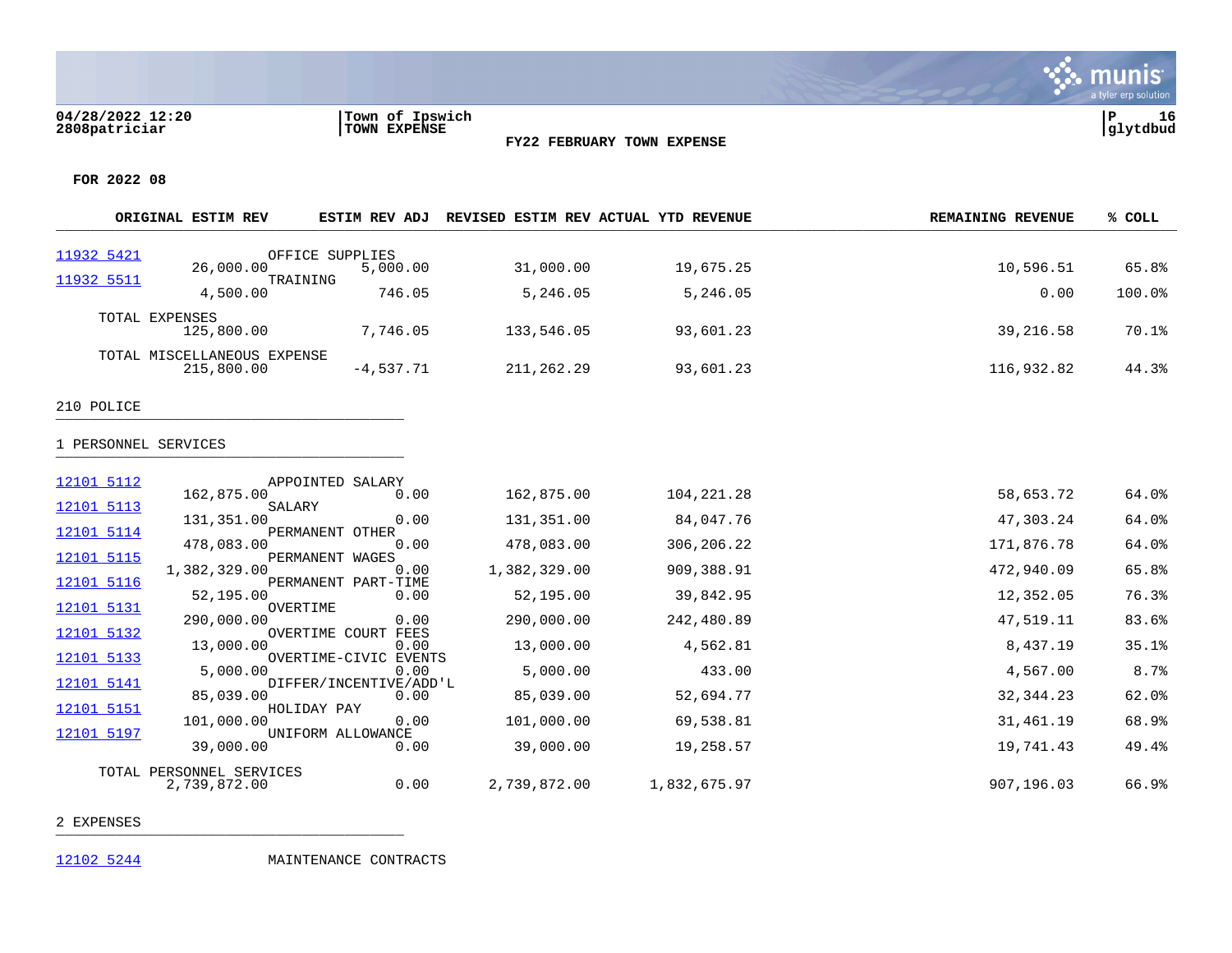**04/28/2022 12:20**
**2808patriciar**

**Town of Ipswich**
**TOWN EXPENSE**

**FY22 FEBRUARY TOWN EXPENSE**

**FOR 2022 08**

| ACCOUNT | DESCRIPTION | ORIGINAL ESTIM REV | ESTIM REV ADJ | REVISED ESTIM REV | ACTUAL YTD REVENUE | REMAINING REVENUE | % COLL |
|---|---|---|---|---|---|---|---|
| 11932 5421 | OFFICE SUPPLIES | 26,000.00 | 5,000.00 | 31,000.00 | 19,675.25 | 10,596.51 | 65.8% |
| 11932 5511 | TRAINING | 4,500.00 | 746.05 | 5,246.05 | 5,246.05 | 0.00 | 100.0% |
| | TOTAL EXPENSES | 125,800.00 | 7,746.05 | 133,546.05 | 93,601.23 | 39,216.58 | 70.1% |
| | TOTAL MISCELLANEOUS EXPENSE | 215,800.00 | -4,537.71 | 211,262.29 | 93,601.23 | 116,932.82 | 44.3% |

## 210 POLICE

### 1 PERSONNEL SERVICES

| ACCOUNT | DESCRIPTION | ORIGINAL ESTIM REV | ESTIM REV ADJ | REVISED ESTIM REV | ACTUAL YTD REVENUE | REMAINING REVENUE | % COLL |
|---|---|---|---|---|---|---|---|
| 12101 5112 | APPOINTED SALARY | 162,875.00 | 0.00 | 162,875.00 | 104,221.28 | 58,653.72 | 64.0% |
| 12101 5113 | SALARY | 131,351.00 | 0.00 | 131,351.00 | 84,047.76 | 47,303.24 | 64.0% |
| 12101 5114 | PERMANENT OTHER | 478,083.00 | 0.00 | 478,083.00 | 306,206.22 | 171,876.78 | 64.0% |
| 12101 5115 | PERMANENT WAGES | 1,382,329.00 | 0.00 | 1,382,329.00 | 909,388.91 | 472,940.09 | 65.8% |
| 12101 5116 | PERMANENT PART-TIME | 52,195.00 | 0.00 | 52,195.00 | 39,842.95 | 12,352.05 | 76.3% |
| 12101 5131 | OVERTIME | 290,000.00 | 0.00 | 290,000.00 | 242,480.89 | 47,519.11 | 83.6% |
| 12101 5132 | OVERTIME COURT FEES | 13,000.00 | 0.00 | 13,000.00 | 4,562.81 | 8,437.19 | 35.1% |
| 12101 5133 | OVERTIME-CIVIC EVENTS | 5,000.00 | 0.00 | 5,000.00 | 433.00 | 4,567.00 | 8.7% |
| 12101 5141 | DIFFER/INCENTIVE/ADD'L | 85,039.00 | 0.00 | 85,039.00 | 52,694.77 | 32,344.23 | 62.0% |
| 12101 5151 | HOLIDAY PAY | 101,000.00 | 0.00 | 101,000.00 | 69,538.81 | 31,461.19 | 68.9% |
| 12101 5197 | UNIFORM ALLOWANCE | 39,000.00 | 0.00 | 39,000.00 | 19,258.57 | 19,741.43 | 49.4% |
| | TOTAL PERSONNEL SERVICES | 2,739,872.00 | 0.00 | 2,739,872.00 | 1,832,675.97 | 907,196.03 | 66.9% |

### 2 EXPENSES

| ACCOUNT | DESCRIPTION |
|---|---|
| 12102 5244 | MAINTENANCE CONTRACTS |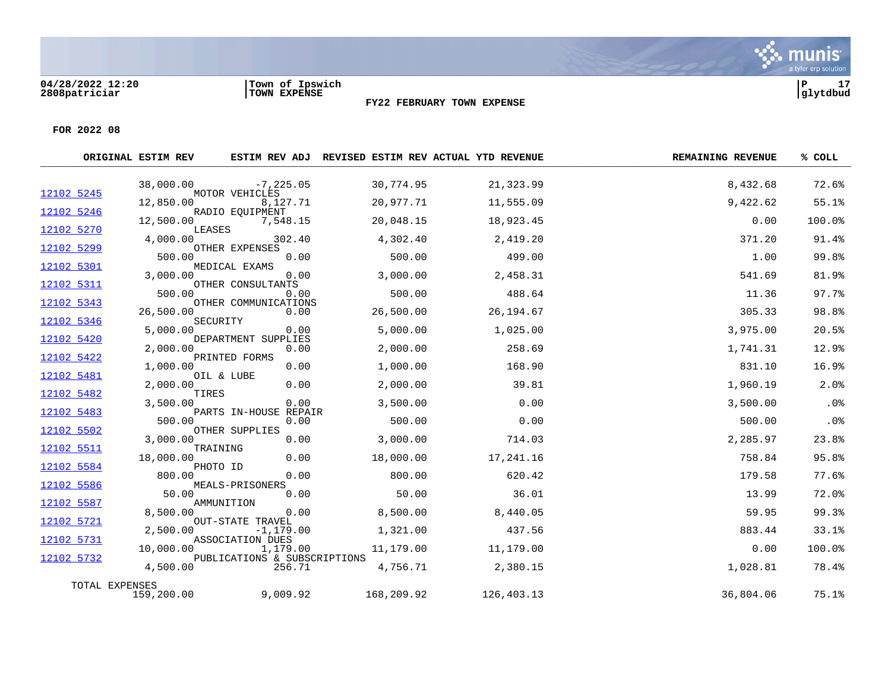**FY22 FEBRUARY TOWN EXPENSE**

**FOR 2022 08**

| ACCOUNT | DESCRIPTION | ORIGINAL ESTIM REV | ESTIM REV ADJ | REVISED ESTIM REV | ACTUAL YTD REVENUE | REMAINING REVENUE | % COLL |
|---|---|---|---|---|---|---|---|
| | | 38,000.00 | -7,225.05 | 30,774.95 | 21,323.99 | 8,432.68 | 72.6% |
| 12102 5245 | MOTOR VEHICLES | 12,850.00 | 8,127.71 | 20,977.71 | 11,555.09 | 9,422.62 | 55.1% |
| 12102 5246 | RADIO EQUIPMENT | 12,500.00 | 7,548.15 | 20,048.15 | 18,923.45 | 0.00 | 100.0% |
| 12102 5270 | LEASES | 4,000.00 | 302.40 | 4,302.40 | 2,419.20 | 371.20 | 91.4% |
| 12102 5299 | OTHER EXPENSES | 500.00 | 0.00 | 500.00 | 499.00 | 1.00 | 99.8% |
| 12102 5301 | MEDICAL EXAMS | 3,000.00 | 0.00 | 3,000.00 | 2,458.31 | 541.69 | 81.9% |
| 12102 5311 | OTHER CONSULTANTS | 500.00 | 0.00 | 500.00 | 488.64 | 11.36 | 97.7% |
| 12102 5343 | OTHER COMMUNICATIONS | 26,500.00 | 0.00 | 26,500.00 | 26,194.67 | 305.33 | 98.8% |
| 12102 5346 | SECURITY | 5,000.00 | 0.00 | 5,000.00 | 1,025.00 | 3,975.00 | 20.5% |
| 12102 5420 | DEPARTMENT SUPPLIES | 2,000.00 | 0.00 | 2,000.00 | 258.69 | 1,741.31 | 12.9% |
| 12102 5422 | PRINTED FORMS | 1,000.00 | 0.00 | 1,000.00 | 168.90 | 831.10 | 16.9% |
| 12102 5481 | OIL & LUBE | 2,000.00 | 0.00 | 2,000.00 | 39.81 | 1,960.19 | 2.0% |
| 12102 5482 | TIRES | 3,500.00 | 0.00 | 3,500.00 | 0.00 | 3,500.00 | .0% |
| 12102 5483 | PARTS IN-HOUSE REPAIR | 500.00 | 0.00 | 500.00 | 0.00 | 500.00 | .0% |
| 12102 5502 | OTHER SUPPLIES | 3,000.00 | 0.00 | 3,000.00 | 714.03 | 2,285.97 | 23.8% |
| 12102 5511 | TRAINING | 18,000.00 | 0.00 | 18,000.00 | 17,241.16 | 758.84 | 95.8% |
| 12102 5584 | PHOTO ID | 800.00 | 0.00 | 800.00 | 620.42 | 179.58 | 77.6% |
| 12102 5586 | MEALS-PRISONERS | 50.00 | 0.00 | 50.00 | 36.01 | 13.99 | 72.0% |
| 12102 5587 | AMMUNITION | 8,500.00 | 0.00 | 8,500.00 | 8,440.05 | 59.95 | 99.3% |
| 12102 5721 | OUT-STATE TRAVEL | 2,500.00 | -1,179.00 | 1,321.00 | 437.56 | 883.44 | 33.1% |
| 12102 5731 | ASSOCIATION DUES | 10,000.00 | 1,179.00 | 11,179.00 | 11,179.00 | 0.00 | 100.0% |
| 12102 5732 | PUBLICATIONS & SUBSCRIPTIONS | 4,500.00 | 256.71 | 4,756.71 | 2,380.15 | 1,028.81 | 78.4% |
| TOTAL EXPENSES | | 159,200.00 | 9,009.92 | 168,209.92 | 126,403.13 | 36,804.06 | 75.1% |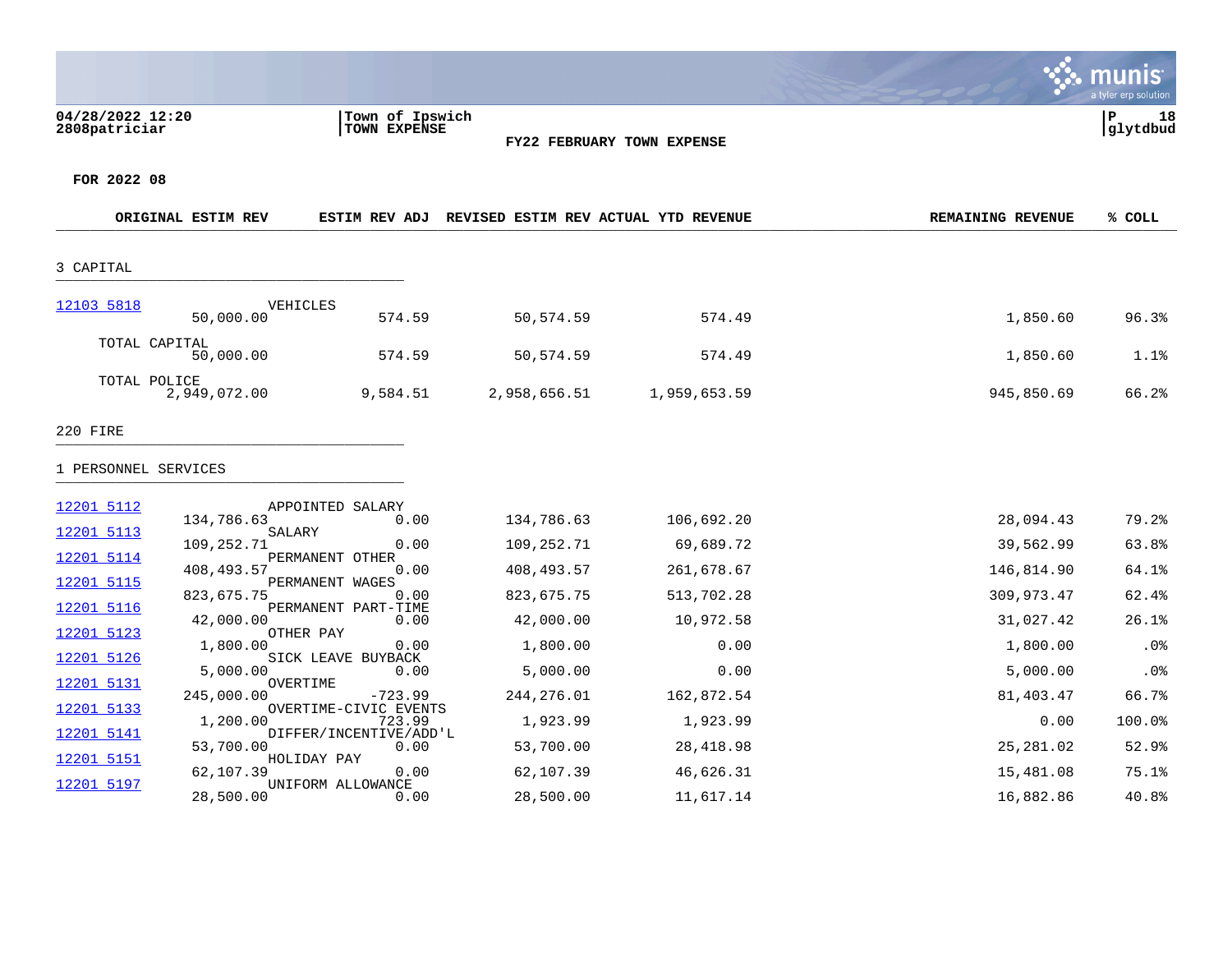Town of Ipswich
TOWN EXPENSE

FY22 FEBRUARY TOWN EXPENSE

04/28/2022 12:20
2808patriciar

glytdbud

**FOR 2022 08**

| | | ORIGINAL ESTIM REV | ESTIM REV ADJ | REVISED ESTIM REV | ACTUAL YTD REVENUE | REMAINING REVENUE | % COLL |
|---|---|---|---|---|---|---|---|
| **3 CAPITAL** | | | | | | | |
| 12103 5818 | VEHICLES | 50,000.00 | 574.59 | 50,574.59 | 574.49 | 1,850.60 | 96.3% |
| TOTAL CAPITAL | | 50,000.00 | 574.59 | 50,574.59 | 574.49 | 1,850.60 | 1.1% |
| TOTAL POLICE | | 2,949,072.00 | 9,584.51 | 2,958,656.51 | 1,959,653.59 | 945,850.69 | 66.2% |
| **220 FIRE** | | | | | | | |
| **1 PERSONNEL SERVICES** | | | | | | | |
| 12201 5112 | APPOINTED SALARY | 134,786.63 | 0.00 | 134,786.63 | 106,692.20 | 28,094.43 | 79.2% |
| 12201 5113 | SALARY | 109,252.71 | 0.00 | 109,252.71 | 69,689.72 | 39,562.99 | 63.8% |
| 12201 5114 | PERMANENT OTHER | 408,493.57 | 0.00 | 408,493.57 | 261,678.67 | 146,814.90 | 64.1% |
| 12201 5115 | PERMANENT WAGES | 823,675.75 | 0.00 | 823,675.75 | 513,702.28 | 309,973.47 | 62.4% |
| 12201 5116 | PERMANENT PART-TIME | 42,000.00 | 0.00 | 42,000.00 | 10,972.58 | 31,027.42 | 26.1% |
| 12201 5123 | OTHER PAY | 1,800.00 | 0.00 | 1,800.00 | 0.00 | 1,800.00 | .0% |
| 12201 5126 | SICK LEAVE BUYBACK | 5,000.00 | 0.00 | 5,000.00 | 0.00 | 5,000.00 | .0% |
| 12201 5131 | OVERTIME | 245,000.00 | -723.99 | 244,276.01 | 162,872.54 | 81,403.47 | 66.7% |
| 12201 5133 | OVERTIME-CIVIC EVENTS | 1,200.00 | 723.99 | 1,923.99 | 1,923.99 | 0.00 | 100.0% |
| 12201 5141 | DIFFER/INCENTIVE/ADD'L | 53,700.00 | 0.00 | 53,700.00 | 28,418.98 | 25,281.02 | 52.9% |
| 12201 5151 | HOLIDAY PAY | 62,107.39 | 0.00 | 62,107.39 | 46,626.31 | 15,481.08 | 75.1% |
| 12201 5197 | UNIFORM ALLOWANCE | 28,500.00 | 0.00 | 28,500.00 | 11,617.14 | 16,882.86 | 40.8% |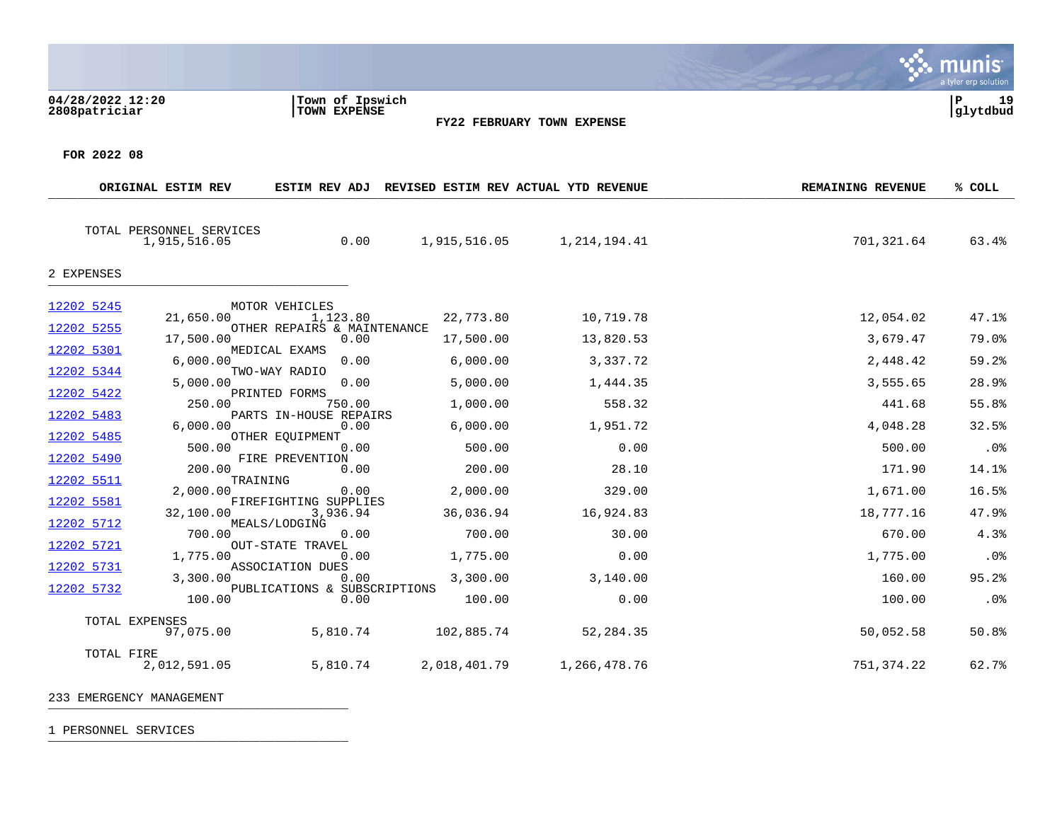04/28/2022 12:20
2808patriciar

Town of Ipswich
TOWN EXPENSE

FY22 FEBRUARY TOWN EXPENSE

P 19
glytdbud

**FOR 2022 08**

| | | ORIGINAL ESTIM REV | ESTIM REV ADJ | REVISED ESTIM REV | ACTUAL YTD REVENUE | REMAINING REVENUE | % COLL |
|---|---|---|---|---|---|---|---|
| | TOTAL PERSONNEL SERVICES | 1,915,516.05 | 0.00 | 1,915,516.05 | 1,214,194.41 | 701,321.64 | 63.4% |
| **2 EXPENSES** | | | | | | | |
| 12202 5245 | MOTOR VEHICLES | 21,650.00 | 1,123.80 | 22,773.80 | 10,719.78 | 12,054.02 | 47.1% |
| 12202 5255 | OTHER REPAIRS & MAINTENANCE | 17,500.00 | 0.00 | 17,500.00 | 13,820.53 | 3,679.47 | 79.0% |
| 12202 5301 | MEDICAL EXAMS | 6,000.00 | 0.00 | 6,000.00 | 3,337.72 | 2,448.42 | 59.2% |
| 12202 5344 | TWO-WAY RADIO | 5,000.00 | 0.00 | 5,000.00 | 1,444.35 | 3,555.65 | 28.9% |
| 12202 5422 | PRINTED FORMS | 250.00 | 750.00 | 1,000.00 | 558.32 | 441.68 | 55.8% |
| 12202 5483 | PARTS IN-HOUSE REPAIRS | 6,000.00 | 0.00 | 6,000.00 | 1,951.72 | 4,048.28 | 32.5% |
| 12202 5485 | OTHER EQUIPMENT | 500.00 | 0.00 | 500.00 | 0.00 | 500.00 | .0% |
| 12202 5490 | FIRE PREVENTION | 200.00 | 0.00 | 200.00 | 28.10 | 171.90 | 14.1% |
| 12202 5511 | TRAINING | 2,000.00 | 0.00 | 2,000.00 | 329.00 | 1,671.00 | 16.5% |
| 12202 5581 | FIREFIGHTING SUPPLIES | 32,100.00 | 3,936.94 | 36,036.94 | 16,924.83 | 18,777.16 | 47.9% |
| 12202 5712 | MEALS/LODGING | 700.00 | 0.00 | 700.00 | 30.00 | 670.00 | 4.3% |
| 12202 5721 | OUT-STATE TRAVEL | 1,775.00 | 0.00 | 1,775.00 | 0.00 | 1,775.00 | .0% |
| 12202 5731 | ASSOCIATION DUES | 3,300.00 | 0.00 | 3,300.00 | 3,140.00 | 160.00 | 95.2% |
| 12202 5732 | PUBLICATIONS & SUBSCRIPTIONS | 100.00 | 0.00 | 100.00 | 0.00 | 100.00 | .0% |
| | TOTAL EXPENSES | 97,075.00 | 5,810.74 | 102,885.74 | 52,284.35 | 50,052.58 | 50.8% |
| | TOTAL FIRE | 2,012,591.05 | 5,810.74 | 2,018,401.79 | 1,266,478.76 | 751,374.22 | 62.7% |

233 EMERGENCY MANAGEMENT

1 PERSONNEL SERVICES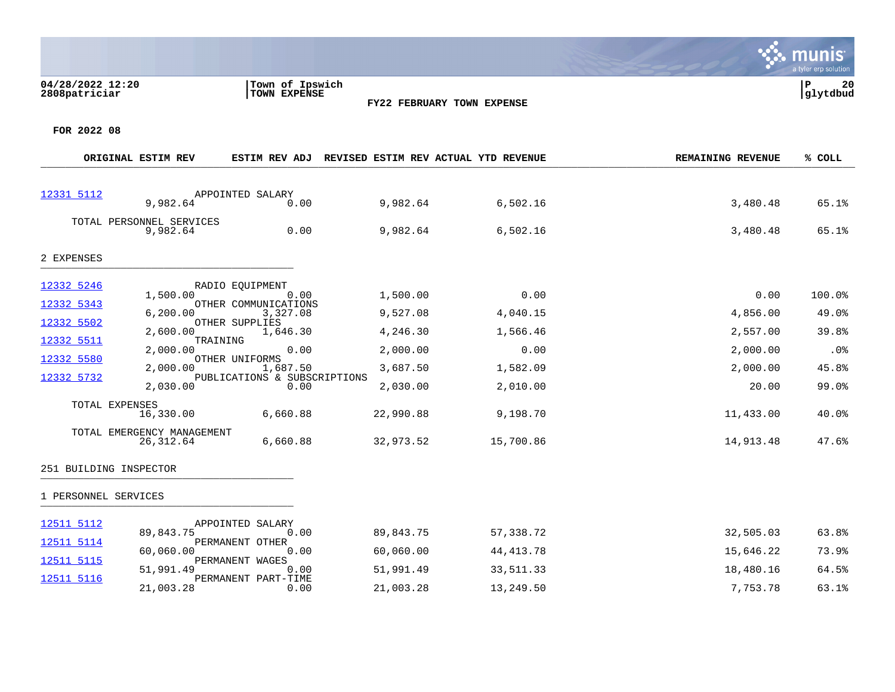FY22 FEBRUARY TOWN EXPENSE

FOR 2022 08

| | ORIGINAL ESTIM REV | ESTIM REV ADJ | REVISED ESTIM REV | ACTUAL YTD REVENUE | REMAINING REVENUE | % COLL |
|---|---|---|---|---|---|---|
| 12331 5112 APPOINTED SALARY | 9,982.64 | 0.00 | 9,982.64 | 6,502.16 | 3,480.48 | 65.1% |
| TOTAL PERSONNEL SERVICES | 9,982.64 | 0.00 | 9,982.64 | 6,502.16 | 3,480.48 | 65.1% |
| **2 EXPENSES** | | | | | | |
| 12332 5246 RADIO EQUIPMENT | 1,500.00 | 0.00 | 1,500.00 | 0.00 | 0.00 | 100.0% |
| 12332 5343 OTHER COMMUNICATIONS | 6,200.00 | 3,327.08 | 9,527.08 | 4,040.15 | 4,856.00 | 49.0% |
| 12332 5502 OTHER SUPPLIES | 2,600.00 | 1,646.30 | 4,246.30 | 1,566.46 | 2,557.00 | 39.8% |
| 12332 5511 TRAINING | 2,000.00 | 0.00 | 2,000.00 | 0.00 | 2,000.00 | .0% |
| 12332 5580 OTHER UNIFORMS | 2,000.00 | 1,687.50 | 3,687.50 | 1,582.09 | 2,000.00 | 45.8% |
| 12332 5732 PUBLICATIONS & SUBSCRIPTIONS | 2,030.00 | 0.00 | 2,030.00 | 2,010.00 | 20.00 | 99.0% |
| TOTAL EXPENSES | 16,330.00 | 6,660.88 | 22,990.88 | 9,198.70 | 11,433.00 | 40.0% |
| TOTAL EMERGENCY MANAGEMENT | 26,312.64 | 6,660.88 | 32,973.52 | 15,700.86 | 14,913.48 | 47.6% |
| **251 BUILDING INSPECTOR** | | | | | | |
| **1 PERSONNEL SERVICES** | | | | | | |
| 12511 5112 APPOINTED SALARY | 89,843.75 | 0.00 | 89,843.75 | 57,338.72 | 32,505.03 | 63.8% |
| 12511 5114 PERMANENT OTHER | 60,060.00 | 0.00 | 60,060.00 | 44,413.78 | 15,646.22 | 73.9% |
| 12511 5115 PERMANENT WAGES | 51,991.49 | 0.00 | 51,991.49 | 33,511.33 | 18,480.16 | 64.5% |
| 12511 5116 PERMANENT PART-TIME | 21,003.28 | 0.00 | 21,003.28 | 13,249.50 | 7,753.78 | 63.1% |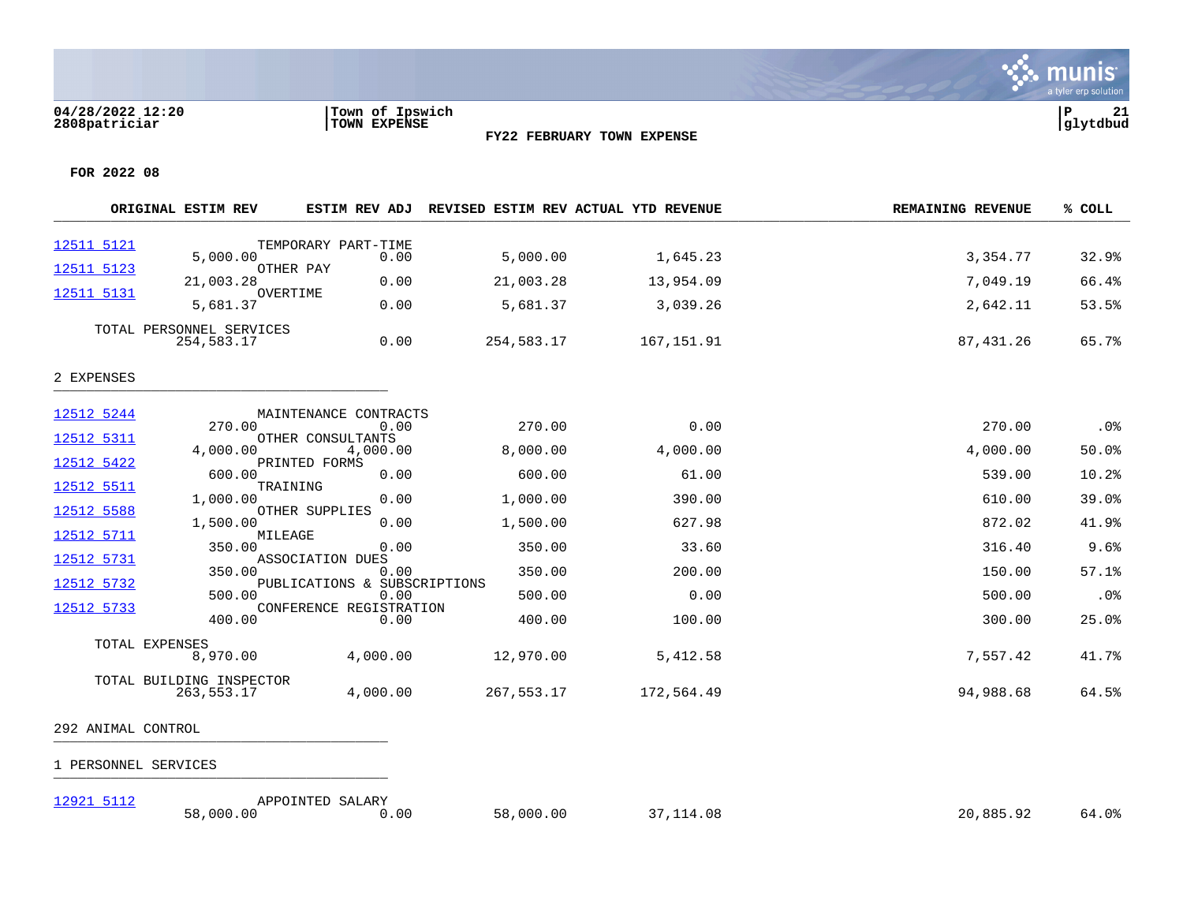FY22 FEBRUARY TOWN EXPENSE

Town of Ipswich
TOWN EXPENSE

04/28/2022 12:20
2808patriciar

glytdbud

FOR 2022 08

| | ORIGINAL ESTIM REV | ESTIM REV ADJ | REVISED ESTIM REV | ACTUAL YTD REVENUE | REMAINING REVENUE | % COLL |
|---|---|---|---|---|---|---|
| 12511 5121 TEMPORARY PART-TIME | 5,000.00 | 0.00 | 5,000.00 | 1,645.23 | 3,354.77 | 32.9% |
| 12511 5123 OTHER PAY | 21,003.28 | 0.00 | 21,003.28 | 13,954.09 | 7,049.19 | 66.4% |
| 12511 5131 OVERTIME | 5,681.37 | 0.00 | 5,681.37 | 3,039.26 | 2,642.11 | 53.5% |
| TOTAL PERSONNEL SERVICES | 254,583.17 | 0.00 | 254,583.17 | 167,151.91 | 87,431.26 | 65.7% |
| **2 EXPENSES** | | | | | | |
| 12512 5244 MAINTENANCE CONTRACTS | 270.00 | 0.00 | 270.00 | 0.00 | 270.00 | .0% |
| 12512 5311 OTHER CONSULTANTS | 4,000.00 | 4,000.00 | 8,000.00 | 4,000.00 | 4,000.00 | 50.0% |
| 12512 5422 PRINTED FORMS | 600.00 | 0.00 | 600.00 | 61.00 | 539.00 | 10.2% |
| 12512 5511 TRAINING | 1,000.00 | 0.00 | 1,000.00 | 390.00 | 610.00 | 39.0% |
| 12512 5588 OTHER SUPPLIES | 1,500.00 | 0.00 | 1,500.00 | 627.98 | 872.02 | 41.9% |
| 12512 5711 MILEAGE | 350.00 | 0.00 | 350.00 | 33.60 | 316.40 | 9.6% |
| 12512 5731 ASSOCIATION DUES | 350.00 | 0.00 | 350.00 | 200.00 | 150.00 | 57.1% |
| 12512 5732 PUBLICATIONS & SUBSCRIPTIONS | 500.00 | 0.00 | 500.00 | 0.00 | 500.00 | .0% |
| 12512 5733 CONFERENCE REGISTRATION | 400.00 | 0.00 | 400.00 | 100.00 | 300.00 | 25.0% |
| TOTAL EXPENSES | 8,970.00 | 4,000.00 | 12,970.00 | 5,412.58 | 7,557.42 | 41.7% |
| TOTAL BUILDING INSPECTOR | 263,553.17 | 4,000.00 | 267,553.17 | 172,564.49 | 94,988.68 | 64.5% |
| **292 ANIMAL CONTROL** | | | | | | |
| **1 PERSONNEL SERVICES** | | | | | | |
| 12921 5112 APPOINTED SALARY | 58,000.00 | 0.00 | 58,000.00 | 37,114.08 | 20,885.92 | 64.0% |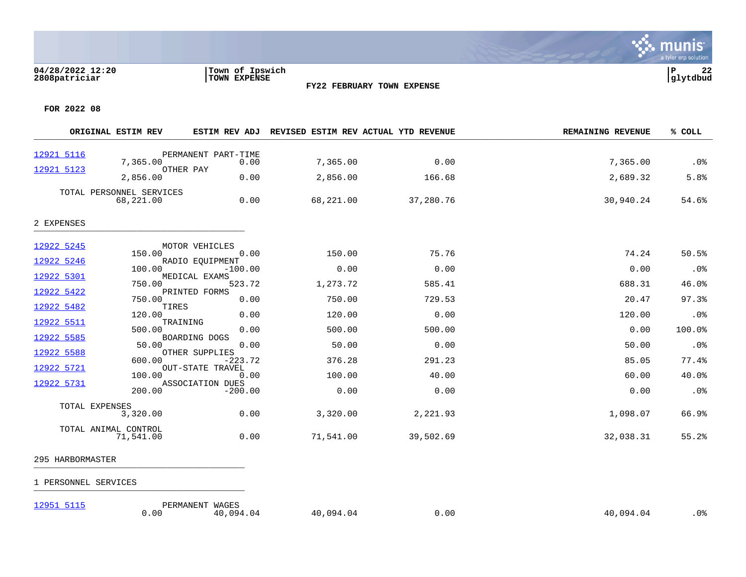04/28/2022 12:20
2808patriciar

Town of Ipswich
TOWN EXPENSE

**FY22 FEBRUARY TOWN EXPENSE**

glytdbud

**FOR 2022 08**

| Account | Description | ORIGINAL ESTIM REV | ESTIM REV ADJ | REVISED ESTIM REV | ACTUAL YTD REVENUE | REMAINING REVENUE | % COLL |
|---|---|---|---|---|---|---|---|
| 12921 5116 | PERMANENT PART-TIME | 7,365.00 | 0.00 | 7,365.00 | 0.00 | 7,365.00 | .0% |
| 12921 5123 | OTHER PAY | 2,856.00 | 0.00 | 2,856.00 | 166.68 | 2,689.32 | 5.8% |
| | TOTAL PERSONNEL SERVICES | 68,221.00 | 0.00 | 68,221.00 | 37,280.76 | 30,940.24 | 54.6% |
| **2 EXPENSES** | | | | | | | |
| 12922 5245 | MOTOR VEHICLES | 150.00 | 0.00 | 150.00 | 75.76 | 74.24 | 50.5% |
| 12922 5246 | RADIO EQUIPMENT | 100.00 | -100.00 | 0.00 | 0.00 | 0.00 | .0% |
| 12922 5301 | MEDICAL EXAMS | 750.00 | 523.72 | 1,273.72 | 585.41 | 688.31 | 46.0% |
| 12922 5422 | PRINTED FORMS | 750.00 | 0.00 | 750.00 | 729.53 | 20.47 | 97.3% |
| 12922 5482 | TIRES | 120.00 | 0.00 | 120.00 | 0.00 | 120.00 | .0% |
| 12922 5511 | TRAINING | 500.00 | 0.00 | 500.00 | 500.00 | 0.00 | 100.0% |
| 12922 5585 | BOARDING DOGS | 50.00 | 0.00 | 50.00 | 0.00 | 50.00 | .0% |
| 12922 5588 | OTHER SUPPLIES | 600.00 | -223.72 | 376.28 | 291.23 | 85.05 | 77.4% |
| 12922 5721 | OUT-STATE TRAVEL | 100.00 | 0.00 | 100.00 | 40.00 | 60.00 | 40.0% |
| 12922 5731 | ASSOCIATION DUES | 200.00 | -200.00 | 0.00 | 0.00 | 0.00 | .0% |
| | TOTAL EXPENSES | 3,320.00 | 0.00 | 3,320.00 | 2,221.93 | 1,098.07 | 66.9% |
| | TOTAL ANIMAL CONTROL | 71,541.00 | 0.00 | 71,541.00 | 39,502.69 | 32,038.31 | 55.2% |
| **295 HARBORMASTER** | | | | | | | |
| **1 PERSONNEL SERVICES** | | | | | | | |
| 12951 5115 | PERMANENT WAGES | 0.00 | 40,094.04 | 40,094.04 | 0.00 | 40,094.04 | .0% |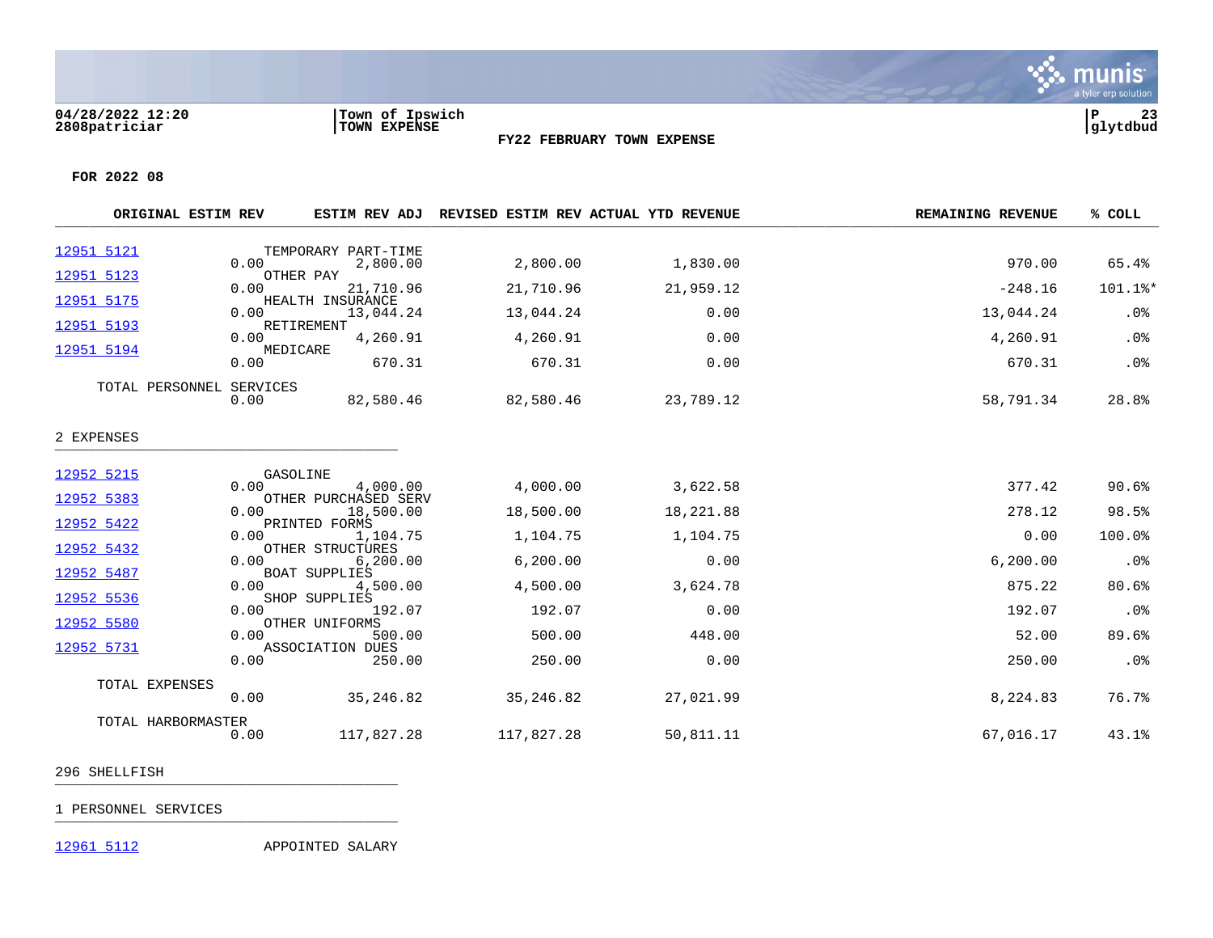04/28/2022 12:20
2808patriciar

Town of Ipswich
TOWN EXPENSE

P 23
glytdbud

FY22 FEBRUARY TOWN EXPENSE

FOR 2022 08

| | | ORIGINAL ESTIM REV | ESTIM REV ADJ | REVISED ESTIM REV | ACTUAL YTD REVENUE | REMAINING REVENUE | % COLL |
|---|---|---|---|---|---|---|---|
| 12951 5121 | TEMPORARY PART-TIME | 0.00 | 2,800.00 | 2,800.00 | 1,830.00 | 970.00 | 65.4% |
| 12951 5123 | OTHER PAY | 0.00 | 21,710.96 | 21,710.96 | 21,959.12 | -248.16 | 101.1%* |
| 12951 5175 | HEALTH INSURANCE | 0.00 | 13,044.24 | 13,044.24 | 0.00 | 13,044.24 | .0% |
| 12951 5193 | RETIREMENT | 0.00 | 4,260.91 | 4,260.91 | 0.00 | 4,260.91 | .0% |
| 12951 5194 | MEDICARE | 0.00 | 670.31 | 670.31 | 0.00 | 670.31 | .0% |
| TOTAL PERSONNEL SERVICES | | 0.00 | 82,580.46 | 82,580.46 | 23,789.12 | 58,791.34 | 28.8% |

2 EXPENSES

| | | ORIGINAL ESTIM REV | ESTIM REV ADJ | REVISED ESTIM REV | ACTUAL YTD REVENUE | REMAINING REVENUE | % COLL |
|---|---|---|---|---|---|---|---|
| 12952 5215 | GASOLINE | 0.00 | 4,000.00 | 4,000.00 | 3,622.58 | 377.42 | 90.6% |
| 12952 5383 | OTHER PURCHASED SERV | 0.00 | 18,500.00 | 18,500.00 | 18,221.88 | 278.12 | 98.5% |
| 12952 5422 | PRINTED FORMS | 0.00 | 1,104.75 | 1,104.75 | 1,104.75 | 0.00 | 100.0% |
| 12952 5432 | OTHER STRUCTURES | 0.00 | 6,200.00 | 6,200.00 | 0.00 | 6,200.00 | .0% |
| 12952 5487 | BOAT SUPPLIES | 0.00 | 4,500.00 | 4,500.00 | 3,624.78 | 875.22 | 80.6% |
| 12952 5536 | SHOP SUPPLIES | 0.00 | 192.07 | 192.07 | 0.00 | 192.07 | .0% |
| 12952 5580 | OTHER UNIFORMS | 0.00 | 500.00 | 500.00 | 448.00 | 52.00 | 89.6% |
| 12952 5731 | ASSOCIATION DUES | 0.00 | 250.00 | 250.00 | 0.00 | 250.00 | .0% |
| TOTAL EXPENSES | | 0.00 | 35,246.82 | 35,246.82 | 27,021.99 | 8,224.83 | 76.7% |
| TOTAL HARBORMASTER | | 0.00 | 117,827.28 | 117,827.28 | 50,811.11 | 67,016.17 | 43.1% |

296 SHELLFISH

1 PERSONNEL SERVICES

12961 5112 APPOINTED SALARY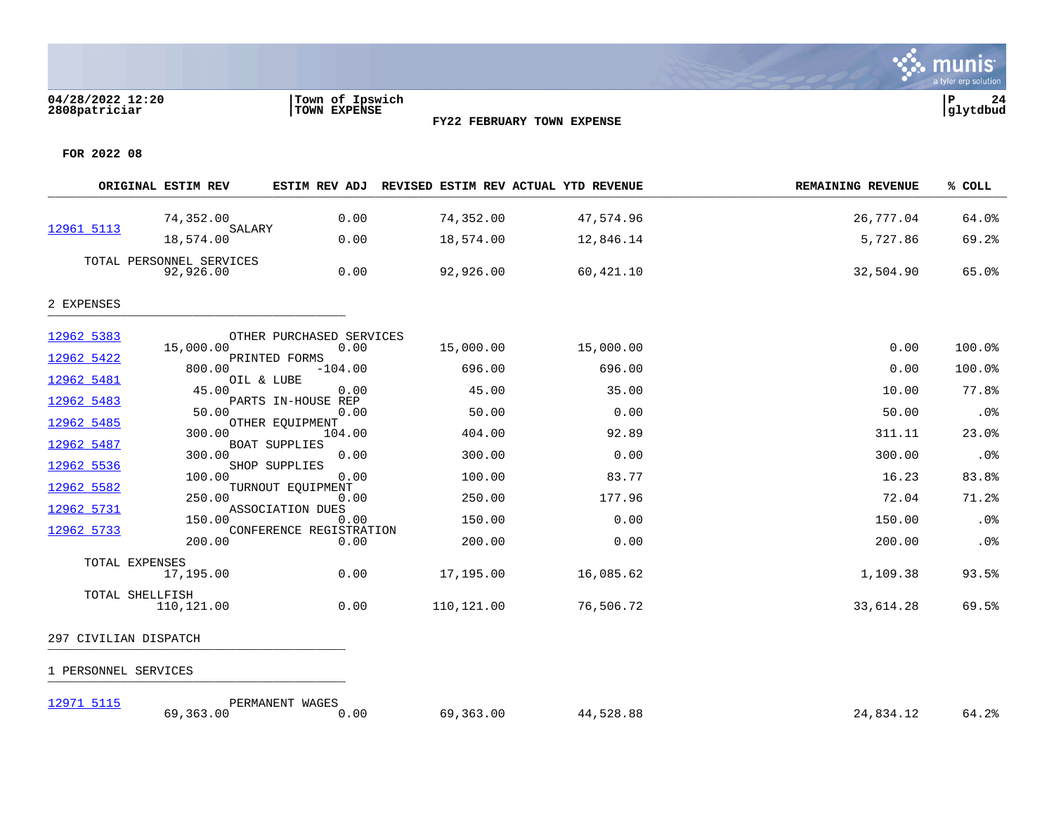04/28/2022 12:20
2808patriciar

Town of Ipswich
TOWN EXPENSE

**FY22 FEBRUARY TOWN EXPENSE**

**FOR 2022 08**

| | ORIGINAL ESTIM REV | ESTIM REV ADJ | REVISED ESTIM REV | ACTUAL YTD REVENUE | REMAINING REVENUE | % COLL |
|---|---|---|---|---|---|---|
| | 74,352.00 | 0.00 | 74,352.00 | 47,574.96 | 26,777.04 | 64.0% |
| 12961 5113 SALARY | 18,574.00 | 0.00 | 18,574.00 | 12,846.14 | 5,727.86 | 69.2% |
| TOTAL PERSONNEL SERVICES | 92,926.00 | 0.00 | 92,926.00 | 60,421.10 | 32,504.90 | 65.0% |
| **2 EXPENSES** | | | | | | |
| 12962 5383 OTHER PURCHASED SERVICES | 15,000.00 | 0.00 | 15,000.00 | 15,000.00 | 0.00 | 100.0% |
| 12962 5422 PRINTED FORMS | 800.00 | -104.00 | 696.00 | 696.00 | 0.00 | 100.0% |
| 12962 5481 OIL & LUBE | 45.00 | 0.00 | 45.00 | 35.00 | 10.00 | 77.8% |
| 12962 5483 PARTS IN-HOUSE REP | 50.00 | 0.00 | 50.00 | 0.00 | 50.00 | .0% |
| 12962 5485 OTHER EQUIPMENT | 300.00 | 104.00 | 404.00 | 92.89 | 311.11 | 23.0% |
| 12962 5487 BOAT SUPPLIES | 300.00 | 0.00 | 300.00 | 0.00 | 300.00 | .0% |
| 12962 5536 SHOP SUPPLIES | 100.00 | 0.00 | 100.00 | 83.77 | 16.23 | 83.8% |
| 12962 5582 TURNOUT EQUIPMENT | 250.00 | 0.00 | 250.00 | 177.96 | 72.04 | 71.2% |
| 12962 5731 ASSOCIATION DUES | 150.00 | 0.00 | 150.00 | 0.00 | 150.00 | .0% |
| 12962 5733 CONFERENCE REGISTRATION | 200.00 | 0.00 | 200.00 | 0.00 | 200.00 | .0% |
| TOTAL EXPENSES | 17,195.00 | 0.00 | 17,195.00 | 16,085.62 | 1,109.38 | 93.5% |
| TOTAL SHELLFISH | 110,121.00 | 0.00 | 110,121.00 | 76,506.72 | 33,614.28 | 69.5% |
| **297 CIVILIAN DISPATCH** | | | | | | |
| **1 PERSONNEL SERVICES** | | | | | | |
| 12971 5115 PERMANENT WAGES | 69,363.00 | 0.00 | 69,363.00 | 44,528.88 | 24,834.12 | 64.2% |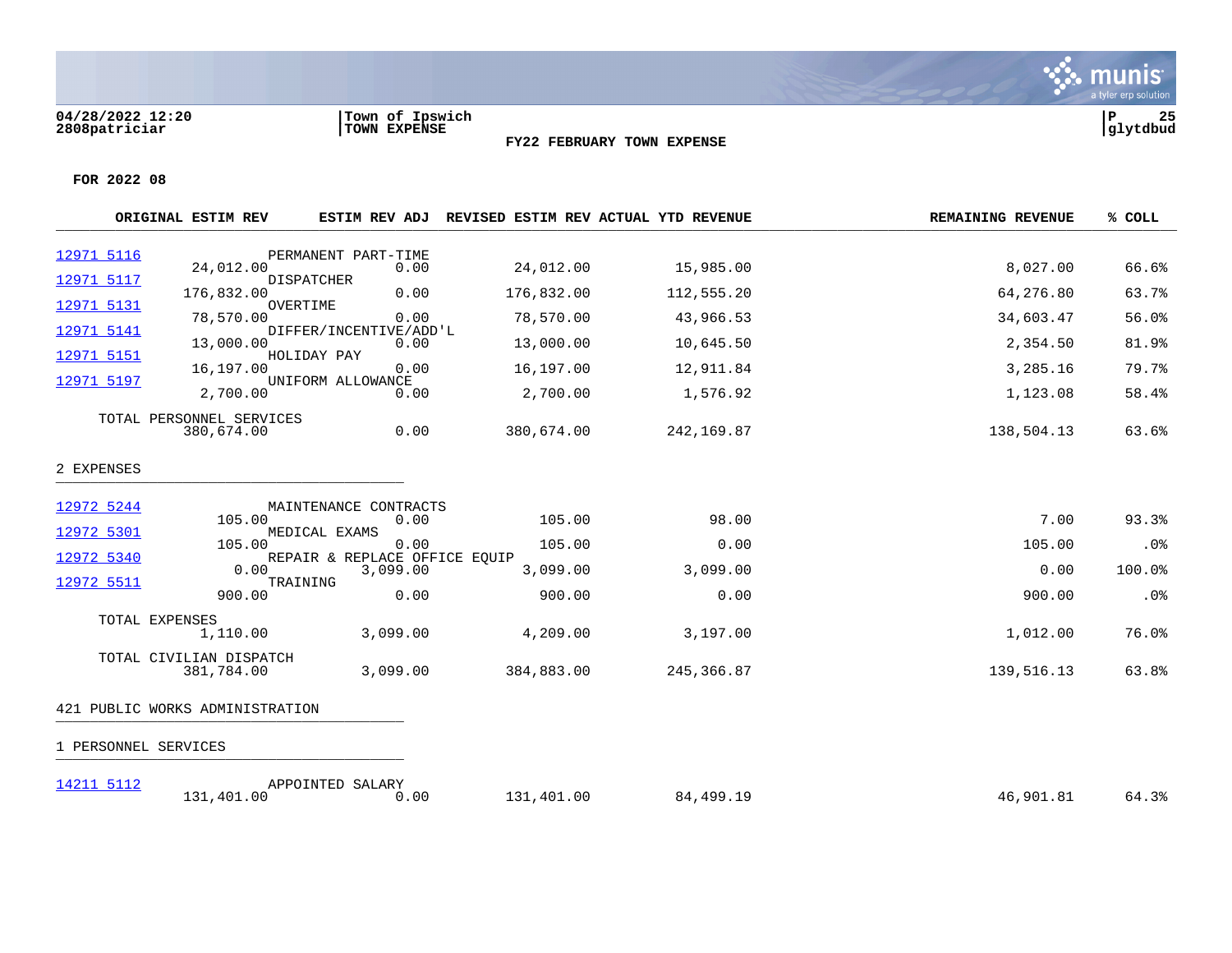04/28/2022 12:20 | Town of Ipswich
2808patriciar | TOWN EXPENSE

**FY22 FEBRUARY TOWN EXPENSE**

**FOR 2022 08**

| ACCOUNT | DESCRIPTION | ORIGINAL ESTIM REV | ESTIM REV ADJ | REVISED ESTIM REV | ACTUAL YTD REVENUE | REMAINING REVENUE | % COLL |
|---|---|---|---|---|---|---|---|
| 12971 5116 | PERMANENT PART-TIME | 24,012.00 | 0.00 | 24,012.00 | 15,985.00 | 8,027.00 | 66.6% |
| 12971 5117 | DISPATCHER | 176,832.00 | 0.00 | 176,832.00 | 112,555.20 | 64,276.80 | 63.7% |
| 12971 5131 | OVERTIME | 78,570.00 | 0.00 | 78,570.00 | 43,966.53 | 34,603.47 | 56.0% |
| 12971 5141 | DIFFER/INCENTIVE/ADD'L | 13,000.00 | 0.00 | 13,000.00 | 10,645.50 | 2,354.50 | 81.9% |
| 12971 5151 | HOLIDAY PAY | 16,197.00 | 0.00 | 16,197.00 | 12,911.84 | 3,285.16 | 79.7% |
| 12971 5197 | UNIFORM ALLOWANCE | 2,700.00 | 0.00 | 2,700.00 | 1,576.92 | 1,123.08 | 58.4% |
| | TOTAL PERSONNEL SERVICES | 380,674.00 | 0.00 | 380,674.00 | 242,169.87 | 138,504.13 | 63.6% |
| **2 EXPENSES** | | | | | | | |
| 12972 5244 | MAINTENANCE CONTRACTS | 105.00 | 0.00 | 105.00 | 98.00 | 7.00 | 93.3% |
| 12972 5301 | MEDICAL EXAMS | 105.00 | 0.00 | 105.00 | 0.00 | 105.00 | .0% |
| 12972 5340 | REPAIR & REPLACE OFFICE EQUIP | 0.00 | 3,099.00 | 3,099.00 | 3,099.00 | 0.00 | 100.0% |
| 12972 5511 | TRAINING | 900.00 | 0.00 | 900.00 | 0.00 | 900.00 | .0% |
| | TOTAL EXPENSES | 1,110.00 | 3,099.00 | 4,209.00 | 3,197.00 | 1,012.00 | 76.0% |
| | TOTAL CIVILIAN DISPATCH | 381,784.00 | 3,099.00 | 384,883.00 | 245,366.87 | 139,516.13 | 63.8% |
| **421 PUBLIC WORKS ADMINISTRATION** | | | | | | | |
| **1 PERSONNEL SERVICES** | | | | | | | |
| 14211 5112 | APPOINTED SALARY | 131,401.00 | 0.00 | 131,401.00 | 84,499.19 | 46,901.81 | 64.3% |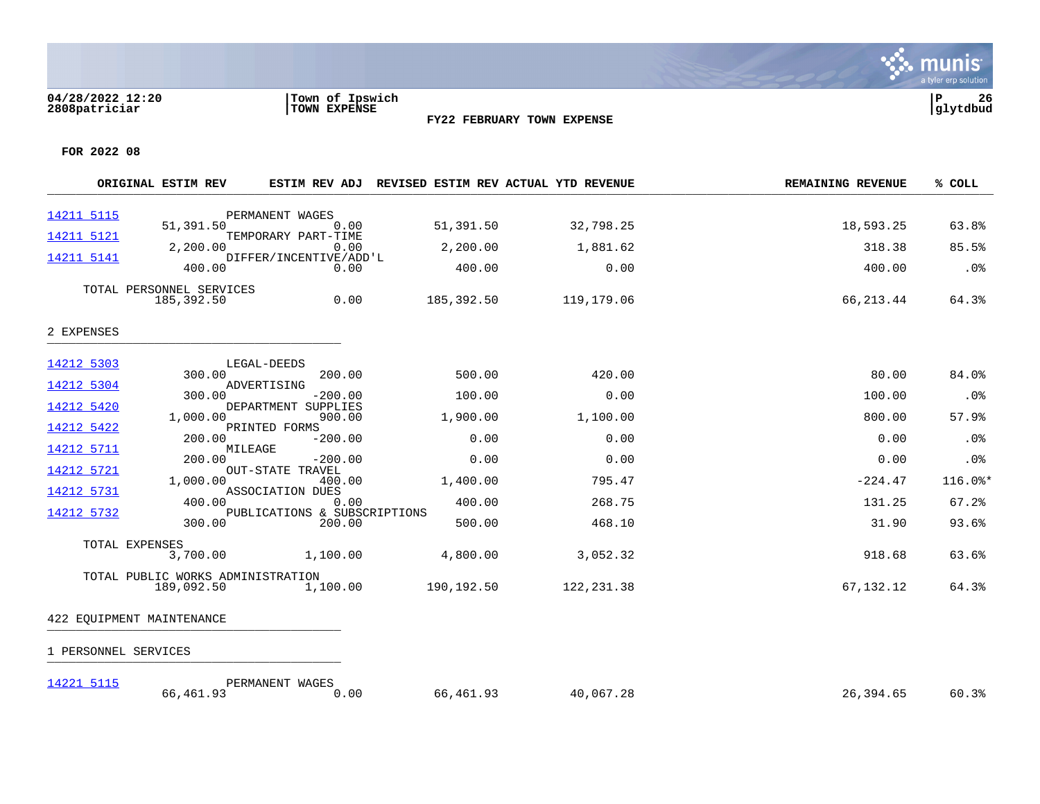**Town of Ipswich**
**TOWN EXPENSE**

**FY22 FEBRUARY TOWN EXPENSE**

**FOR 2022 08**

| Account | Description | ORIGINAL ESTIM REV | ESTIM REV ADJ | REVISED ESTIM REV | ACTUAL YTD REVENUE | REMAINING REVENUE | % COLL |
|---|---|---|---|---|---|---|---|
| 14211 5115 | PERMANENT WAGES | 51,391.50 | 0.00 | 51,391.50 | 32,798.25 | 18,593.25 | 63.8% |
| 14211 5121 | TEMPORARY PART-TIME | 2,200.00 | 0.00 | 2,200.00 | 1,881.62 | 318.38 | 85.5% |
| 14211 5141 | DIFFER/INCENTIVE/ADD'L | 400.00 | 0.00 | 400.00 | 0.00 | 400.00 | .0% |
| | TOTAL PERSONNEL SERVICES | 185,392.50 | 0.00 | 185,392.50 | 119,179.06 | 66,213.44 | 64.3% |

2 EXPENSES

| Account | Description | ORIGINAL ESTIM REV | ESTIM REV ADJ | REVISED ESTIM REV | ACTUAL YTD REVENUE | REMAINING REVENUE | % COLL |
|---|---|---|---|---|---|---|---|
| 14212 5303 | LEGAL-DEEDS | 300.00 | 200.00 | 500.00 | 420.00 | 80.00 | 84.0% |
| 14212 5304 | ADVERTISING | 300.00 | -200.00 | 100.00 | 0.00 | 100.00 | .0% |
| 14212 5420 | DEPARTMENT SUPPLIES | 1,000.00 | 900.00 | 1,900.00 | 1,100.00 | 800.00 | 57.9% |
| 14212 5422 | PRINTED FORMS | 200.00 | -200.00 | 0.00 | 0.00 | 0.00 | .0% |
| 14212 5711 | MILEAGE | 200.00 | -200.00 | 0.00 | 0.00 | 0.00 | .0% |
| 14212 5721 | OUT-STATE TRAVEL | 1,000.00 | 400.00 | 1,400.00 | 795.47 | -224.47 | 116.0%* |
| 14212 5731 | ASSOCIATION DUES | 400.00 | 0.00 | 400.00 | 268.75 | 131.25 | 67.2% |
| 14212 5732 | PUBLICATIONS & SUBSCRIPTIONS | 300.00 | 200.00 | 500.00 | 468.10 | 31.90 | 93.6% |
| | TOTAL EXPENSES | 3,700.00 | 1,100.00 | 4,800.00 | 3,052.32 | 918.68 | 63.6% |
| | TOTAL PUBLIC WORKS ADMINISTRATION | 189,092.50 | 1,100.00 | 190,192.50 | 122,231.38 | 67,132.12 | 64.3% |

422 EQUIPMENT MAINTENANCE

1 PERSONNEL SERVICES

| Account | Description | ORIGINAL ESTIM REV | ESTIM REV ADJ | REVISED ESTIM REV | ACTUAL YTD REVENUE | REMAINING REVENUE | % COLL |
|---|---|---|---|---|---|---|---|
| 14221 5115 | PERMANENT WAGES | 66,461.93 | 0.00 | 66,461.93 | 40,067.28 | 26,394.65 | 60.3% |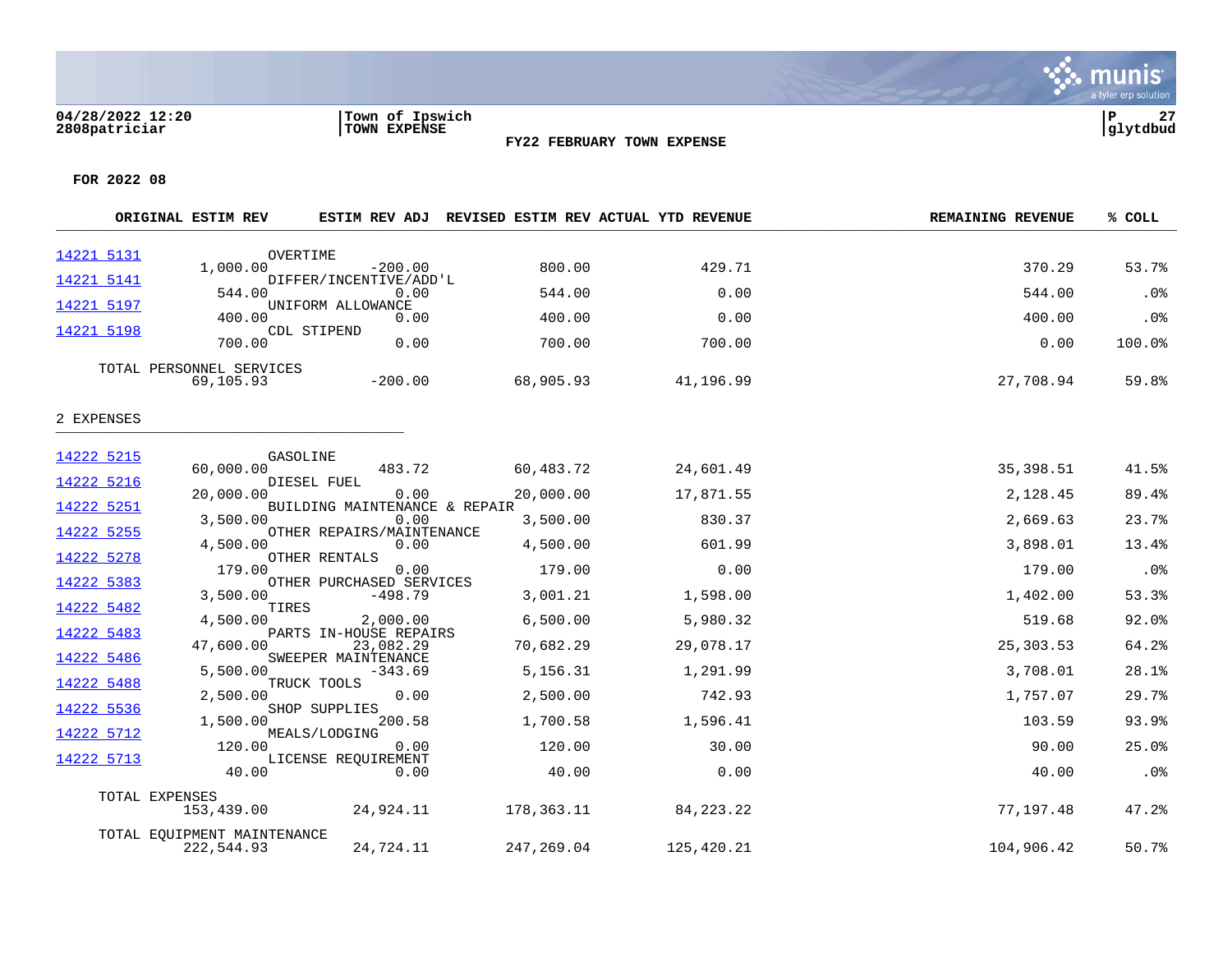Town of Ipswich
TOWN EXPENSE

**FY22 FEBRUARY TOWN EXPENSE**

**FOR 2022 08**

| Account | Description | ORIGINAL ESTIM REV | ESTIM REV ADJ | REVISED ESTIM REV | ACTUAL YTD REVENUE | REMAINING REVENUE | % COLL |
|---|---|---|---|---|---|---|---|
| 14221 5131 | OVERTIME | 1,000.00 | -200.00 | 800.00 | 429.71 | 370.29 | 53.7% |
| 14221 5141 | DIFFER/INCENTIVE/ADD'L | 544.00 | 0.00 | 544.00 | 0.00 | 544.00 | .0% |
| 14221 5197 | UNIFORM ALLOWANCE | 400.00 | 0.00 | 400.00 | 0.00 | 400.00 | .0% |
| 14221 5198 | CDL STIPEND | 700.00 | 0.00 | 700.00 | 700.00 | 0.00 | 100.0% |
| | TOTAL PERSONNEL SERVICES | 69,105.93 | -200.00 | 68,905.93 | 41,196.99 | 27,708.94 | 59.8% |

2 EXPENSES

| Account | Description | ORIGINAL ESTIM REV | ESTIM REV ADJ | REVISED ESTIM REV | ACTUAL YTD REVENUE | REMAINING REVENUE | % COLL |
|---|---|---|---|---|---|---|---|
| 14222 5215 | GASOLINE | 60,000.00 | 483.72 | 60,483.72 | 24,601.49 | 35,398.51 | 41.5% |
| 14222 5216 | DIESEL FUEL | 20,000.00 | 0.00 | 20,000.00 | 17,871.55 | 2,128.45 | 89.4% |
| 14222 5251 | BUILDING MAINTENANCE & REPAIR | 3,500.00 | 0.00 | 3,500.00 | 830.37 | 2,669.63 | 23.7% |
| 14222 5255 | OTHER REPAIRS/MAINTENANCE | 4,500.00 | 0.00 | 4,500.00 | 601.99 | 3,898.01 | 13.4% |
| 14222 5278 | OTHER RENTALS | 179.00 | 0.00 | 179.00 | 0.00 | 179.00 | .0% |
| 14222 5383 | OTHER PURCHASED SERVICES | 3,500.00 | -498.79 | 3,001.21 | 1,598.00 | 1,402.00 | 53.3% |
| 14222 5482 | TIRES | 4,500.00 | 2,000.00 | 6,500.00 | 5,980.32 | 519.68 | 92.0% |
| 14222 5483 | PARTS IN-HOUSE REPAIRS | 47,600.00 | 23,082.29 | 70,682.29 | 29,078.17 | 25,303.53 | 64.2% |
| 14222 5486 | SWEEPER MAINTENANCE | 5,500.00 | -343.69 | 5,156.31 | 1,291.99 | 3,708.01 | 28.1% |
| 14222 5488 | TRUCK TOOLS | 2,500.00 | 0.00 | 2,500.00 | 742.93 | 1,757.07 | 29.7% |
| 14222 5536 | SHOP SUPPLIES | 1,500.00 | 200.58 | 1,700.58 | 1,596.41 | 103.59 | 93.9% |
| 14222 5712 | MEALS/LODGING | 120.00 | 0.00 | 120.00 | 30.00 | 90.00 | 25.0% |
| 14222 5713 | LICENSE REQUIREMENT | 40.00 | 0.00 | 40.00 | 0.00 | 40.00 | .0% |
| | TOTAL EXPENSES | 153,439.00 | 24,924.11 | 178,363.11 | 84,223.22 | 77,197.48 | 47.2% |
| | TOTAL EQUIPMENT MAINTENANCE | 222,544.93 | 24,724.11 | 247,269.04 | 125,420.21 | 104,906.42 | 50.7% |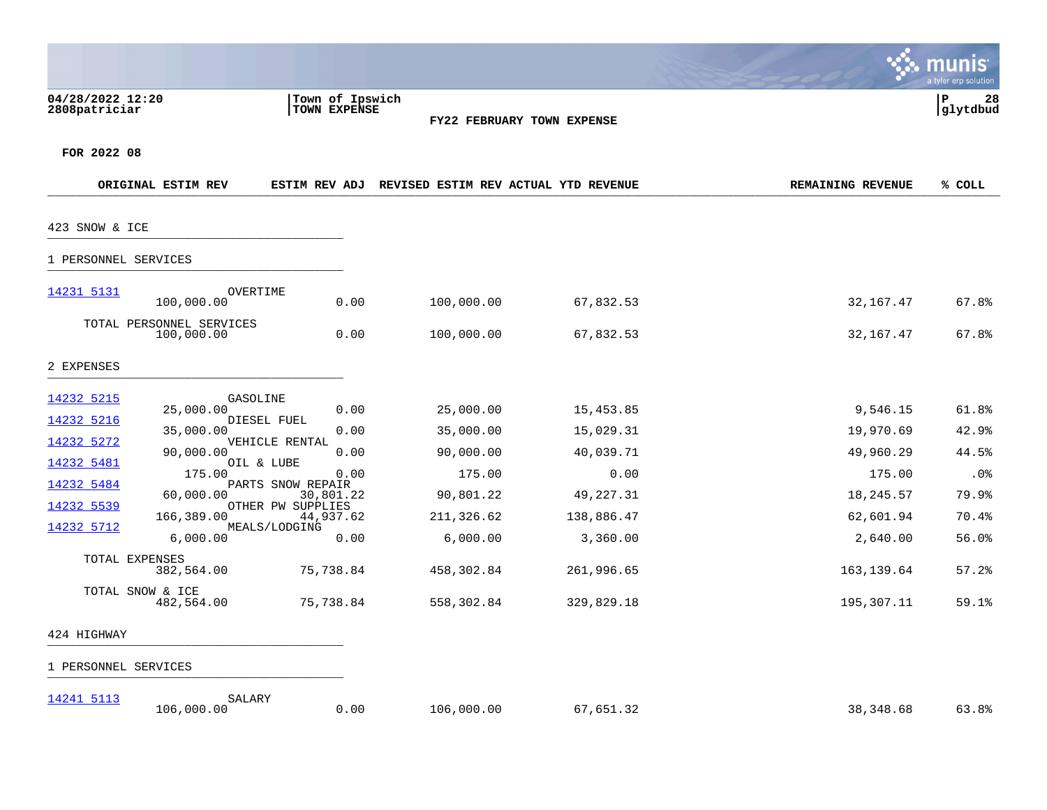04/28/2022 12:20 | Town of Ipswich | P 28
2808patriciar | TOWN EXPENSE | glytdbud

**FY22 FEBRUARY TOWN EXPENSE**

**FOR 2022 08**

| | | ORIGINAL ESTIM REV | ESTIM REV ADJ | REVISED ESTIM REV | ACTUAL YTD REVENUE | REMAINING REVENUE | % COLL |
|---|---|---|---|---|---|---|---|
| **423 SNOW & ICE** | | | | | | | |
| **1 PERSONNEL SERVICES** | | | | | | | |
| 14231 5131 | OVERTIME | 100,000.00 | 0.00 | 100,000.00 | 67,832.53 | 32,167.47 | 67.8% |
| | TOTAL PERSONNEL SERVICES | 100,000.00 | 0.00 | 100,000.00 | 67,832.53 | 32,167.47 | 67.8% |
| **2 EXPENSES** | | | | | | | |
| 14232 5215 | GASOLINE | 25,000.00 | 0.00 | 25,000.00 | 15,453.85 | 9,546.15 | 61.8% |
| 14232 5216 | DIESEL FUEL | 35,000.00 | 0.00 | 35,000.00 | 15,029.31 | 19,970.69 | 42.9% |
| 14232 5272 | VEHICLE RENTAL | 90,000.00 | 0.00 | 90,000.00 | 40,039.71 | 49,960.29 | 44.5% |
| 14232 5481 | OIL & LUBE | 175.00 | 0.00 | 175.00 | 0.00 | 175.00 | .0% |
| 14232 5484 | PARTS SNOW REPAIR | 60,000.00 | 30,801.22 | 90,801.22 | 49,227.31 | 18,245.57 | 79.9% |
| 14232 5539 | OTHER PW SUPPLIES | 166,389.00 | 44,937.62 | 211,326.62 | 138,886.47 | 62,601.94 | 70.4% |
| 14232 5712 | MEALS/LODGING | 6,000.00 | 0.00 | 6,000.00 | 3,360.00 | 2,640.00 | 56.0% |
| | TOTAL EXPENSES | 382,564.00 | 75,738.84 | 458,302.84 | 261,996.65 | 163,139.64 | 57.2% |
| | TOTAL SNOW & ICE | 482,564.00 | 75,738.84 | 558,302.84 | 329,829.18 | 195,307.11 | 59.1% |
| **424 HIGHWAY** | | | | | | | |
| **1 PERSONNEL SERVICES** | | | | | | | |
| 14241 5113 | SALARY | 106,000.00 | 0.00 | 106,000.00 | 67,651.32 | 38,348.68 | 63.8% |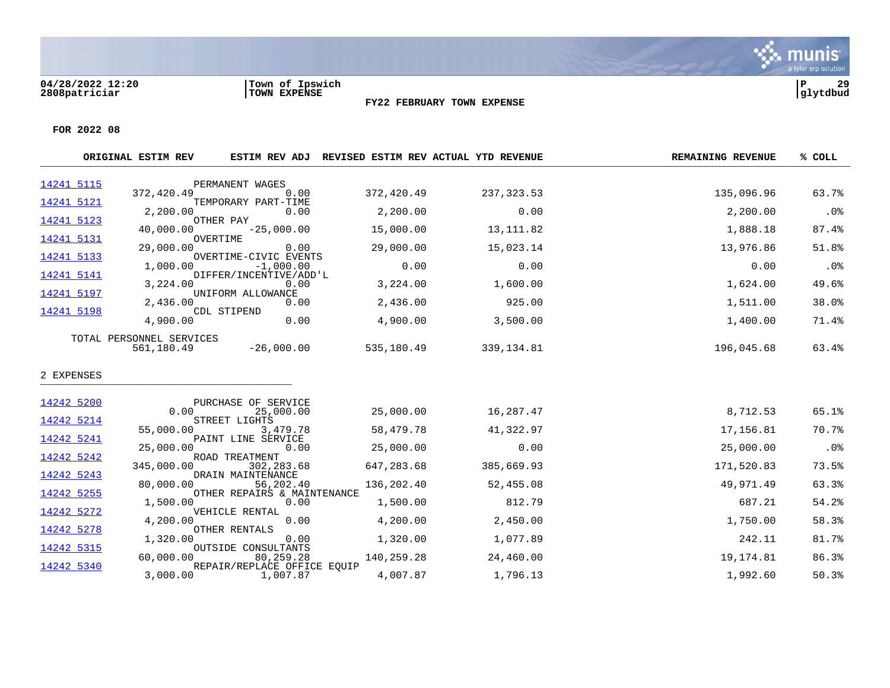04/28/2022 12:20
2808patriciar

Town of Ipswich
TOWN EXPENSE

P 29
glytdbud

**FY22 FEBRUARY TOWN EXPENSE**

**FOR 2022 08**

| | | ORIGINAL ESTIM REV | ESTIM REV ADJ | REVISED ESTIM REV | ACTUAL YTD REVENUE | REMAINING REVENUE | % COLL |
|---|---|---|---|---|---|---|---|
| 14241 5115 | PERMANENT WAGES | 372,420.49 | 0.00 | 372,420.49 | 237,323.53 | 135,096.96 | 63.7% |
| 14241 5121 | TEMPORARY PART-TIME | 2,200.00 | 0.00 | 2,200.00 | 0.00 | 2,200.00 | .0% |
| 14241 5123 | OTHER PAY | 40,000.00 | -25,000.00 | 15,000.00 | 13,111.82 | 1,888.18 | 87.4% |
| 14241 5131 | OVERTIME | 29,000.00 | 0.00 | 29,000.00 | 15,023.14 | 13,976.86 | 51.8% |
| 14241 5133 | OVERTIME-CIVIC EVENTS | 1,000.00 | -1,000.00 | 0.00 | 0.00 | 0.00 | .0% |
| 14241 5141 | DIFFER/INCENTIVE/ADD'L | 3,224.00 | 0.00 | 3,224.00 | 1,600.00 | 1,624.00 | 49.6% |
| 14241 5197 | UNIFORM ALLOWANCE | 2,436.00 | 0.00 | 2,436.00 | 925.00 | 1,511.00 | 38.0% |
| 14241 5198 | CDL STIPEND | 4,900.00 | 0.00 | 4,900.00 | 3,500.00 | 1,400.00 | 71.4% |
| TOTAL PERSONNEL SERVICES | | 561,180.49 | -26,000.00 | 535,180.49 | 339,134.81 | 196,045.68 | 63.4% |

2 EXPENSES

| | | ORIGINAL ESTIM REV | ESTIM REV ADJ | REVISED ESTIM REV | ACTUAL YTD REVENUE | REMAINING REVENUE | % COLL |
|---|---|---|---|---|---|---|---|
| 14242 5200 | PURCHASE OF SERVICE | 0.00 | 25,000.00 | 25,000.00 | 16,287.47 | 8,712.53 | 65.1% |
| 14242 5214 | STREET LIGHTS | 55,000.00 | 3,479.78 | 58,479.78 | 41,322.97 | 17,156.81 | 70.7% |
| 14242 5241 | PAINT LINE SERVICE | 25,000.00 | 0.00 | 25,000.00 | 0.00 | 25,000.00 | .0% |
| 14242 5242 | ROAD TREATMENT | 345,000.00 | 302,283.68 | 647,283.68 | 385,669.93 | 171,520.83 | 73.5% |
| 14242 5243 | DRAIN MAINTENANCE | 80,000.00 | 56,202.40 | 136,202.40 | 52,455.08 | 49,971.49 | 63.3% |
| 14242 5255 | OTHER REPAIRS & MAINTENANCE | 1,500.00 | 0.00 | 1,500.00 | 812.79 | 687.21 | 54.2% |
| 14242 5272 | VEHICLE RENTAL | 4,200.00 | 0.00 | 4,200.00 | 2,450.00 | 1,750.00 | 58.3% |
| 14242 5278 | OTHER RENTALS | 1,320.00 | 0.00 | 1,320.00 | 1,077.89 | 242.11 | 81.7% |
| 14242 5315 | OUTSIDE CONSULTANTS | 60,000.00 | 80,259.28 | 140,259.28 | 24,460.00 | 19,174.81 | 86.3% |
| 14242 5340 | REPAIR/REPLACE OFFICE EQUIP | 3,000.00 | 1,007.87 | 4,007.87 | 1,796.13 | 1,992.60 | 50.3% |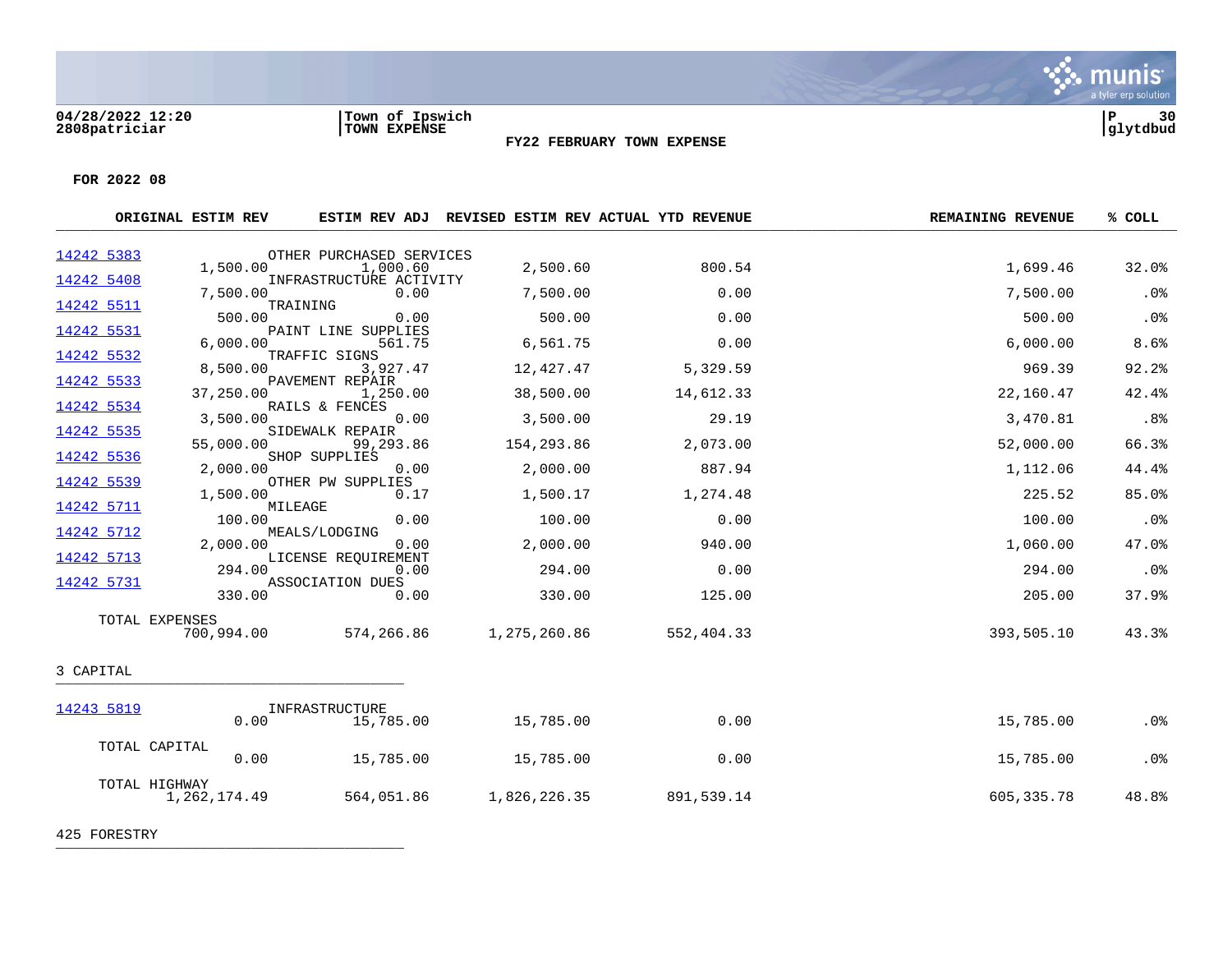04/28/2022 12:20
2808patriciar

Town of Ipswich
TOWN EXPENSE

glytdbud

**FY22 FEBRUARY TOWN EXPENSE**

**FOR 2022 08**

| | ORIGINAL ESTIM REV | ESTIM REV ADJ | REVISED ESTIM REV | ACTUAL YTD REVENUE | REMAINING REVENUE | % COLL |
|---|---|---|---|---|---|---|
| 14242 5383 OTHER PURCHASED SERVICES | 1,500.00 | 1,000.60 | 2,500.60 | 800.54 | 1,699.46 | 32.0% |
| 14242 5408 INFRASTRUCTURE ACTIVITY | 7,500.00 | 0.00 | 7,500.00 | 0.00 | 7,500.00 | .0% |
| 14242 5511 TRAINING | 500.00 | 0.00 | 500.00 | 0.00 | 500.00 | .0% |
| 14242 5531 PAINT LINE SUPPLIES | 6,000.00 | 561.75 | 6,561.75 | 0.00 | 6,000.00 | 8.6% |
| 14242 5532 TRAFFIC SIGNS | 8,500.00 | 3,927.47 | 12,427.47 | 5,329.59 | 969.39 | 92.2% |
| 14242 5533 PAVEMENT REPAIR | 37,250.00 | 1,250.00 | 38,500.00 | 14,612.33 | 22,160.47 | 42.4% |
| 14242 5534 RAILS & FENCES | 3,500.00 | 0.00 | 3,500.00 | 29.19 | 3,470.81 | .8% |
| 14242 5535 SIDEWALK REPAIR | 55,000.00 | 99,293.86 | 154,293.86 | 2,073.00 | 52,000.00 | 66.3% |
| 14242 5536 SHOP SUPPLIES | 2,000.00 | 0.00 | 2,000.00 | 887.94 | 1,112.06 | 44.4% |
| 14242 5539 OTHER PW SUPPLIES | 1,500.00 | 0.17 | 1,500.17 | 1,274.48 | 225.52 | 85.0% |
| 14242 5711 MILEAGE | 100.00 | 0.00 | 100.00 | 0.00 | 100.00 | .0% |
| 14242 5712 MEALS/LODGING | 2,000.00 | 0.00 | 2,000.00 | 940.00 | 1,060.00 | 47.0% |
| 14242 5713 LICENSE REQUIREMENT | 294.00 | 0.00 | 294.00 | 0.00 | 294.00 | .0% |
| 14242 5731 ASSOCIATION DUES | 330.00 | 0.00 | 330.00 | 125.00 | 205.00 | 37.9% |
| TOTAL EXPENSES | 700,994.00 | 574,266.86 | 1,275,260.86 | 552,404.33 | 393,505.10 | 43.3% |

3 CAPITAL

| | ORIGINAL ESTIM REV | ESTIM REV ADJ | REVISED ESTIM REV | ACTUAL YTD REVENUE | REMAINING REVENUE | % COLL |
|---|---|---|---|---|---|---|
| 14243 5819 INFRASTRUCTURE | 0.00 | 15,785.00 | 15,785.00 | 0.00 | 15,785.00 | .0% |
| TOTAL CAPITAL | 0.00 | 15,785.00 | 15,785.00 | 0.00 | 15,785.00 | .0% |
| TOTAL HIGHWAY | 1,262,174.49 | 564,051.86 | 1,826,226.35 | 891,539.14 | 605,335.78 | 48.8% |

425 FORESTRY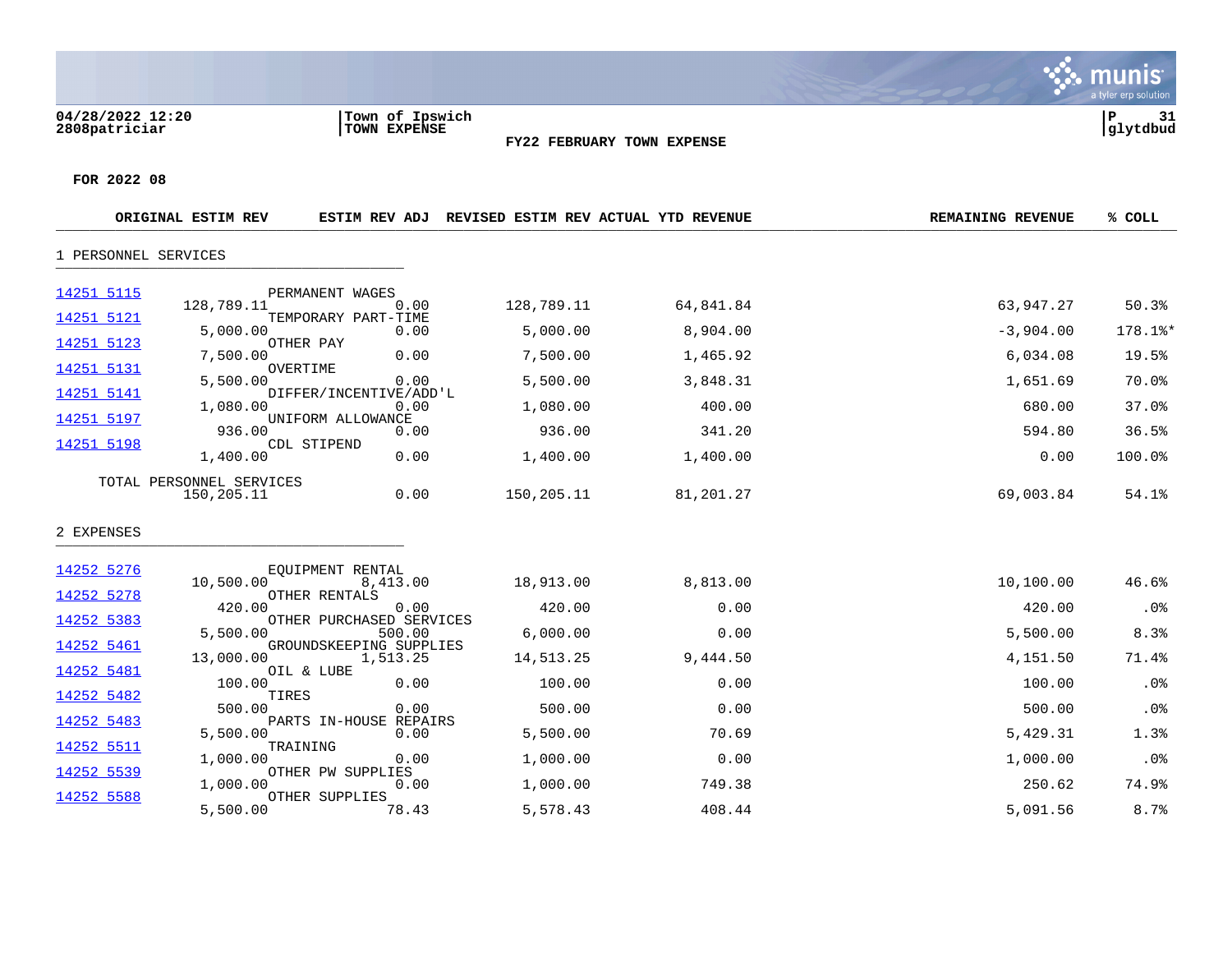04/28/2022 12:20
2808patriciar

Town of Ipswich
TOWN EXPENSE

**FY22 FEBRUARY TOWN EXPENSE**

glytdbud

**FOR 2022 08**

| | ORIGINAL ESTIM REV | ESTIM REV ADJ | REVISED ESTIM REV | ACTUAL YTD REVENUE | REMAINING REVENUE | % COLL |
|---|---|---|---|---|---|---|
| **1 PERSONNEL SERVICES** | | | | | | |
| 14251 5115 PERMANENT WAGES | 128,789.11 | 0.00 | 128,789.11 | 64,841.84 | 63,947.27 | 50.3% |
| 14251 5121 TEMPORARY PART-TIME | 5,000.00 | 0.00 | 5,000.00 | 8,904.00 | -3,904.00 | 178.1%* |
| 14251 5123 OTHER PAY | 7,500.00 | 0.00 | 7,500.00 | 1,465.92 | 6,034.08 | 19.5% |
| 14251 5131 OVERTIME | 5,500.00 | 0.00 | 5,500.00 | 3,848.31 | 1,651.69 | 70.0% |
| 14251 5141 DIFFER/INCENTIVE/ADD'L | 1,080.00 | 0.00 | 1,080.00 | 400.00 | 680.00 | 37.0% |
| 14251 5197 UNIFORM ALLOWANCE | 936.00 | 0.00 | 936.00 | 341.20 | 594.80 | 36.5% |
| 14251 5198 CDL STIPEND | 1,400.00 | 0.00 | 1,400.00 | 1,400.00 | 0.00 | 100.0% |
| TOTAL PERSONNEL SERVICES | 150,205.11 | 0.00 | 150,205.11 | 81,201.27 | 69,003.84 | 54.1% |
| **2 EXPENSES** | | | | | | |
| 14252 5276 EQUIPMENT RENTAL | 10,500.00 | 8,413.00 | 18,913.00 | 8,813.00 | 10,100.00 | 46.6% |
| 14252 5278 OTHER RENTALS | 420.00 | 0.00 | 420.00 | 0.00 | 420.00 | .0% |
| 14252 5383 OTHER PURCHASED SERVICES | 5,500.00 | 500.00 | 6,000.00 | 0.00 | 5,500.00 | 8.3% |
| 14252 5461 GROUNDSKEEPING SUPPLIES | 13,000.00 | 1,513.25 | 14,513.25 | 9,444.50 | 4,151.50 | 71.4% |
| 14252 5481 OIL & LUBE | 100.00 | 0.00 | 100.00 | 0.00 | 100.00 | .0% |
| 14252 5482 TIRES | 500.00 | 0.00 | 500.00 | 0.00 | 500.00 | .0% |
| 14252 5483 PARTS IN-HOUSE REPAIRS | 5,500.00 | 0.00 | 5,500.00 | 70.69 | 5,429.31 | 1.3% |
| 14252 5511 TRAINING | 1,000.00 | 0.00 | 1,000.00 | 0.00 | 1,000.00 | .0% |
| 14252 5539 OTHER PW SUPPLIES | 1,000.00 | 0.00 | 1,000.00 | 749.38 | 250.62 | 74.9% |
| 14252 5588 OTHER SUPPLIES | 5,500.00 | 78.43 | 5,578.43 | 408.44 | 5,091.56 | 8.7% |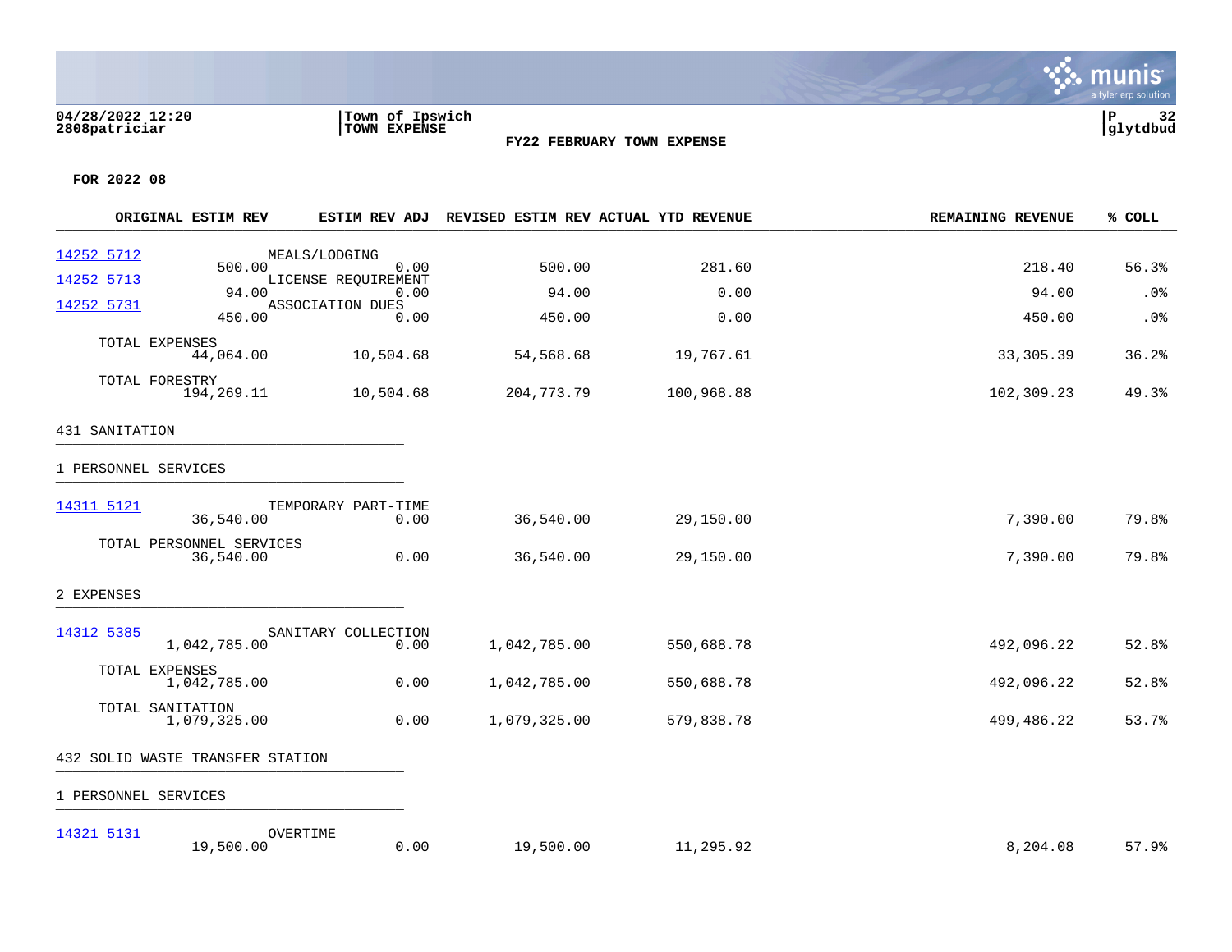**04/28/2022 12:20**
**2808patriciar**

**Town of Ipswich**
**TOWN EXPENSE**

**FY22 FEBRUARY TOWN EXPENSE**

**glytdbud**

**FOR 2022 08**

| Account | Description | ORIGINAL ESTIM REV | ESTIM REV ADJ | REVISED ESTIM REV | ACTUAL YTD REVENUE | REMAINING REVENUE | % COLL |
|---|---|---|---|---|---|---|---|
| 14252 5712 | MEALS/LODGING | 500.00 | 0.00 | 500.00 | 281.60 | 218.40 | 56.3% |
| 14252 5713 | LICENSE REQUIREMENT | 94.00 | 0.00 | 94.00 | 0.00 | 94.00 | .0% |
| 14252 5731 | ASSOCIATION DUES | 450.00 | 0.00 | 450.00 | 0.00 | 450.00 | .0% |
| | TOTAL EXPENSES | 44,064.00 | 10,504.68 | 54,568.68 | 19,767.61 | 33,305.39 | 36.2% |
| | TOTAL FORESTRY | 194,269.11 | 10,504.68 | 204,773.79 | 100,968.88 | 102,309.23 | 49.3% |
| **431 SANITATION** | | | | | | | |
| **1 PERSONNEL SERVICES** | | | | | | | |
| 14311 5121 | TEMPORARY PART-TIME | 36,540.00 | 0.00 | 36,540.00 | 29,150.00 | 7,390.00 | 79.8% |
| | TOTAL PERSONNEL SERVICES | 36,540.00 | 0.00 | 36,540.00 | 29,150.00 | 7,390.00 | 79.8% |
| **2 EXPENSES** | | | | | | | |
| 14312 5385 | SANITARY COLLECTION | 1,042,785.00 | 0.00 | 1,042,785.00 | 550,688.78 | 492,096.22 | 52.8% |
| | TOTAL EXPENSES | 1,042,785.00 | 0.00 | 1,042,785.00 | 550,688.78 | 492,096.22 | 52.8% |
| | TOTAL SANITATION | 1,079,325.00 | 0.00 | 1,079,325.00 | 579,838.78 | 499,486.22 | 53.7% |
| **432 SOLID WASTE TRANSFER STATION** | | | | | | | |
| **1 PERSONNEL SERVICES** | | | | | | | |
| 14321 5131 | OVERTIME | 19,500.00 | 0.00 | 19,500.00 | 11,295.92 | 8,204.08 | 57.9% |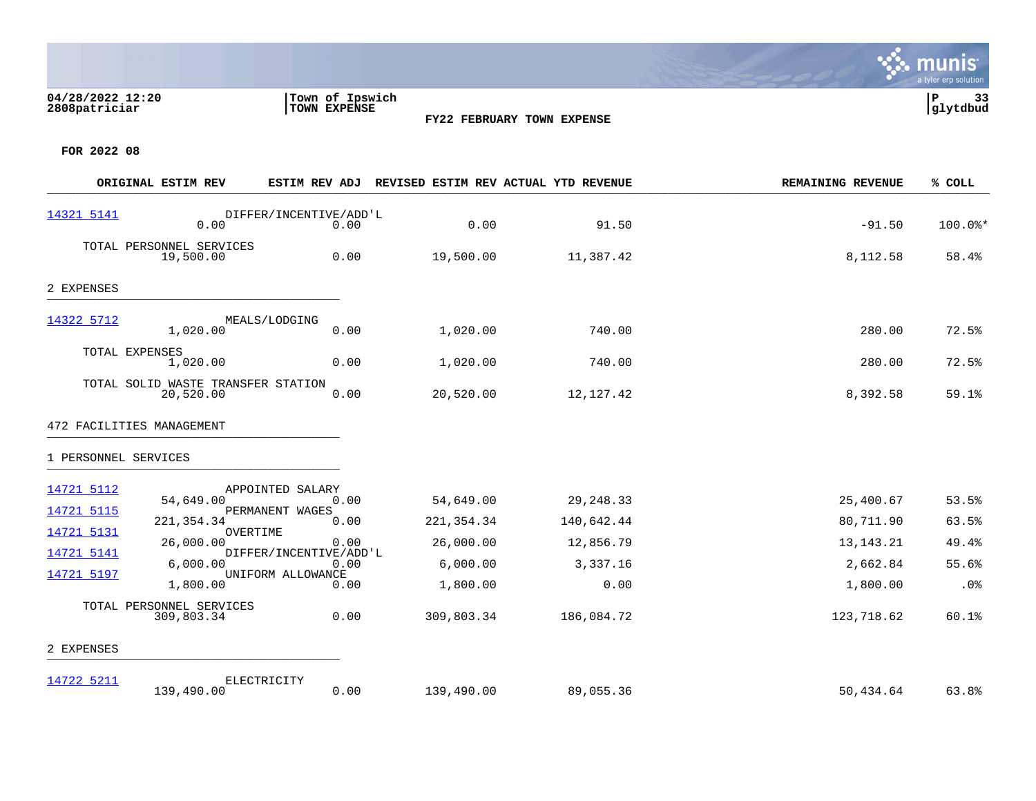**Town of Ipswich**
**TOWN EXPENSE**

**FY22 FEBRUARY TOWN EXPENSE**

**FOR 2022 08**

| | ORIGINAL ESTIM REV | ESTIM REV ADJ | REVISED ESTIM REV | ACTUAL YTD REVENUE | REMAINING REVENUE | % COLL |
|---|---|---|---|---|---|---|
| 14321 5141 DIFFER/INCENTIVE/ADD'L | 0.00 | 0.00 | 0.00 | 91.50 | -91.50 | 100.0%* |
| TOTAL PERSONNEL SERVICES | 19,500.00 | 0.00 | 19,500.00 | 11,387.42 | 8,112.58 | 58.4% |
| **2 EXPENSES** | | | | | | |
| 14322 5712 MEALS/LODGING | 1,020.00 | 0.00 | 1,020.00 | 740.00 | 280.00 | 72.5% |
| TOTAL EXPENSES | 1,020.00 | 0.00 | 1,020.00 | 740.00 | 280.00 | 72.5% |
| TOTAL SOLID WASTE TRANSFER STATION | 20,520.00 | 0.00 | 20,520.00 | 12,127.42 | 8,392.58 | 59.1% |
| **472 FACILITIES MANAGEMENT** | | | | | | |
| **1 PERSONNEL SERVICES** | | | | | | |
| 14721 5112 APPOINTED SALARY | 54,649.00 | 0.00 | 54,649.00 | 29,248.33 | 25,400.67 | 53.5% |
| 14721 5115 PERMANENT WAGES | 221,354.34 | 0.00 | 221,354.34 | 140,642.44 | 80,711.90 | 63.5% |
| 14721 5131 OVERTIME | 26,000.00 | 0.00 | 26,000.00 | 12,856.79 | 13,143.21 | 49.4% |
| 14721 5141 DIFFER/INCENTIVE/ADD'L | 6,000.00 | 0.00 | 6,000.00 | 3,337.16 | 2,662.84 | 55.6% |
| 14721 5197 UNIFORM ALLOWANCE | 1,800.00 | 0.00 | 1,800.00 | 0.00 | 1,800.00 | .0% |
| TOTAL PERSONNEL SERVICES | 309,803.34 | 0.00 | 309,803.34 | 186,084.72 | 123,718.62 | 60.1% |
| **2 EXPENSES** | | | | | | |
| 14722 5211 ELECTRICITY | 139,490.00 | 0.00 | 139,490.00 | 89,055.36 | 50,434.64 | 63.8% |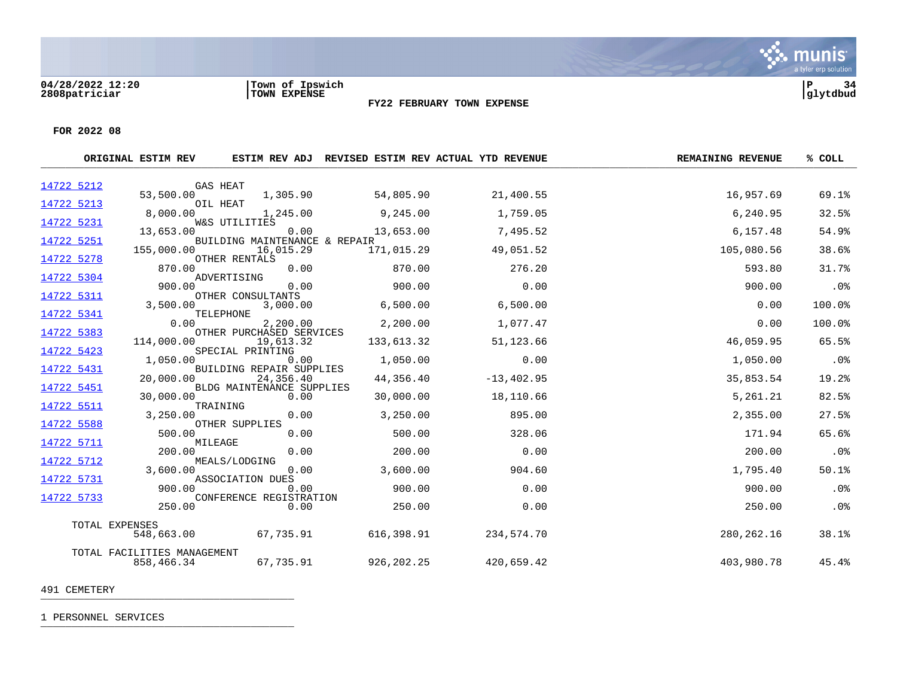**FY22 FEBRUARY TOWN EXPENSE**

**FOR 2022 08**

| Account | Description | ORIGINAL ESTIM REV | ESTIM REV ADJ | REVISED ESTIM REV | ACTUAL YTD REVENUE | REMAINING REVENUE | % COLL |
|---|---|---|---|---|---|---|---|
| 14722 5212 | GAS HEAT | 53,500.00 | 1,305.90 | 54,805.90 | 21,400.55 | 16,957.69 | 69.1% |
| 14722 5213 | OIL HEAT | 8,000.00 | 1,245.00 | 9,245.00 | 1,759.05 | 6,240.95 | 32.5% |
| 14722 5231 | W&S UTILITIES | 13,653.00 | 0.00 | 13,653.00 | 7,495.52 | 6,157.48 | 54.9% |
| 14722 5251 | BUILDING MAINTENANCE & REPAIR | 155,000.00 | 16,015.29 | 171,015.29 | 49,051.52 | 105,080.56 | 38.6% |
| 14722 5278 | OTHER RENTALS | 870.00 | 0.00 | 870.00 | 276.20 | 593.80 | 31.7% |
| 14722 5304 | ADVERTISING | 900.00 | 0.00 | 900.00 | 0.00 | 900.00 | .0% |
| 14722 5311 | OTHER CONSULTANTS | 3,500.00 | 3,000.00 | 6,500.00 | 6,500.00 | 0.00 | 100.0% |
| 14722 5341 | TELEPHONE | 0.00 | 2,200.00 | 2,200.00 | 1,077.47 | 0.00 | 100.0% |
| 14722 5383 | OTHER PURCHASED SERVICES | 114,000.00 | 19,613.32 | 133,613.32 | 51,123.66 | 46,059.95 | 65.5% |
| 14722 5423 | SPECIAL PRINTING | 1,050.00 | 0.00 | 1,050.00 | 0.00 | 1,050.00 | .0% |
| 14722 5431 | BUILDING REPAIR SUPPLIES | 20,000.00 | 24,356.40 | 44,356.40 | -13,402.95 | 35,853.54 | 19.2% |
| 14722 5451 | BLDG MAINTENANCE SUPPLIES | 30,000.00 | 0.00 | 30,000.00 | 18,110.66 | 5,261.21 | 82.5% |
| 14722 5511 | TRAINING | 3,250.00 | 0.00 | 3,250.00 | 895.00 | 2,355.00 | 27.5% |
| 14722 5588 | OTHER SUPPLIES | 500.00 | 0.00 | 500.00 | 328.06 | 171.94 | 65.6% |
| 14722 5711 | MILEAGE | 200.00 | 0.00 | 200.00 | 0.00 | 200.00 | .0% |
| 14722 5712 | MEALS/LODGING | 3,600.00 | 0.00 | 3,600.00 | 904.60 | 1,795.40 | 50.1% |
| 14722 5731 | ASSOCIATION DUES | 900.00 | 0.00 | 900.00 | 0.00 | 900.00 | .0% |
| 14722 5733 | CONFERENCE REGISTRATION | 250.00 | 0.00 | 250.00 | 0.00 | 250.00 | .0% |
| | TOTAL EXPENSES | 548,663.00 | 67,735.91 | 616,398.91 | 234,574.70 | 280,262.16 | 38.1% |
| | TOTAL FACILITIES MANAGEMENT | 858,466.34 | 67,735.91 | 926,202.25 | 420,659.42 | 403,980.78 | 45.4% |

491 CEMETERY

1 PERSONNEL SERVICES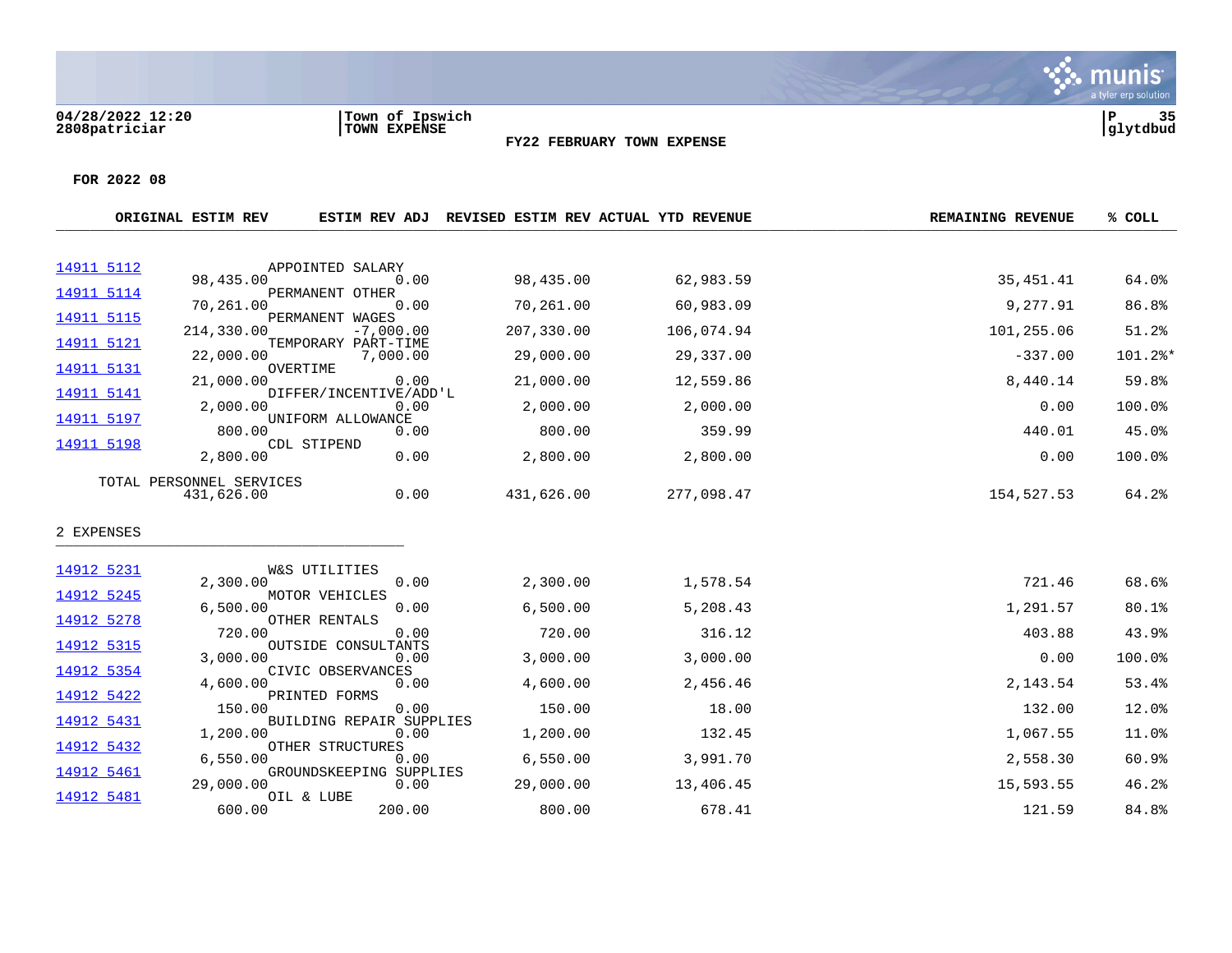**Town of Ipswich**
**TOWN EXPENSE**

**FY22 FEBRUARY TOWN EXPENSE**

**FOR 2022 08**

| | | ORIGINAL ESTIM REV | ESTIM REV ADJ | REVISED ESTIM REV | ACTUAL YTD REVENUE | REMAINING REVENUE | % COLL |
|---|---|---|---|---|---|---|---|
| 14911 5112 | APPOINTED SALARY | 98,435.00 | 0.00 | 98,435.00 | 62,983.59 | 35,451.41 | 64.0% |
| 14911 5114 | PERMANENT OTHER | 70,261.00 | 0.00 | 70,261.00 | 60,983.09 | 9,277.91 | 86.8% |
| 14911 5115 | PERMANENT WAGES | 214,330.00 | -7,000.00 | 207,330.00 | 106,074.94 | 101,255.06 | 51.2% |
| 14911 5121 | TEMPORARY PART-TIME | 22,000.00 | 7,000.00 | 29,000.00 | 29,337.00 | -337.00 | 101.2%* |
| 14911 5131 | OVERTIME | 21,000.00 | 0.00 | 21,000.00 | 12,559.86 | 8,440.14 | 59.8% |
| 14911 5141 | DIFFER/INCENTIVE/ADD'L | 2,000.00 | 0.00 | 2,000.00 | 2,000.00 | 0.00 | 100.0% |
| 14911 5197 | UNIFORM ALLOWANCE | 800.00 | 0.00 | 800.00 | 359.99 | 440.01 | 45.0% |
| 14911 5198 | CDL STIPEND | 2,800.00 | 0.00 | 2,800.00 | 2,800.00 | 0.00 | 100.0% |
| | TOTAL PERSONNEL SERVICES | 431,626.00 | 0.00 | 431,626.00 | 277,098.47 | 154,527.53 | 64.2% |

2 EXPENSES

| | | ORIGINAL ESTIM REV | ESTIM REV ADJ | REVISED ESTIM REV | ACTUAL YTD REVENUE | REMAINING REVENUE | % COLL |
|---|---|---|---|---|---|---|---|
| 14912 5231 | W&S UTILITIES | 2,300.00 | 0.00 | 2,300.00 | 1,578.54 | 721.46 | 68.6% |
| 14912 5245 | MOTOR VEHICLES | 6,500.00 | 0.00 | 6,500.00 | 5,208.43 | 1,291.57 | 80.1% |
| 14912 5278 | OTHER RENTALS | 720.00 | 0.00 | 720.00 | 316.12 | 403.88 | 43.9% |
| 14912 5315 | OUTSIDE CONSULTANTS | 3,000.00 | 0.00 | 3,000.00 | 3,000.00 | 0.00 | 100.0% |
| 14912 5354 | CIVIC OBSERVANCES | 4,600.00 | 0.00 | 4,600.00 | 2,456.46 | 2,143.54 | 53.4% |
| 14912 5422 | PRINTED FORMS | 150.00 | 0.00 | 150.00 | 18.00 | 132.00 | 12.0% |
| 14912 5431 | BUILDING REPAIR SUPPLIES | 1,200.00 | 0.00 | 1,200.00 | 132.45 | 1,067.55 | 11.0% |
| 14912 5432 | OTHER STRUCTURES | 6,550.00 | 0.00 | 6,550.00 | 3,991.70 | 2,558.30 | 60.9% |
| 14912 5461 | GROUNDSKEEPING SUPPLIES | 29,000.00 | 0.00 | 29,000.00 | 13,406.45 | 15,593.55 | 46.2% |
| 14912 5481 | OIL & LUBE | 600.00 | 200.00 | 800.00 | 678.41 | 121.59 | 84.8% |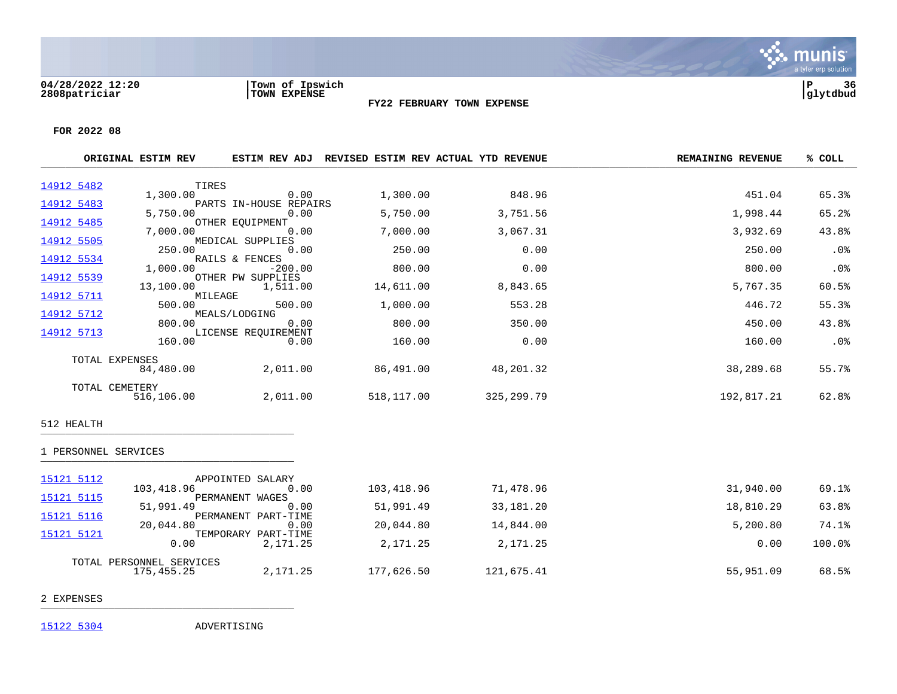04/28/2022 12:20
2808patriciar

Town of Ipswich
TOWN EXPENSE

**FY22 FEBRUARY TOWN EXPENSE**

**FOR 2022 08**

| ACCOUNT | DESCRIPTION | ORIGINAL ESTIM REV | ESTIM REV ADJ | REVISED ESTIM REV | ACTUAL YTD REVENUE | REMAINING REVENUE | % COLL |
|---|---|---|---|---|---|---|---|
| 14912 5482 | TIRES | 1,300.00 | 0.00 | 1,300.00 | 848.96 | 451.04 | 65.3% |
| 14912 5483 | PARTS IN-HOUSE REPAIRS | 5,750.00 | 0.00 | 5,750.00 | 3,751.56 | 1,998.44 | 65.2% |
| 14912 5485 | OTHER EQUIPMENT | 7,000.00 | 0.00 | 7,000.00 | 3,067.31 | 3,932.69 | 43.8% |
| 14912 5505 | MEDICAL SUPPLIES | 250.00 | 0.00 | 250.00 | 0.00 | 250.00 | .0% |
| 14912 5534 | RAILS & FENCES | 1,000.00 | -200.00 | 800.00 | 0.00 | 800.00 | .0% |
| 14912 5539 | OTHER PW SUPPLIES | 13,100.00 | 1,511.00 | 14,611.00 | 8,843.65 | 5,767.35 | 60.5% |
| 14912 5711 | MILEAGE | 500.00 | 500.00 | 1,000.00 | 553.28 | 446.72 | 55.3% |
| 14912 5712 | MEALS/LODGING | 800.00 | 0.00 | 800.00 | 350.00 | 450.00 | 43.8% |
| 14912 5713 | LICENSE REQUIREMENT | 160.00 | 0.00 | 160.00 | 0.00 | 160.00 | .0% |
| TOTAL EXPENSES | | 84,480.00 | 2,011.00 | 86,491.00 | 48,201.32 | 38,289.68 | 55.7% |
| TOTAL CEMETERY | | 516,106.00 | 2,011.00 | 518,117.00 | 325,299.79 | 192,817.21 | 62.8% |

## 512 HEALTH

### 1 PERSONNEL SERVICES

| ACCOUNT | DESCRIPTION | ORIGINAL ESTIM REV | ESTIM REV ADJ | REVISED ESTIM REV | ACTUAL YTD REVENUE | REMAINING REVENUE | % COLL |
|---|---|---|---|---|---|---|---|
| 15121 5112 | APPOINTED SALARY | 103,418.96 | 0.00 | 103,418.96 | 71,478.96 | 31,940.00 | 69.1% |
| 15121 5115 | PERMANENT WAGES | 51,991.49 | 0.00 | 51,991.49 | 33,181.20 | 18,810.29 | 63.8% |
| 15121 5116 | PERMANENT PART-TIME | 20,044.80 | 0.00 | 20,044.80 | 14,844.00 | 5,200.80 | 74.1% |
| 15121 5121 | TEMPORARY PART-TIME | 0.00 | 2,171.25 | 2,171.25 | 2,171.25 | 0.00 | 100.0% |
| TOTAL PERSONNEL SERVICES | | 175,455.25 | 2,171.25 | 177,626.50 | 121,675.41 | 55,951.09 | 68.5% |

### 2 EXPENSES

| ACCOUNT | DESCRIPTION | ORIGINAL ESTIM REV | ESTIM REV ADJ | REVISED ESTIM REV | ACTUAL YTD REVENUE | REMAINING REVENUE | % COLL |
|---|---|---|---|---|---|---|---|
| 15122 5304 | ADVERTISING | | | | | | |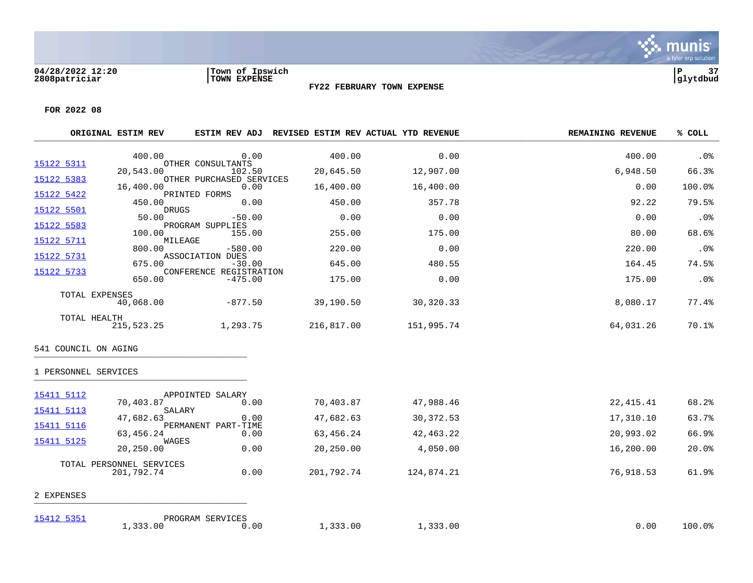**FOR 2022 08**

| ACCOUNT | DESCRIPTION | ORIGINAL ESTIM REV | ESTIM REV ADJ | REVISED ESTIM REV | ACTUAL YTD REVENUE | REMAINING REVENUE | % COLL |
|---|---|---|---|---|---|---|---|
| | | 400.00 | 0.00 | 400.00 | 0.00 | 400.00 | .0% |
| 15122 5311 | OTHER CONSULTANTS | 20,543.00 | 102.50 | 20,645.50 | 12,907.00 | 6,948.50 | 66.3% |
| 15122 5383 | OTHER PURCHASED SERVICES | 16,400.00 | 0.00 | 16,400.00 | 16,400.00 | 0.00 | 100.0% |
| 15122 5422 | PRINTED FORMS | 450.00 | 0.00 | 450.00 | 357.78 | 92.22 | 79.5% |
| 15122 5501 | DRUGS | 50.00 | -50.00 | 0.00 | 0.00 | 0.00 | .0% |
| 15122 5583 | PROGRAM SUPPLIES | 100.00 | 155.00 | 255.00 | 175.00 | 80.00 | 68.6% |
| 15122 5711 | MILEAGE | 800.00 | -580.00 | 220.00 | 0.00 | 220.00 | .0% |
| 15122 5731 | ASSOCIATION DUES | 675.00 | -30.00 | 645.00 | 480.55 | 164.45 | 74.5% |
| 15122 5733 | CONFERENCE REGISTRATION | 650.00 | -475.00 | 175.00 | 0.00 | 175.00 | .0% |
| | TOTAL EXPENSES | 40,068.00 | -877.50 | 39,190.50 | 30,320.33 | 8,080.17 | 77.4% |
| | TOTAL HEALTH | 215,523.25 | 1,293.75 | 216,817.00 | 151,995.74 | 64,031.26 | 70.1% |

## 541 COUNCIL ON AGING

### 1 PERSONNEL SERVICES

| ACCOUNT | DESCRIPTION | ORIGINAL ESTIM REV | ESTIM REV ADJ | REVISED ESTIM REV | ACTUAL YTD REVENUE | REMAINING REVENUE | % COLL |
|---|---|---|---|---|---|---|---|
| 15411 5112 | APPOINTED SALARY | 70,403.87 | 0.00 | 70,403.87 | 47,988.46 | 22,415.41 | 68.2% |
| 15411 5113 | SALARY | 47,682.63 | 0.00 | 47,682.63 | 30,372.53 | 17,310.10 | 63.7% |
| 15411 5116 | PERMANENT PART-TIME | 63,456.24 | 0.00 | 63,456.24 | 42,463.22 | 20,993.02 | 66.9% |
| 15411 5125 | WAGES | 20,250.00 | 0.00 | 20,250.00 | 4,050.00 | 16,200.00 | 20.0% |
| | TOTAL PERSONNEL SERVICES | 201,792.74 | 0.00 | 201,792.74 | 124,874.21 | 76,918.53 | 61.9% |

### 2 EXPENSES

| ACCOUNT | DESCRIPTION | ORIGINAL ESTIM REV | ESTIM REV ADJ | REVISED ESTIM REV | ACTUAL YTD REVENUE | REMAINING REVENUE | % COLL |
|---|---|---|---|---|---|---|---|
| 15412 5351 | PROGRAM SERVICES | 1,333.00 | 0.00 | 1,333.00 | 1,333.00 | 0.00 | 100.0% |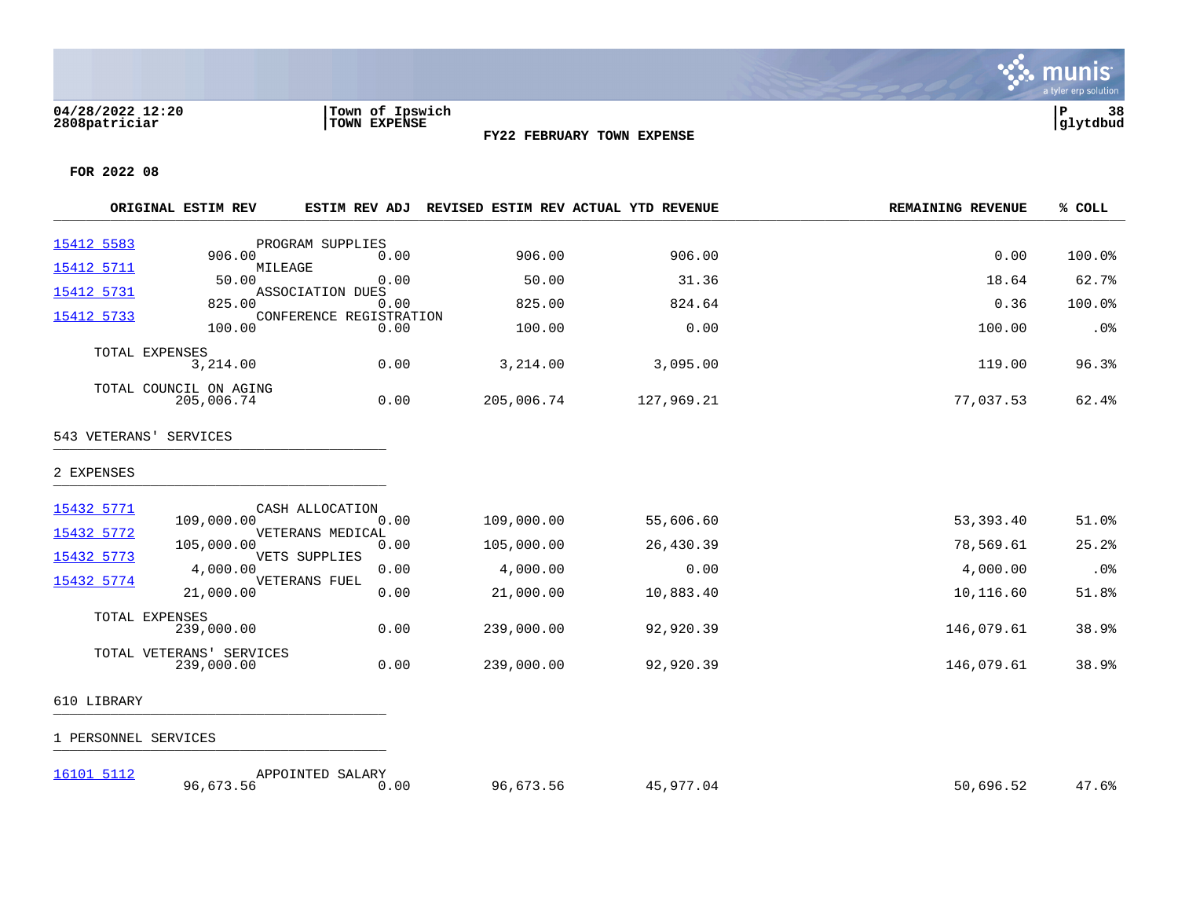04/28/2022 12:20
2808patriciar

Town of Ipswich
TOWN EXPENSE

**FY22 FEBRUARY TOWN EXPENSE**

**FOR 2022 08**

| | | ORIGINAL ESTIM REV | ESTIM REV ADJ | REVISED ESTIM REV | ACTUAL YTD REVENUE | REMAINING REVENUE | % COLL |
|---|---|---|---|---|---|---|---|
| 15412 5583 | PROGRAM SUPPLIES | 906.00 | 0.00 | 906.00 | 906.00 | 0.00 | 100.0% |
| 15412 5711 | MILEAGE | 50.00 | 0.00 | 50.00 | 31.36 | 18.64 | 62.7% |
| 15412 5731 | ASSOCIATION DUES | 825.00 | 0.00 | 825.00 | 824.64 | 0.36 | 100.0% |
| 15412 5733 | CONFERENCE REGISTRATION | 100.00 | 0.00 | 100.00 | 0.00 | 100.00 | .0% |
| | TOTAL EXPENSES | 3,214.00 | 0.00 | 3,214.00 | 3,095.00 | 119.00 | 96.3% |
| | TOTAL COUNCIL ON AGING | 205,006.74 | 0.00 | 205,006.74 | 127,969.21 | 77,037.53 | 62.4% |

543 VETERANS' SERVICES

2 EXPENSES

| | | ORIGINAL ESTIM REV | ESTIM REV ADJ | REVISED ESTIM REV | ACTUAL YTD REVENUE | REMAINING REVENUE | % COLL |
|---|---|---|---|---|---|---|---|
| 15432 5771 | CASH ALLOCATION | 109,000.00 | 0.00 | 109,000.00 | 55,606.60 | 53,393.40 | 51.0% |
| 15432 5772 | VETERANS MEDICAL | 105,000.00 | 0.00 | 105,000.00 | 26,430.39 | 78,569.61 | 25.2% |
| 15432 5773 | VETS SUPPLIES | 4,000.00 | 0.00 | 4,000.00 | 0.00 | 4,000.00 | .0% |
| 15432 5774 | VETERANS FUEL | 21,000.00 | 0.00 | 21,000.00 | 10,883.40 | 10,116.60 | 51.8% |
| | TOTAL EXPENSES | 239,000.00 | 0.00 | 239,000.00 | 92,920.39 | 146,079.61 | 38.9% |
| | TOTAL VETERANS' SERVICES | 239,000.00 | 0.00 | 239,000.00 | 92,920.39 | 146,079.61 | 38.9% |

610 LIBRARY

1 PERSONNEL SERVICES

| | | ORIGINAL ESTIM REV | ESTIM REV ADJ | REVISED ESTIM REV | ACTUAL YTD REVENUE | REMAINING REVENUE | % COLL |
|---|---|---|---|---|---|---|---|
| 16101 5112 | APPOINTED SALARY | 96,673.56 | 0.00 | 96,673.56 | 45,977.04 | 50,696.52 | 47.6% |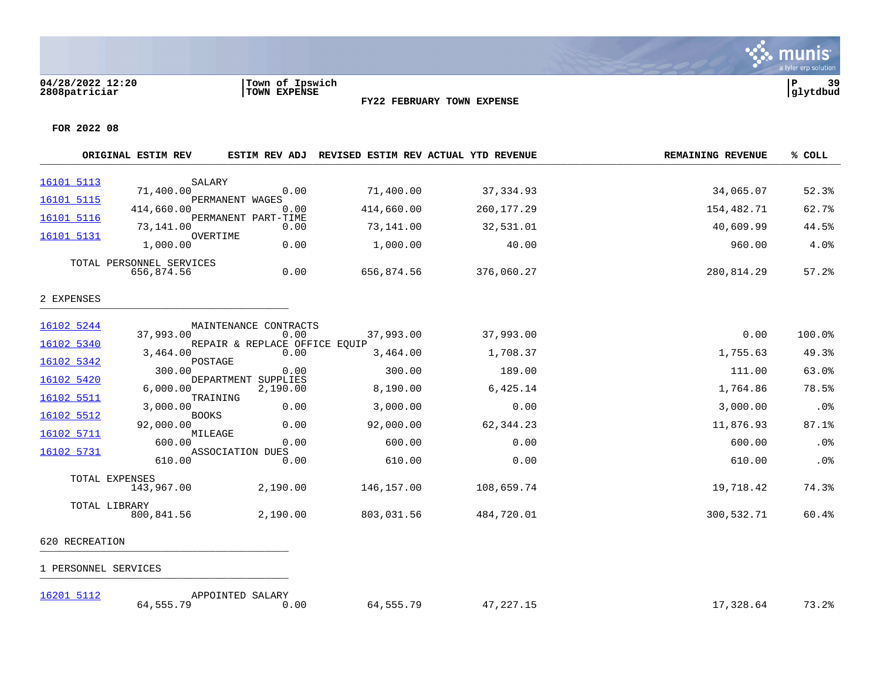**FY22 FEBRUARY TOWN EXPENSE**

**FOR 2022 08**

| | | ORIGINAL ESTIM REV | ESTIM REV ADJ | REVISED ESTIM REV | ACTUAL YTD REVENUE | REMAINING REVENUE | % COLL |
|---|---|---|---|---|---|---|---|
| 16101 5113 | SALARY | 71,400.00 | 0.00 | 71,400.00 | 37,334.93 | 34,065.07 | 52.3% |
| 16101 5115 | PERMANENT WAGES | 414,660.00 | 0.00 | 414,660.00 | 260,177.29 | 154,482.71 | 62.7% |
| 16101 5116 | PERMANENT PART-TIME | 73,141.00 | 0.00 | 73,141.00 | 32,531.01 | 40,609.99 | 44.5% |
| 16101 5131 | OVERTIME | 1,000.00 | 0.00 | 1,000.00 | 40.00 | 960.00 | 4.0% |
| | TOTAL PERSONNEL SERVICES | 656,874.56 | 0.00 | 656,874.56 | 376,060.27 | 280,814.29 | 57.2% |
| **2 EXPENSES** | | | | | | | |
| 16102 5244 | MAINTENANCE CONTRACTS | 37,993.00 | 0.00 | 37,993.00 | 37,993.00 | 0.00 | 100.0% |
| 16102 5340 | REPAIR & REPLACE OFFICE EQUIP | 3,464.00 | 0.00 | 3,464.00 | 1,708.37 | 1,755.63 | 49.3% |
| 16102 5342 | POSTAGE | 300.00 | 0.00 | 300.00 | 189.00 | 111.00 | 63.0% |
| 16102 5420 | DEPARTMENT SUPPLIES | 6,000.00 | 2,190.00 | 8,190.00 | 6,425.14 | 1,764.86 | 78.5% |
| 16102 5511 | TRAINING | 3,000.00 | 0.00 | 3,000.00 | 0.00 | 3,000.00 | .0% |
| 16102 5512 | BOOKS | 92,000.00 | 0.00 | 92,000.00 | 62,344.23 | 11,876.93 | 87.1% |
| 16102 5711 | MILEAGE | 600.00 | 0.00 | 600.00 | 0.00 | 600.00 | .0% |
| 16102 5731 | ASSOCIATION DUES | 610.00 | 0.00 | 610.00 | 0.00 | 610.00 | .0% |
| | TOTAL EXPENSES | 143,967.00 | 2,190.00 | 146,157.00 | 108,659.74 | 19,718.42 | 74.3% |
| | TOTAL LIBRARY | 800,841.56 | 2,190.00 | 803,031.56 | 484,720.01 | 300,532.71 | 60.4% |
| **620 RECREATION** | | | | | | | |
| **1 PERSONNEL SERVICES** | | | | | | | |
| 16201 5112 | APPOINTED SALARY | 64,555.79 | 0.00 | 64,555.79 | 47,227.15 | 17,328.64 | 73.2% |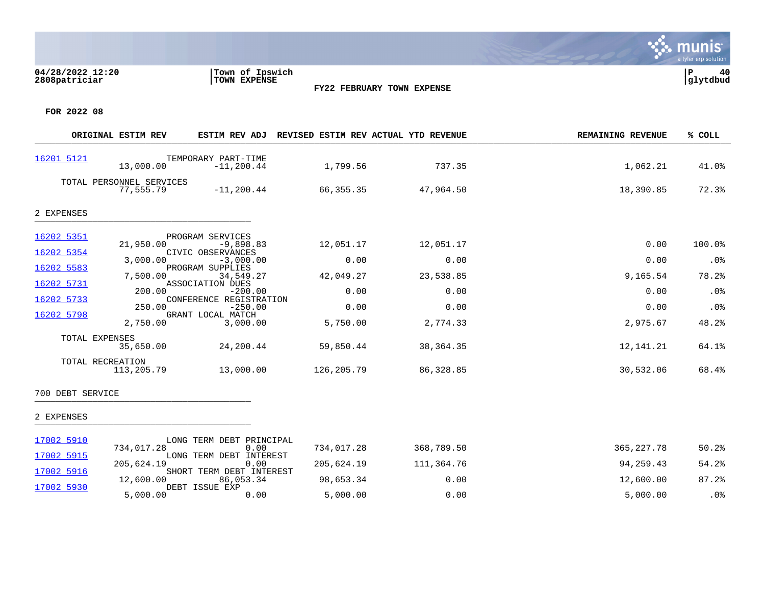**Town of Ipswich**
**TOWN EXPENSE**

**FY22 FEBRUARY TOWN EXPENSE**

**FOR 2022 08**

| | | ORIGINAL ESTIM REV | ESTIM REV ADJ | REVISED ESTIM REV | ACTUAL YTD REVENUE | REMAINING REVENUE | % COLL |
|---|---|---|---|---|---|---|---|
| 16201 5121 | TEMPORARY PART-TIME | 13,000.00 | -11,200.44 | 1,799.56 | 737.35 | 1,062.21 | 41.0% |
| | TOTAL PERSONNEL SERVICES | 77,555.79 | -11,200.44 | 66,355.35 | 47,964.50 | 18,390.85 | 72.3% |
| **2 EXPENSES** | | | | | | | |
| 16202 5351 | PROGRAM SERVICES | 21,950.00 | -9,898.83 | 12,051.17 | 12,051.17 | 0.00 | 100.0% |
| 16202 5354 | CIVIC OBSERVANCES | 3,000.00 | -3,000.00 | 0.00 | 0.00 | 0.00 | .0% |
| 16202 5583 | PROGRAM SUPPLIES | 7,500.00 | 34,549.27 | 42,049.27 | 23,538.85 | 9,165.54 | 78.2% |
| 16202 5731 | ASSOCIATION DUES | 200.00 | -200.00 | 0.00 | 0.00 | 0.00 | .0% |
| 16202 5733 | CONFERENCE REGISTRATION | 250.00 | -250.00 | 0.00 | 0.00 | 0.00 | .0% |
| 16202 5798 | GRANT LOCAL MATCH | 2,750.00 | 3,000.00 | 5,750.00 | 2,774.33 | 2,975.67 | 48.2% |
| | TOTAL EXPENSES | 35,650.00 | 24,200.44 | 59,850.44 | 38,364.35 | 12,141.21 | 64.1% |
| | TOTAL RECREATION | 113,205.79 | 13,000.00 | 126,205.79 | 86,328.85 | 30,532.06 | 68.4% |
| **700 DEBT SERVICE** | | | | | | | |
| **2 EXPENSES** | | | | | | | |
| 17002 5910 | LONG TERM DEBT PRINCIPAL | 734,017.28 | 0.00 | 734,017.28 | 368,789.50 | 365,227.78 | 50.2% |
| 17002 5915 | LONG TERM DEBT INTEREST | 205,624.19 | 0.00 | 205,624.19 | 111,364.76 | 94,259.43 | 54.2% |
| 17002 5916 | SHORT TERM DEBT INTEREST | 12,600.00 | 86,053.34 | 98,653.34 | 0.00 | 12,600.00 | 87.2% |
| 17002 5930 | DEBT ISSUE EXP | 5,000.00 | 0.00 | 5,000.00 | 0.00 | 5,000.00 | .0% |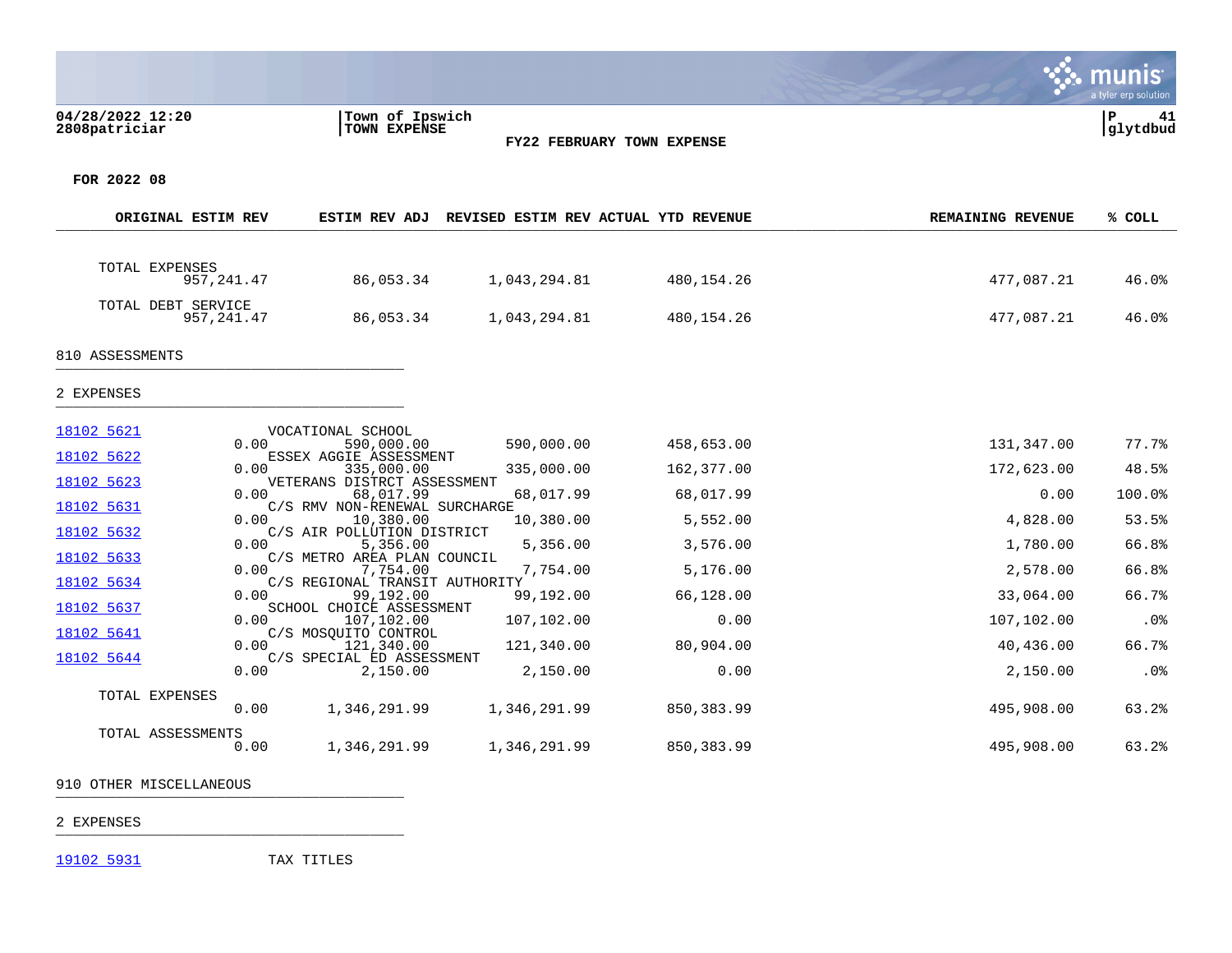**Town of Ipswich**
**TOWN EXPENSE**

**FY22 FEBRUARY TOWN EXPENSE**

**FOR 2022 08**

| ACCOUNT | DESCRIPTION | ORIGINAL ESTIM REV | ESTIM REV ADJ | REVISED ESTIM REV | ACTUAL YTD REVENUE | REMAINING REVENUE | % COLL |
|---|---|---|---|---|---|---|---|
| | TOTAL EXPENSES | 957,241.47 | 86,053.34 | 1,043,294.81 | 480,154.26 | 477,087.21 | 46.0% |
| | TOTAL DEBT SERVICE | 957,241.47 | 86,053.34 | 1,043,294.81 | 480,154.26 | 477,087.21 | 46.0% |

**810 ASSESSMENTS**

**2 EXPENSES**

| ACCOUNT | DESCRIPTION | ORIGINAL ESTIM REV | ESTIM REV ADJ | REVISED ESTIM REV | ACTUAL YTD REVENUE | REMAINING REVENUE | % COLL |
|---|---|---|---|---|---|---|---|
| 18102 5621 | VOCATIONAL SCHOOL | 0.00 | 590,000.00 | 590,000.00 | 458,653.00 | 131,347.00 | 77.7% |
| 18102 5622 | ESSEX AGGIE ASSESSMENT | 0.00 | 335,000.00 | 335,000.00 | 162,377.00 | 172,623.00 | 48.5% |
| 18102 5623 | VETERANS DISTRCT ASSESSMENT | 0.00 | 68,017.99 | 68,017.99 | 68,017.99 | 0.00 | 100.0% |
| 18102 5631 | C/S RMV NON-RENEWAL SURCHARGE | 0.00 | 10,380.00 | 10,380.00 | 5,552.00 | 4,828.00 | 53.5% |
| 18102 5632 | C/S AIR POLLUTION DISTRICT | 0.00 | 5,356.00 | 5,356.00 | 3,576.00 | 1,780.00 | 66.8% |
| 18102 5633 | C/S METRO AREA PLAN COUNCIL | 0.00 | 7,754.00 | 7,754.00 | 5,176.00 | 2,578.00 | 66.8% |
| 18102 5634 | C/S REGIONAL TRANSIT AUTHORITY | 0.00 | 99,192.00 | 99,192.00 | 66,128.00 | 33,064.00 | 66.7% |
| 18102 5637 | SCHOOL CHOICE ASSESSMENT | 0.00 | 107,102.00 | 107,102.00 | 0.00 | 107,102.00 | .0% |
| 18102 5641 | C/S MOSQUITO CONTROL | 0.00 | 121,340.00 | 121,340.00 | 80,904.00 | 40,436.00 | 66.7% |
| 18102 5644 | C/S SPECIAL ED ASSESSMENT | 0.00 | 2,150.00 | 2,150.00 | 0.00 | 2,150.00 | .0% |
| | TOTAL EXPENSES | 0.00 | 1,346,291.99 | 1,346,291.99 | 850,383.99 | 495,908.00 | 63.2% |
| | TOTAL ASSESSMENTS | 0.00 | 1,346,291.99 | 1,346,291.99 | 850,383.99 | 495,908.00 | 63.2% |

**910 OTHER MISCELLANEOUS**

**2 EXPENSES**

| ACCOUNT | DESCRIPTION | ORIGINAL ESTIM REV | ESTIM REV ADJ | REVISED ESTIM REV | ACTUAL YTD REVENUE | REMAINING REVENUE | % COLL |
|---|---|---|---|---|---|---|---|
| 19102 5931 | TAX TITLES | | | | | | |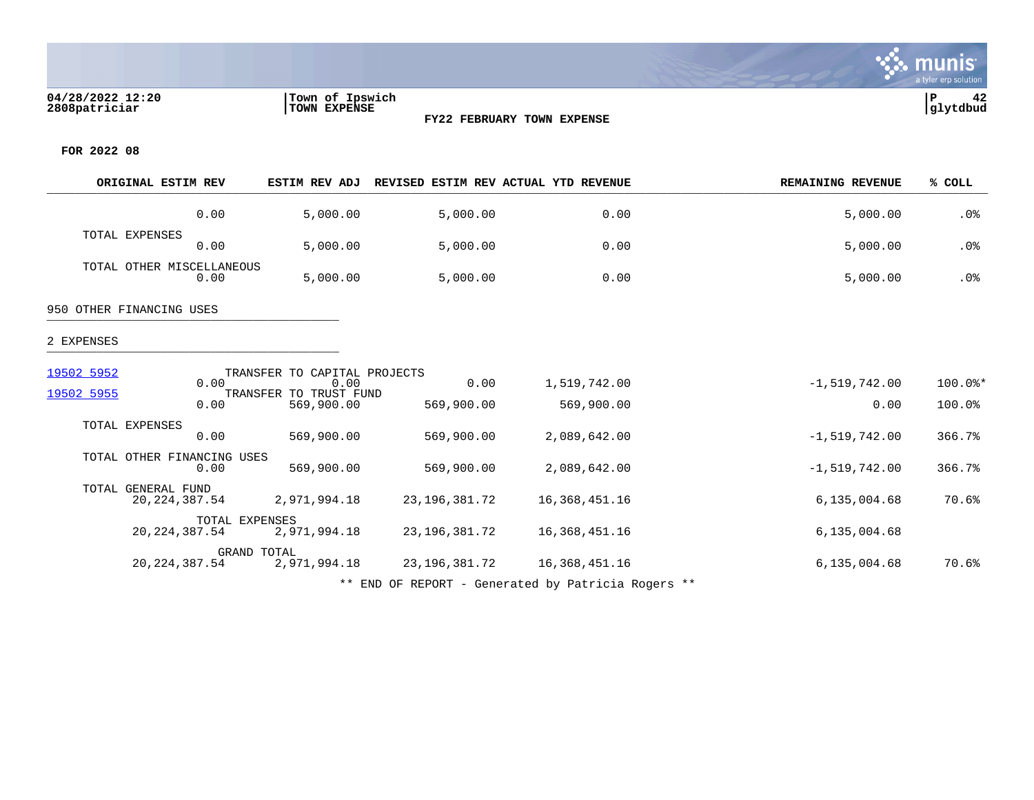04/28/2022 12:20 | Town of Ipswich | P 42
2808patriciar | TOWN EXPENSE | glytdbud

**FY22 FEBRUARY TOWN EXPENSE**

**FOR 2022 08**

| | ORIGINAL ESTIM REV | ESTIM REV ADJ | REVISED ESTIM REV | ACTUAL YTD REVENUE | REMAINING REVENUE | % COLL |
|---|---|---|---|---|---|---|
| | 0.00 | 5,000.00 | 5,000.00 | 0.00 | 5,000.00 | .0% |
| TOTAL EXPENSES | 0.00 | 5,000.00 | 5,000.00 | 0.00 | 5,000.00 | .0% |
| TOTAL OTHER MISCELLANEOUS | 0.00 | 5,000.00 | 5,000.00 | 0.00 | 5,000.00 | .0% |
| **950 OTHER FINANCING USES** | | | | | | |
| **2 EXPENSES** | | | | | | |
| 19502 5952 TRANSFER TO CAPITAL PROJECTS | 0.00 | 0.00 | 0.00 | 1,519,742.00 | -1,519,742.00 | 100.0%* |
| 19502 5955 TRANSFER TO TRUST FUND | 0.00 | 569,900.00 | 569,900.00 | 569,900.00 | 0.00 | 100.0% |
| TOTAL EXPENSES | 0.00 | 569,900.00 | 569,900.00 | 2,089,642.00 | -1,519,742.00 | 366.7% |
| TOTAL OTHER FINANCING USES | 0.00 | 569,900.00 | 569,900.00 | 2,089,642.00 | -1,519,742.00 | 366.7% |
| TOTAL GENERAL FUND | 20,224,387.54 | 2,971,994.18 | 23,196,381.72 | 16,368,451.16 | 6,135,004.68 | 70.6% |
| TOTAL EXPENSES | 20,224,387.54 | 2,971,994.18 | 23,196,381.72 | 16,368,451.16 | 6,135,004.68 | |
| GRAND TOTAL | 20,224,387.54 | 2,971,994.18 | 23,196,381.72 | 16,368,451.16 | 6,135,004.68 | 70.6% |

** END OF REPORT - Generated by Patricia Rogers **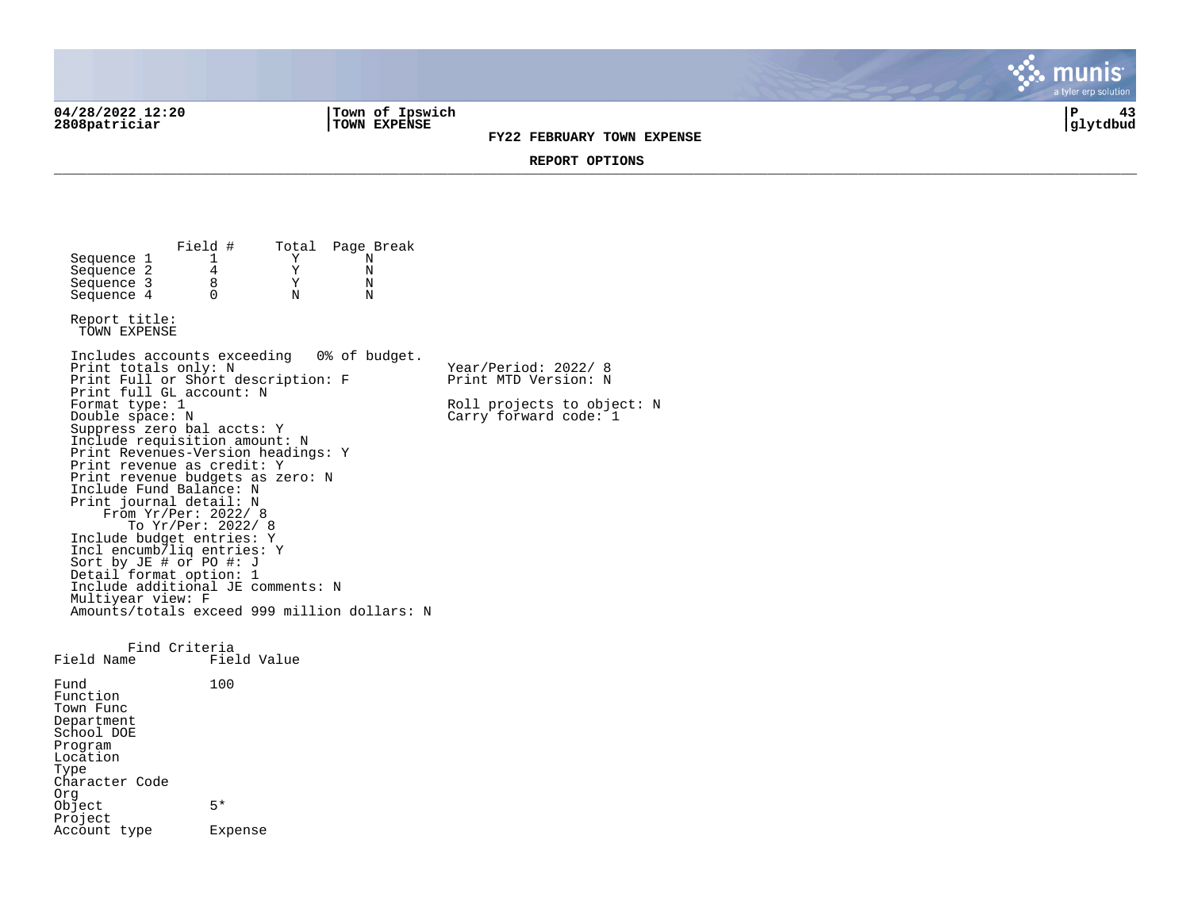**FY22 FEBRUARY TOWN EXPENSE**

**REPORT OPTIONS**

|  | Field # | Total | Page Break |
|---|---|---|---|
| Sequence 1 | 1 | Y | N |
| Sequence 2 | 4 | Y | N |
| Sequence 3 | 8 | Y | N |
| Sequence 4 | 0 | N | N |

Report title:
TOWN EXPENSE

Includes accounts exceeding 0% of budget.
Print totals only: N
Print Full or Short description: F
Print full GL account: N
Format type: 1
Double space: N
Suppress zero bal accts: Y
Include requisition amount: N
Print Revenues-Version headings: Y
Print revenue as credit: Y
Print revenue budgets as zero: N
Include Fund Balance: N
Print journal detail: N
From Yr/Per: 2022/ 8
To Yr/Per: 2022/ 8
Include budget entries: Y
Incl encumb/liq entries: Y
Sort by JE # or PO #: J
Detail format option: 1
Include additional JE comments: N
Multiyear view: F
Amounts/totals exceed 999 million dollars: N

Year/Period: 2022/ 8
Print MTD Version: N

Roll projects to object: N
Carry forward code: 1

Find Criteria

| Field Name | Field Value |
|---|---|
| Fund | 100 |
| Function | |
| Town Func | |
| Department | |
| School DOE | |
| Program | |
| Location | |
| Type | |
| Character Code | |
| Org | |
| Object | 5* |
| Project | |
| Account type | Expense |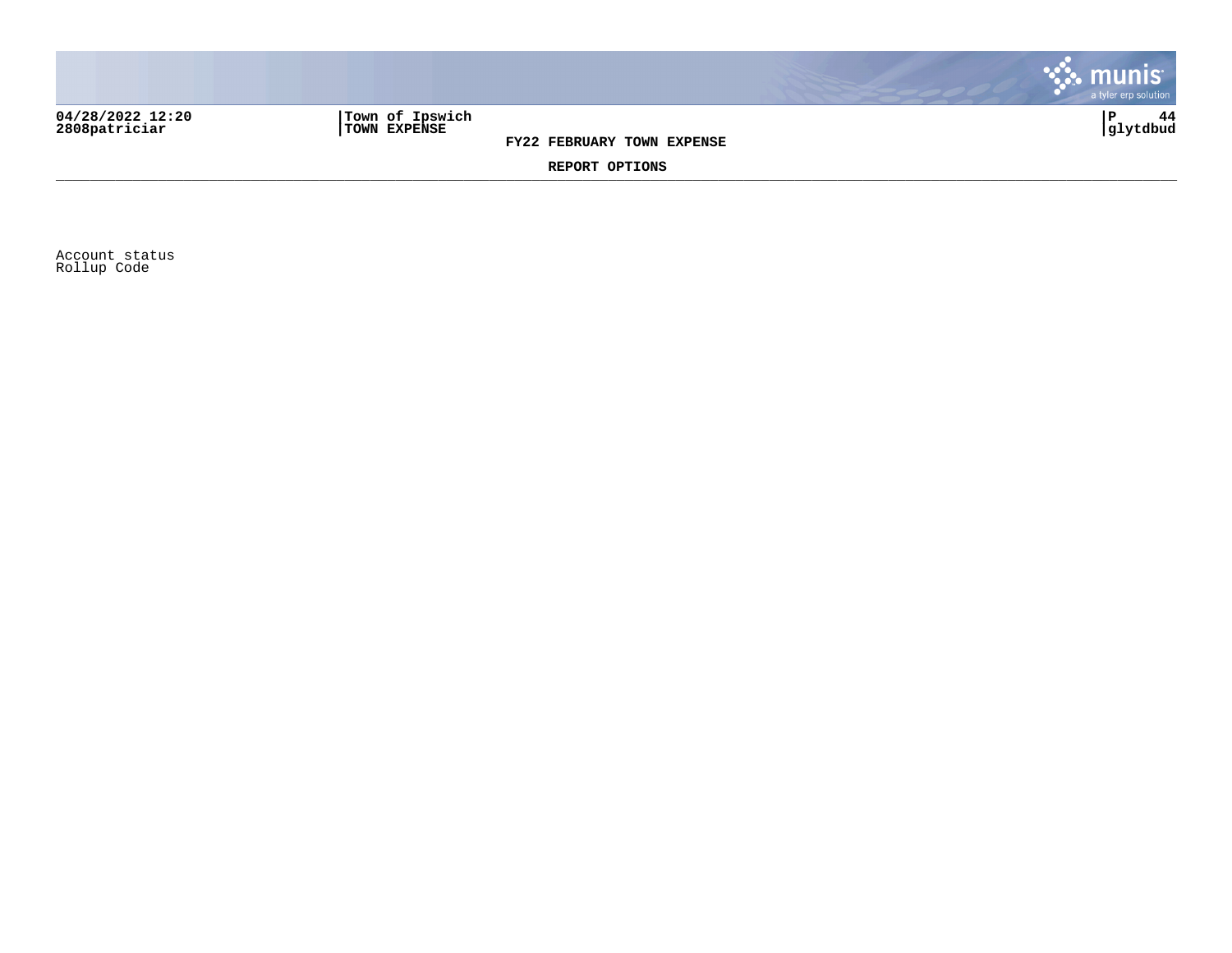**FY22 FEBRUARY TOWN EXPENSE**

**REPORT OPTIONS**

Account status
Rollup Code